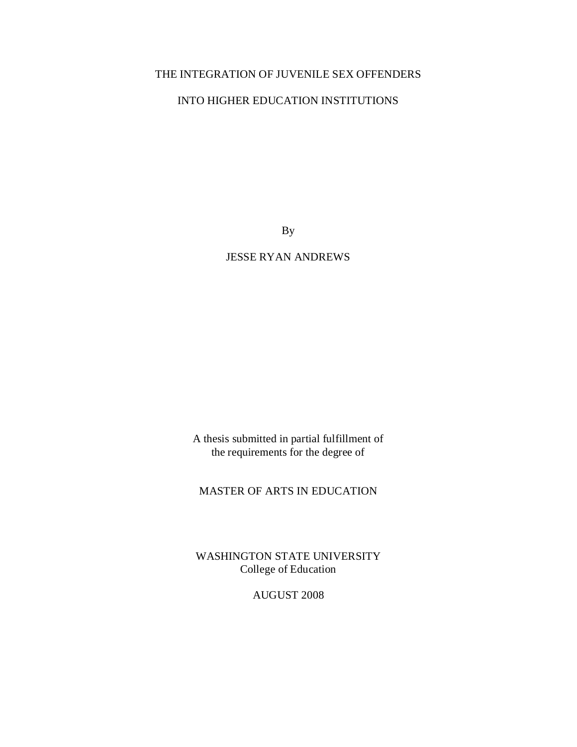# THE INTEGRATION OF JUVENILE SEX OFFENDERS INTO HIGHER EDUCATION INSTITUTIONS

By

JESSE RYAN ANDREWS

A thesis submitted in partial fulfillment of
the requirements for the degree of

MASTER OF ARTS IN EDUCATION

WASHINGTON STATE UNIVERSITY
College of Education

AUGUST 2008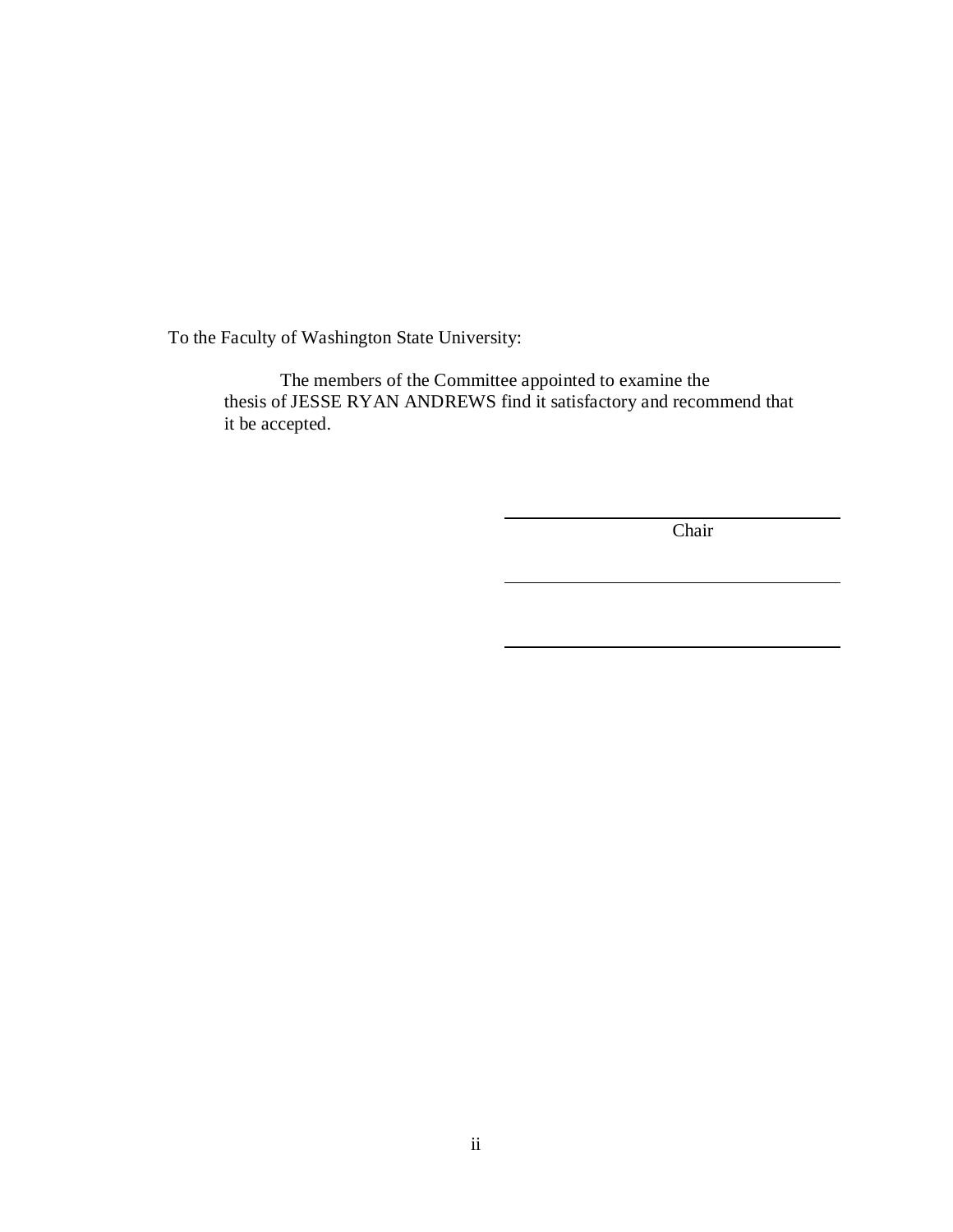To the Faculty of Washington State University:

The members of the Committee appointed to examine the thesis of JESSE RYAN ANDREWS find it satisfactory and recommend that it be accepted.

\_\_\_\_\_\_\_\_\_\_\_\_\_\_\_\_\_\_\_\_\_\_\_\_\_\_\_\_\_\_\_\_\_\_\_\_
Chair

\_\_\_\_\_\_\_\_\_\_\_\_\_\_\_\_\_\_\_\_\_\_\_\_\_\_\_\_\_\_\_\_\_\_\_\_

\_\_\_\_\_\_\_\_\_\_\_\_\_\_\_\_\_\_\_\_\_\_\_\_\_\_\_\_\_\_\_\_\_\_\_\_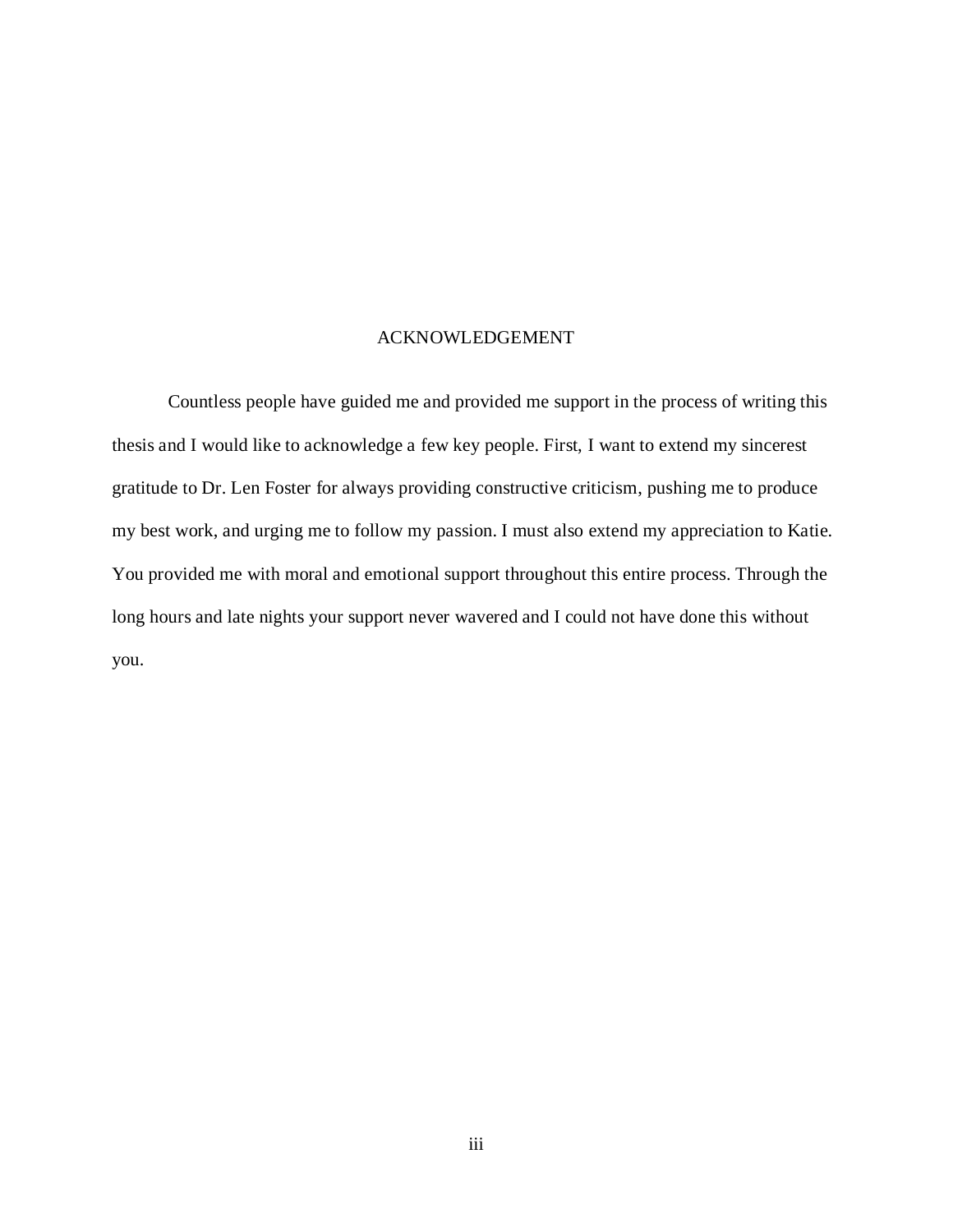# ACKNOWLEDGEMENT

Countless people have guided me and provided me support in the process of writing this thesis and I would like to acknowledge a few key people. First, I want to extend my sincerest gratitude to Dr. Len Foster for always providing constructive criticism, pushing me to produce my best work, and urging me to follow my passion. I must also extend my appreciation to Katie. You provided me with moral and emotional support throughout this entire process. Through the long hours and late nights your support never wavered and I could not have done this without you.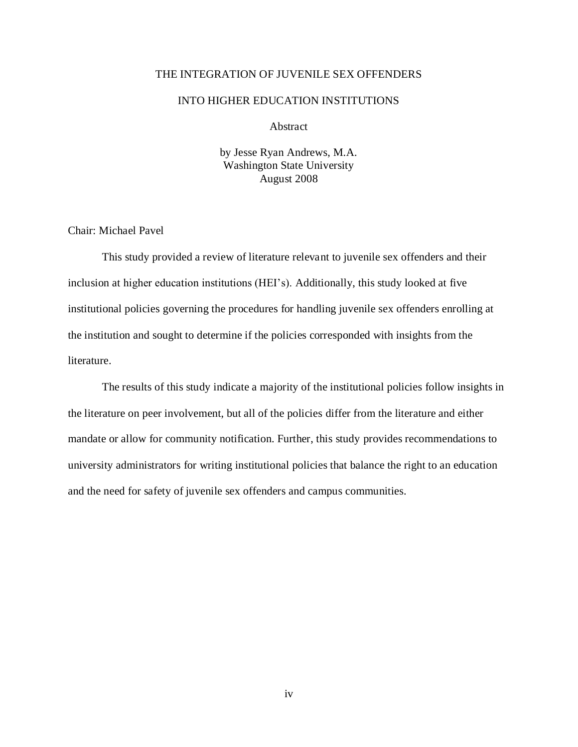# THE INTEGRATION OF JUVENILE SEX OFFENDERS INTO HIGHER EDUCATION INSTITUTIONS

Abstract

by Jesse Ryan Andrews, M.A.
Washington State University
August 2008

Chair: Michael Pavel

This study provided a review of literature relevant to juvenile sex offenders and their inclusion at higher education institutions (HEI's). Additionally, this study looked at five institutional policies governing the procedures for handling juvenile sex offenders enrolling at the institution and sought to determine if the policies corresponded with insights from the literature.

The results of this study indicate a majority of the institutional policies follow insights in the literature on peer involvement, but all of the policies differ from the literature and either mandate or allow for community notification. Further, this study provides recommendations to university administrators for writing institutional policies that balance the right to an education and the need for safety of juvenile sex offenders and campus communities.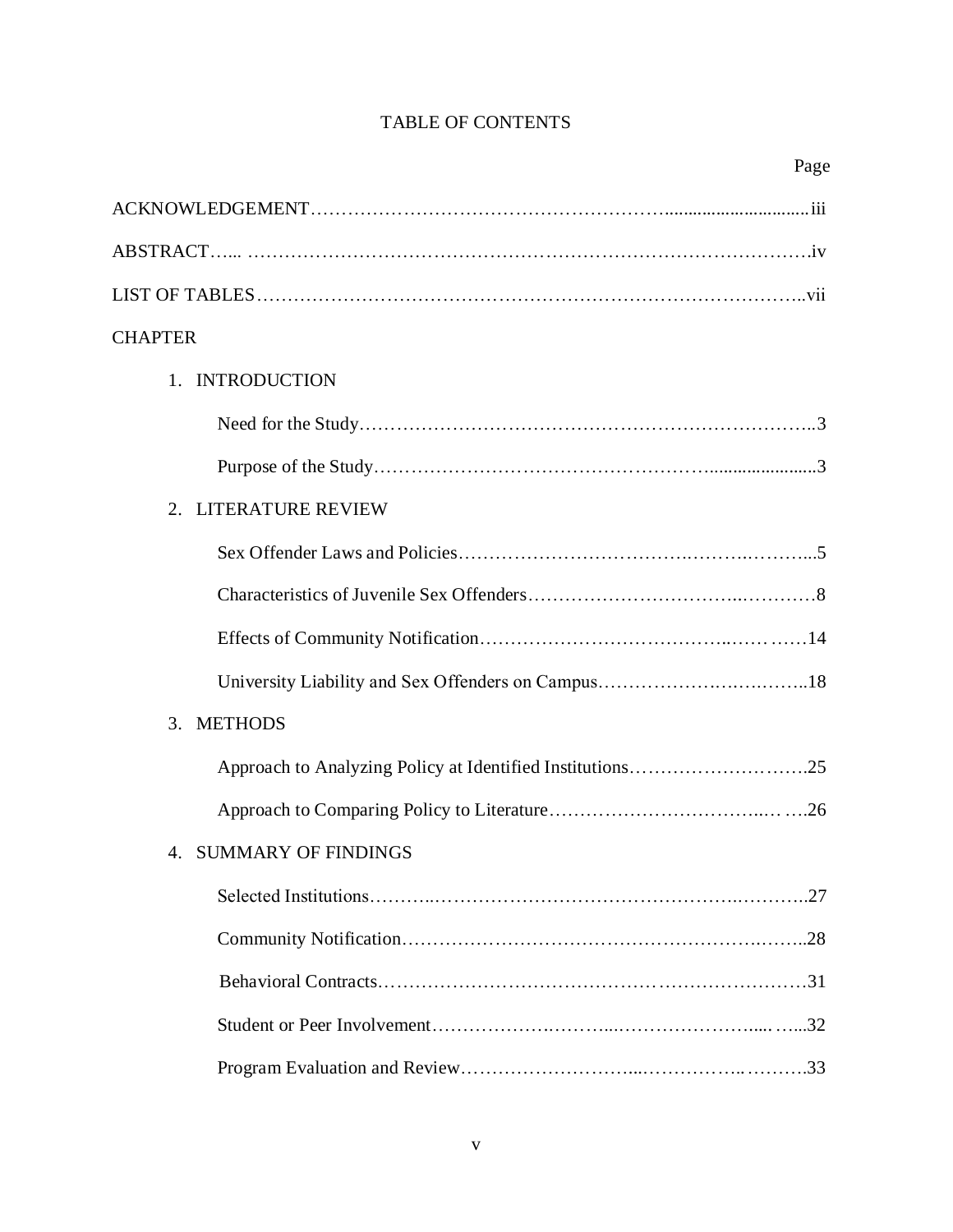# TABLE OF CONTENTS

Page

ACKNOWLEDGEMENT ........................................................................ iii

ABSTRACT ........................................................................................ iv

LIST OF TABLES ............................................................................... vii

CHAPTER

1. INTRODUCTION

   Need for the Study ........................................................................ 3

   Purpose of the Study ..................................................................... 3

2. LITERATURE REVIEW

   Sex Offender Laws and Policies ...................................................... 5

   Characteristics of Juvenile Sex Offenders ......................................... 8

   Effects of Community Notification ................................................. 14

   University Liability and Sex Offenders on Campus ............................ 18

3. METHODS

   Approach to Analyzing Policy at Identified Institutions ..................... 25

   Approach to Comparing Policy to Literature ..................................... 26

4. SUMMARY OF FINDINGS

   Selected Institutions ..................................................................... 27

   Community Notification ................................................................ 28

   Behavioral Contracts .................................................................... 31

   Student or Peer Involvement .......................................................... 32

   Program Evaluation and Review ..................................................... 33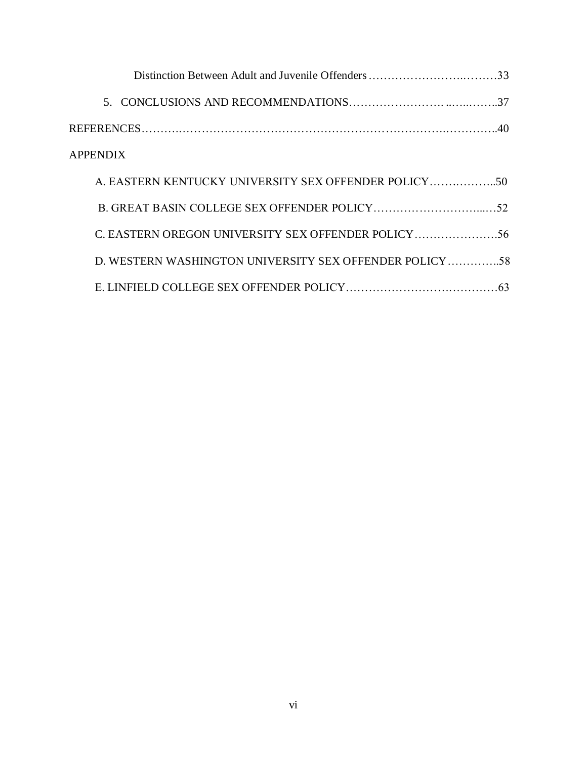Distinction Between Adult and Juvenile Offenders ............................33

5. CONCLUSIONS AND RECOMMENDATIONS ............................37

REFERENCES ............................40

APPENDIX

A. EASTERN KENTUCKY UNIVERSITY SEX OFFENDER POLICY ............................50

B. GREAT BASIN COLLEGE SEX OFFENDER POLICY ............................52

C. EASTERN OREGON UNIVERSITY SEX OFFENDER POLICY ............................56

D. WESTERN WASHINGTON UNIVERSITY SEX OFFENDER POLICY ............................58

E. LINFIELD COLLEGE SEX OFFENDER POLICY ............................63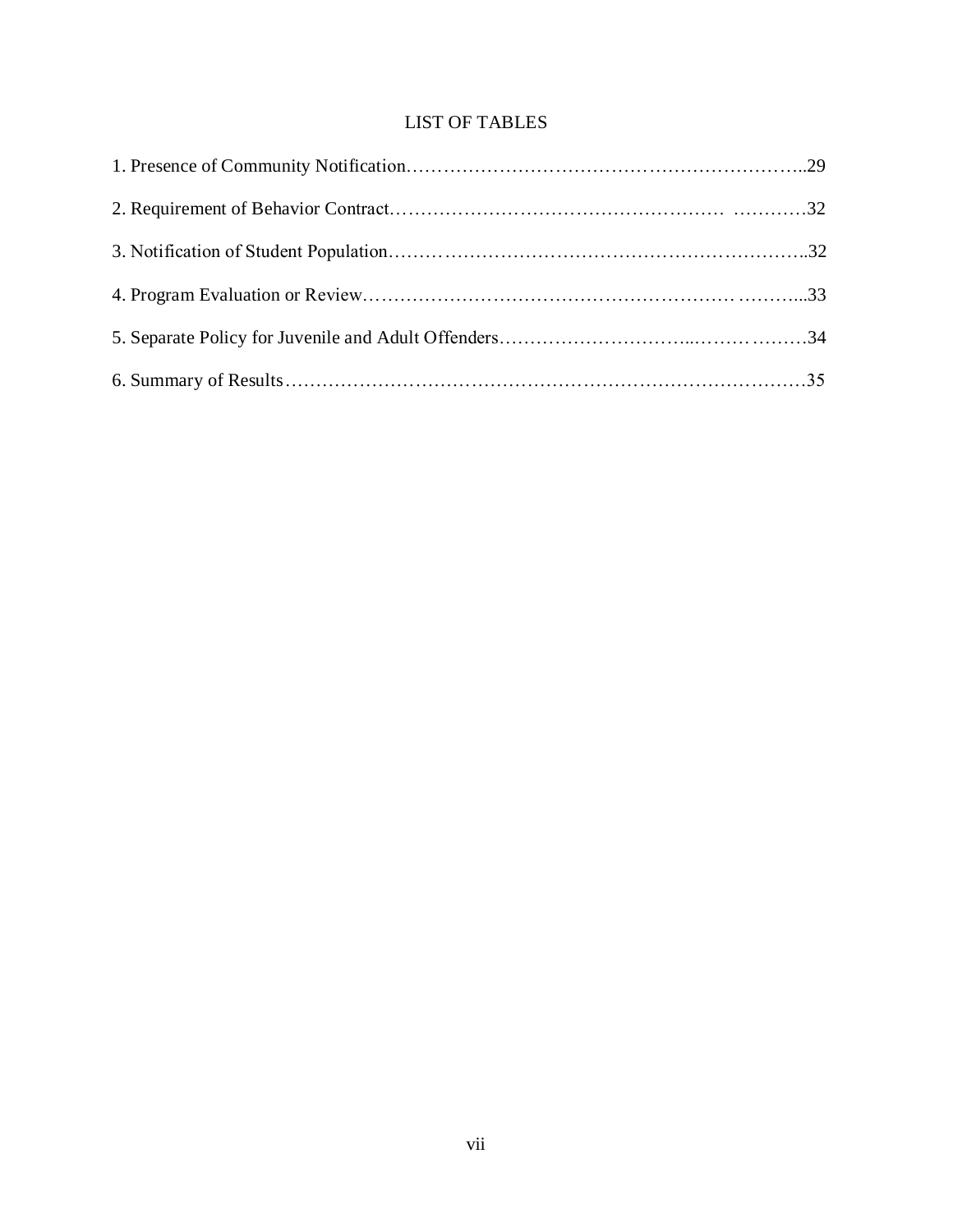# LIST OF TABLES

1. Presence of Community Notification……………………………………………………………..29
2. Requirement of Behavior Contract……………………………………………… …………32
3. Notification of Student Population………………………………………………………………..32
4. Program Evaluation or Review…………………………………………………… ………...33
5. Separate Policy for Juvenile and Adult Offenders…………………………..……………34
6. Summary of Results…………………………………………………………………………35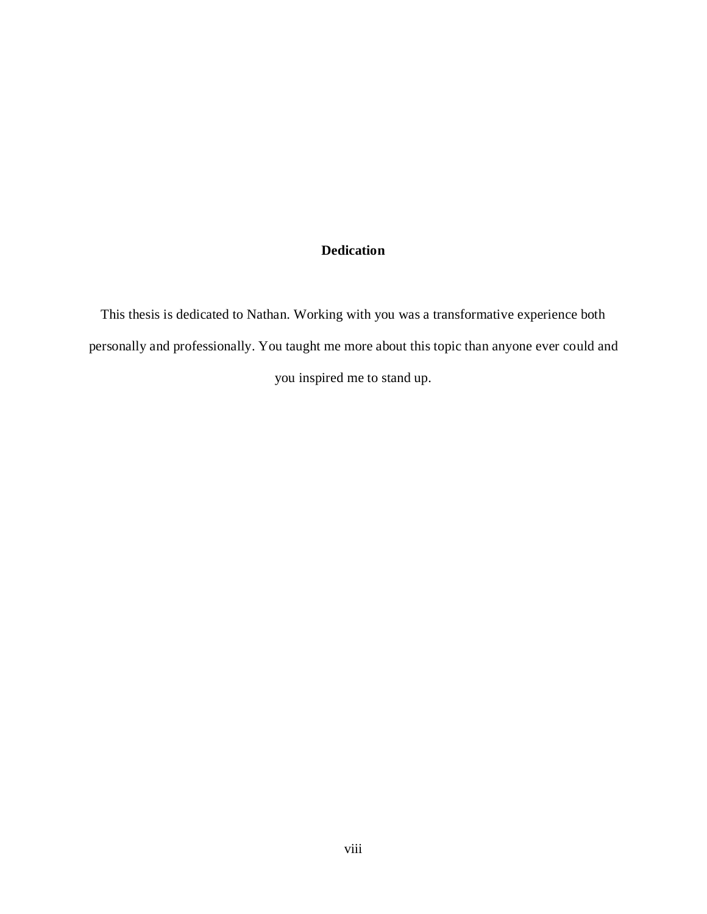## Dedication

This thesis is dedicated to Nathan. Working with you was a transformative experience both personally and professionally. You taught me more about this topic than anyone ever could and you inspired me to stand up.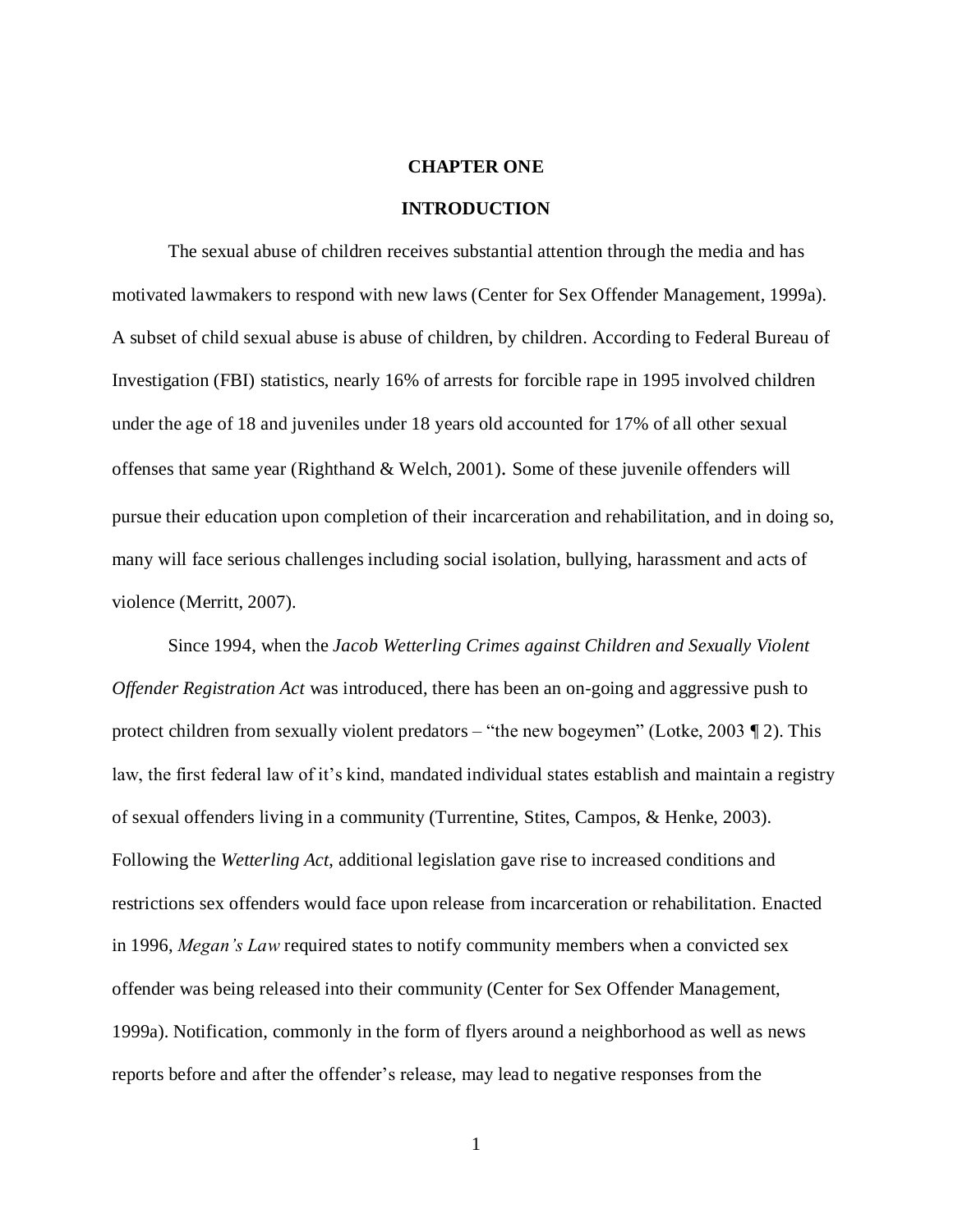# CHAPTER ONE

## INTRODUCTION

The sexual abuse of children receives substantial attention through the media and has motivated lawmakers to respond with new laws (Center for Sex Offender Management, 1999a). A subset of child sexual abuse is abuse of children, by children. According to Federal Bureau of Investigation (FBI) statistics, nearly 16% of arrests for forcible rape in 1995 involved children under the age of 18 and juveniles under 18 years old accounted for 17% of all other sexual offenses that same year (Righthand & Welch, 2001). Some of these juvenile offenders will pursue their education upon completion of their incarceration and rehabilitation, and in doing so, many will face serious challenges including social isolation, bullying, harassment and acts of violence (Merritt, 2007).

Since 1994, when the *Jacob Wetterling Crimes against Children and Sexually Violent Offender Registration Act* was introduced, there has been an on-going and aggressive push to protect children from sexually violent predators – "the new bogeymen" (Lotke, 2003 ¶ 2). This law, the first federal law of it's kind, mandated individual states establish and maintain a registry of sexual offenders living in a community (Turrentine, Stites, Campos, & Henke, 2003). Following the *Wetterling Act*, additional legislation gave rise to increased conditions and restrictions sex offenders would face upon release from incarceration or rehabilitation. Enacted in 1996, *Megan's Law* required states to notify community members when a convicted sex offender was being released into their community (Center for Sex Offender Management, 1999a). Notification, commonly in the form of flyers around a neighborhood as well as news reports before and after the offender's release, may lead to negative responses from the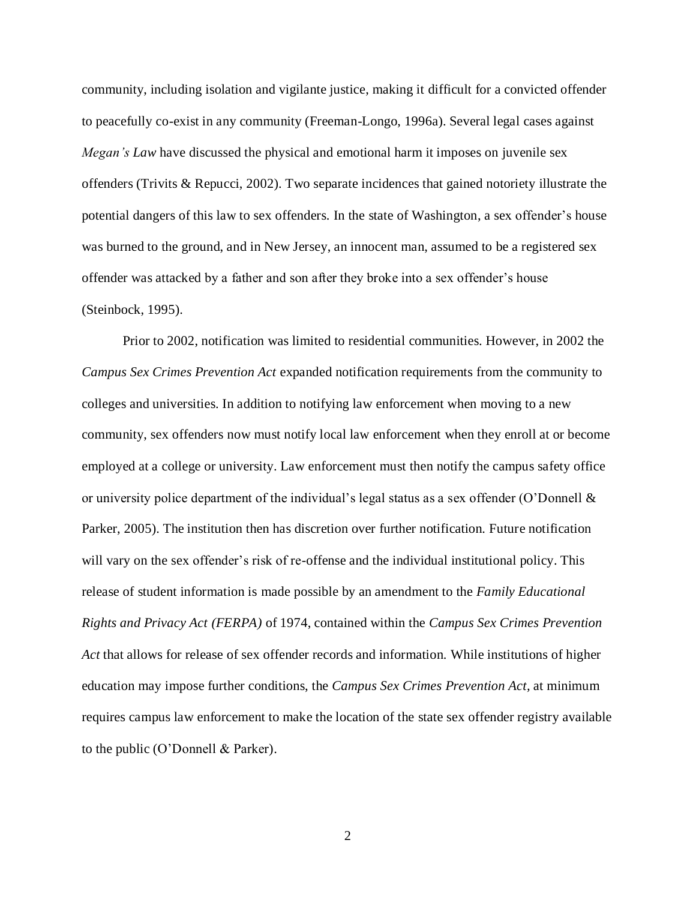community, including isolation and vigilante justice, making it difficult for a convicted offender to peacefully co-exist in any community (Freeman-Longo, 1996a). Several legal cases against *Megan's Law* have discussed the physical and emotional harm it imposes on juvenile sex offenders (Trivits & Repucci, 2002). Two separate incidences that gained notoriety illustrate the potential dangers of this law to sex offenders. In the state of Washington, a sex offender's house was burned to the ground, and in New Jersey, an innocent man, assumed to be a registered sex offender was attacked by a father and son after they broke into a sex offender's house (Steinbock, 1995).

Prior to 2002, notification was limited to residential communities. However, in 2002 the *Campus Sex Crimes Prevention Act* expanded notification requirements from the community to colleges and universities. In addition to notifying law enforcement when moving to a new community, sex offenders now must notify local law enforcement when they enroll at or become employed at a college or university. Law enforcement must then notify the campus safety office or university police department of the individual's legal status as a sex offender (O'Donnell & Parker, 2005). The institution then has discretion over further notification. Future notification will vary on the sex offender's risk of re-offense and the individual institutional policy. This release of student information is made possible by an amendment to the *Family Educational Rights and Privacy Act (FERPA)* of 1974, contained within the *Campus Sex Crimes Prevention Act* that allows for release of sex offender records and information. While institutions of higher education may impose further conditions, the *Campus Sex Crimes Prevention Act*, at minimum requires campus law enforcement to make the location of the state sex offender registry available to the public (O'Donnell & Parker).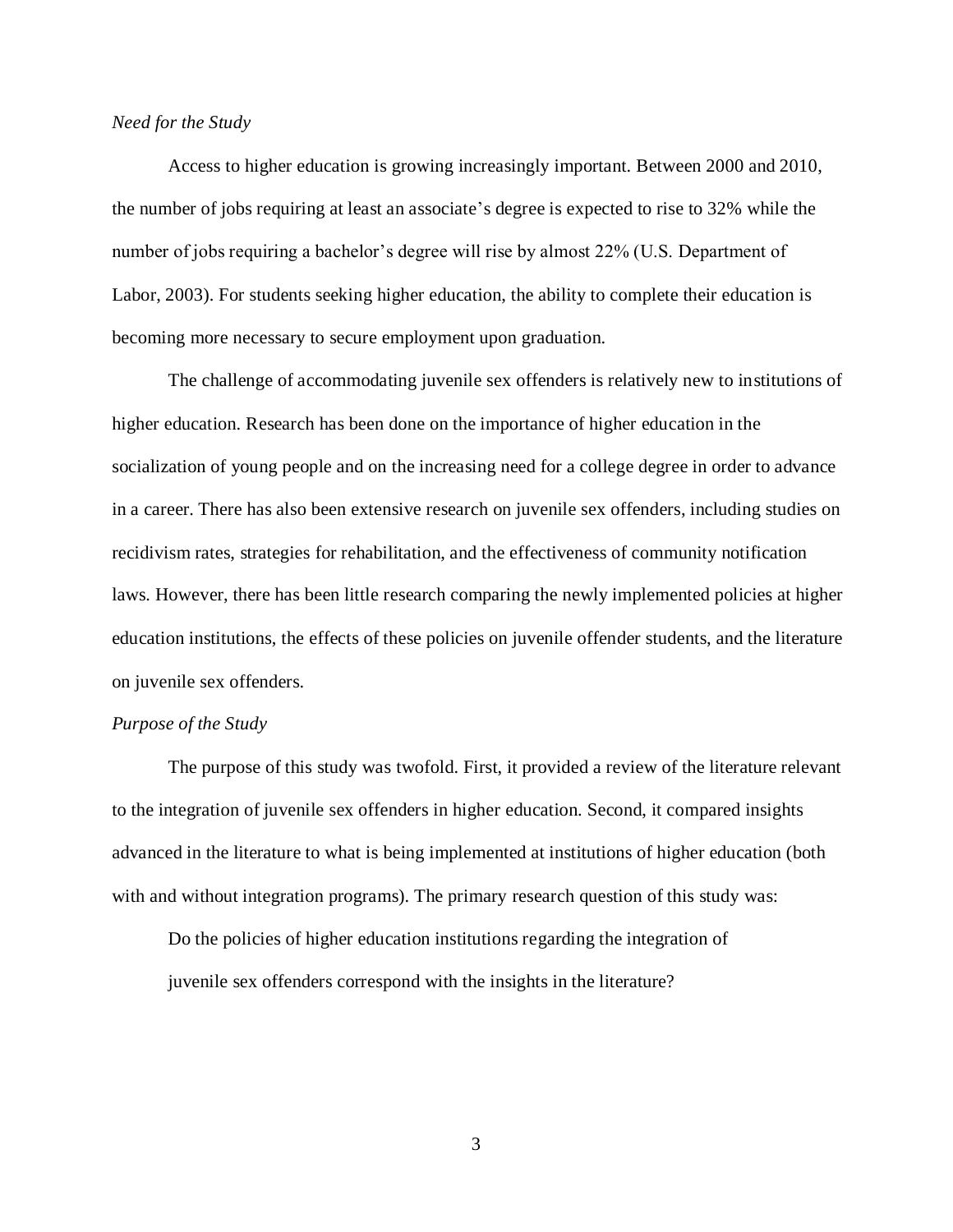*Need for the Study*

Access to higher education is growing increasingly important. Between 2000 and 2010, the number of jobs requiring at least an associate's degree is expected to rise to 32% while the number of jobs requiring a bachelor's degree will rise by almost 22% (U.S. Department of Labor, 2003). For students seeking higher education, the ability to complete their education is becoming more necessary to secure employment upon graduation.

The challenge of accommodating juvenile sex offenders is relatively new to institutions of higher education. Research has been done on the importance of higher education in the socialization of young people and on the increasing need for a college degree in order to advance in a career. There has also been extensive research on juvenile sex offenders, including studies on recidivism rates, strategies for rehabilitation, and the effectiveness of community notification laws. However, there has been little research comparing the newly implemented policies at higher education institutions, the effects of these policies on juvenile offender students, and the literature on juvenile sex offenders.

*Purpose of the Study*

The purpose of this study was twofold. First, it provided a review of the literature relevant to the integration of juvenile sex offenders in higher education. Second, it compared insights advanced in the literature to what is being implemented at institutions of higher education (both with and without integration programs). The primary research question of this study was:

> Do the policies of higher education institutions regarding the integration of juvenile sex offenders correspond with the insights in the literature?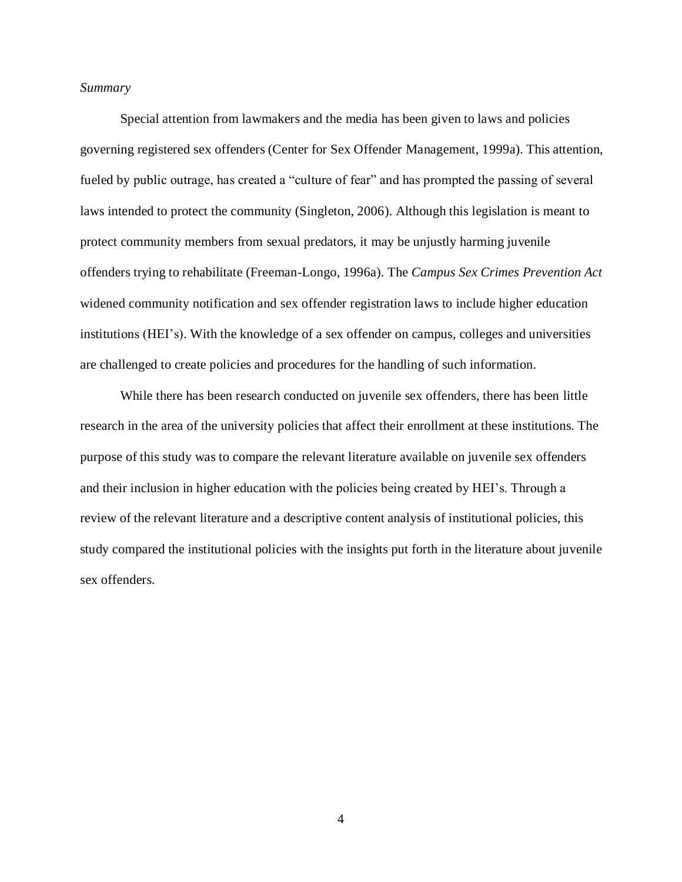*Summary*

Special attention from lawmakers and the media has been given to laws and policies governing registered sex offenders (Center for Sex Offender Management, 1999a). This attention, fueled by public outrage, has created a "culture of fear" and has prompted the passing of several laws intended to protect the community (Singleton, 2006). Although this legislation is meant to protect community members from sexual predators, it may be unjustly harming juvenile offenders trying to rehabilitate (Freeman-Longo, 1996a). The *Campus Sex Crimes Prevention Act* widened community notification and sex offender registration laws to include higher education institutions (HEI's). With the knowledge of a sex offender on campus, colleges and universities are challenged to create policies and procedures for the handling of such information.

While there has been research conducted on juvenile sex offenders, there has been little research in the area of the university policies that affect their enrollment at these institutions. The purpose of this study was to compare the relevant literature available on juvenile sex offenders and their inclusion in higher education with the policies being created by HEI's. Through a review of the relevant literature and a descriptive content analysis of institutional policies, this study compared the institutional policies with the insights put forth in the literature about juvenile sex offenders.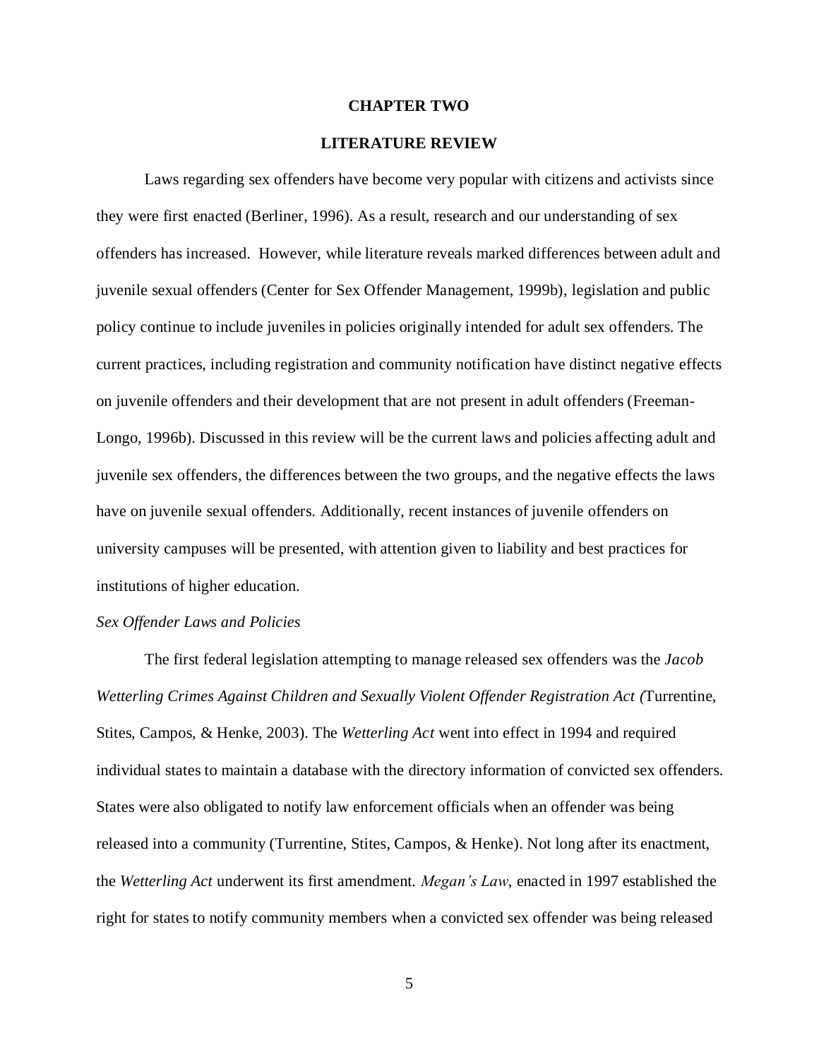# CHAPTER TWO

## LITERATURE REVIEW

Laws regarding sex offenders have become very popular with citizens and activists since they were first enacted (Berliner, 1996). As a result, research and our understanding of sex offenders has increased. However, while literature reveals marked differences between adult and juvenile sexual offenders (Center for Sex Offender Management, 1999b), legislation and public policy continue to include juveniles in policies originally intended for adult sex offenders. The current practices, including registration and community notification have distinct negative effects on juvenile offenders and their development that are not present in adult offenders (Freeman-Longo, 1996b). Discussed in this review will be the current laws and policies affecting adult and juvenile sex offenders, the differences between the two groups, and the negative effects the laws have on juvenile sexual offenders. Additionally, recent instances of juvenile offenders on university campuses will be presented, with attention given to liability and best practices for institutions of higher education.

### *Sex Offender Laws and Policies*

The first federal legislation attempting to manage released sex offenders was the *Jacob Wetterling Crimes Against Children and Sexually Violent Offender Registration Act (*Turrentine, Stites, Campos, & Henke, 2003). The *Wetterling Act* went into effect in 1994 and required individual states to maintain a database with the directory information of convicted sex offenders. States were also obligated to notify law enforcement officials when an offender was being released into a community (Turrentine, Stites, Campos, & Henke). Not long after its enactment, the *Wetterling Act* underwent its first amendment. *Megan's Law*, enacted in 1997 established the right for states to notify community members when a convicted sex offender was being released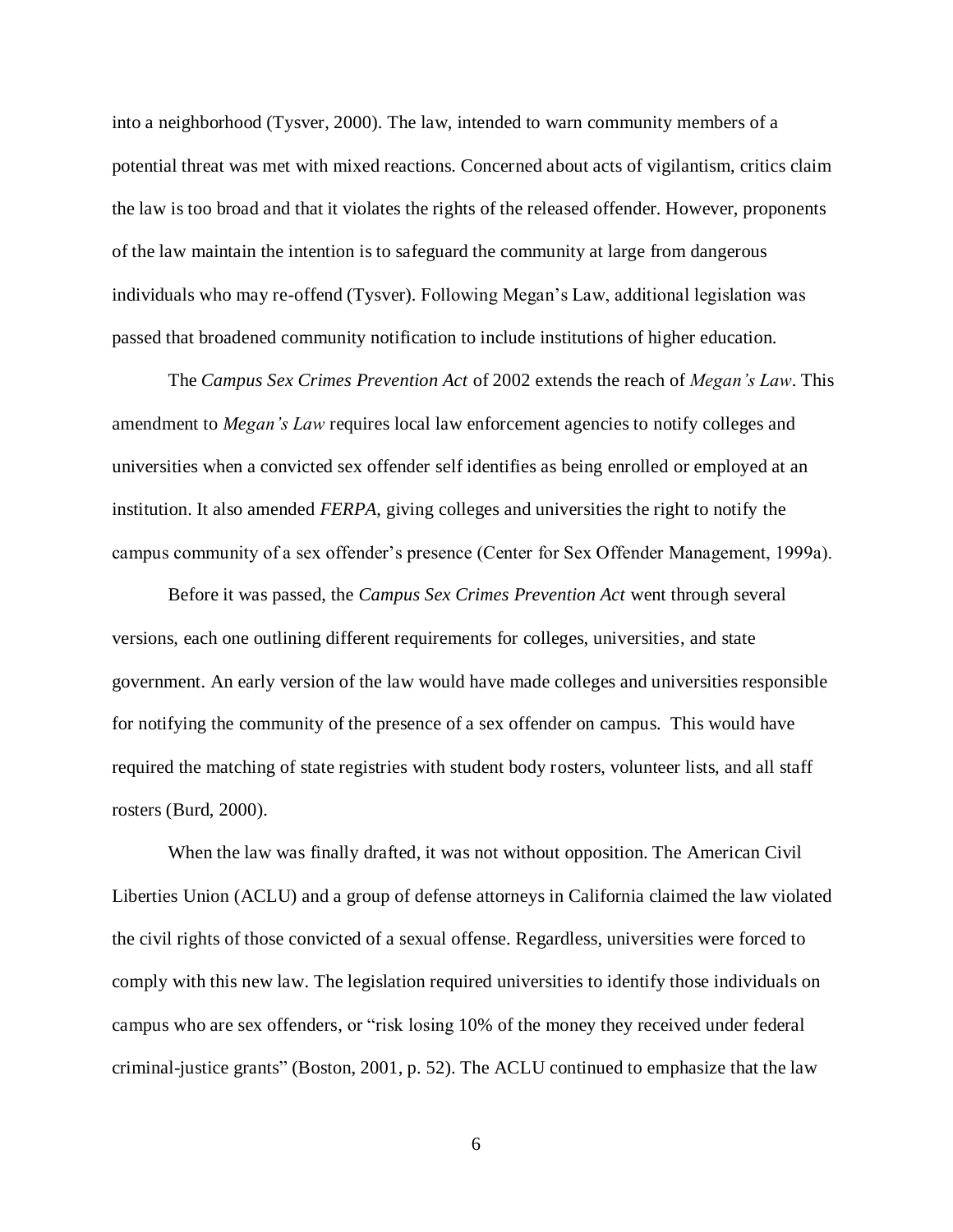into a neighborhood (Tysver, 2000). The law, intended to warn community members of a potential threat was met with mixed reactions. Concerned about acts of vigilantism, critics claim the law is too broad and that it violates the rights of the released offender. However, proponents of the law maintain the intention is to safeguard the community at large from dangerous individuals who may re-offend (Tysver). Following Megan's Law, additional legislation was passed that broadened community notification to include institutions of higher education.

The *Campus Sex Crimes Prevention Act* of 2002 extends the reach of *Megan's Law*. This amendment to *Megan's Law* requires local law enforcement agencies to notify colleges and universities when a convicted sex offender self identifies as being enrolled or employed at an institution. It also amended *FERPA*, giving colleges and universities the right to notify the campus community of a sex offender's presence (Center for Sex Offender Management, 1999a).

Before it was passed, the *Campus Sex Crimes Prevention Act* went through several versions, each one outlining different requirements for colleges, universities, and state government. An early version of the law would have made colleges and universities responsible for notifying the community of the presence of a sex offender on campus. This would have required the matching of state registries with student body rosters, volunteer lists, and all staff rosters (Burd, 2000).

When the law was finally drafted, it was not without opposition. The American Civil Liberties Union (ACLU) and a group of defense attorneys in California claimed the law violated the civil rights of those convicted of a sexual offense. Regardless, universities were forced to comply with this new law. The legislation required universities to identify those individuals on campus who are sex offenders, or "risk losing 10% of the money they received under federal criminal-justice grants" (Boston, 2001, p. 52). The ACLU continued to emphasize that the law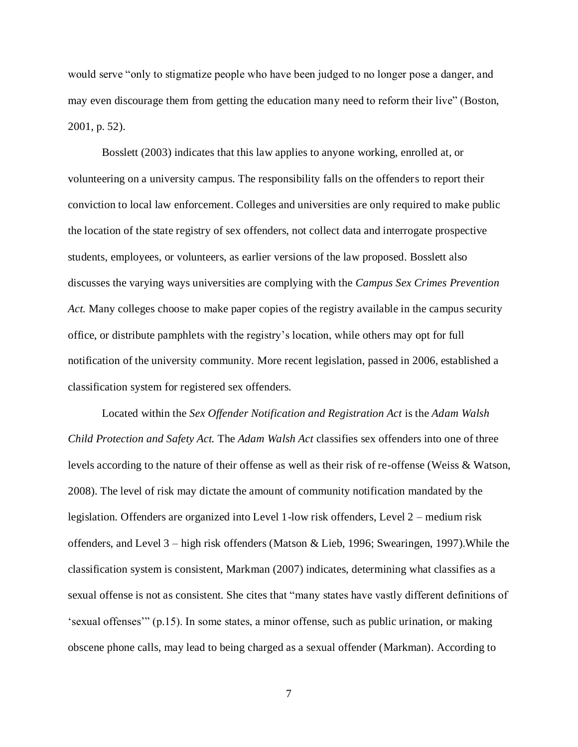would serve "only to stigmatize people who have been judged to no longer pose a danger, and may even discourage them from getting the education many need to reform their live" (Boston, 2001, p. 52).

Bosslett (2003) indicates that this law applies to anyone working, enrolled at, or volunteering on a university campus. The responsibility falls on the offenders to report their conviction to local law enforcement. Colleges and universities are only required to make public the location of the state registry of sex offenders, not collect data and interrogate prospective students, employees, or volunteers, as earlier versions of the law proposed. Bosslett also discusses the varying ways universities are complying with the *Campus Sex Crimes Prevention Act.* Many colleges choose to make paper copies of the registry available in the campus security office, or distribute pamphlets with the registry's location, while others may opt for full notification of the university community. More recent legislation, passed in 2006, established a classification system for registered sex offenders.

Located within the *Sex Offender Notification and Registration Act* is the *Adam Walsh Child Protection and Safety Act.* The *Adam Walsh Act* classifies sex offenders into one of three levels according to the nature of their offense as well as their risk of re-offense (Weiss & Watson, 2008). The level of risk may dictate the amount of community notification mandated by the legislation. Offenders are organized into Level 1-low risk offenders, Level 2 – medium risk offenders, and Level 3 – high risk offenders (Matson & Lieb, 1996; Swearingen, 1997).While the classification system is consistent, Markman (2007) indicates, determining what classifies as a sexual offense is not as consistent. She cites that "many states have vastly different definitions of 'sexual offenses'" (p.15). In some states, a minor offense, such as public urination, or making obscene phone calls, may lead to being charged as a sexual offender (Markman). According to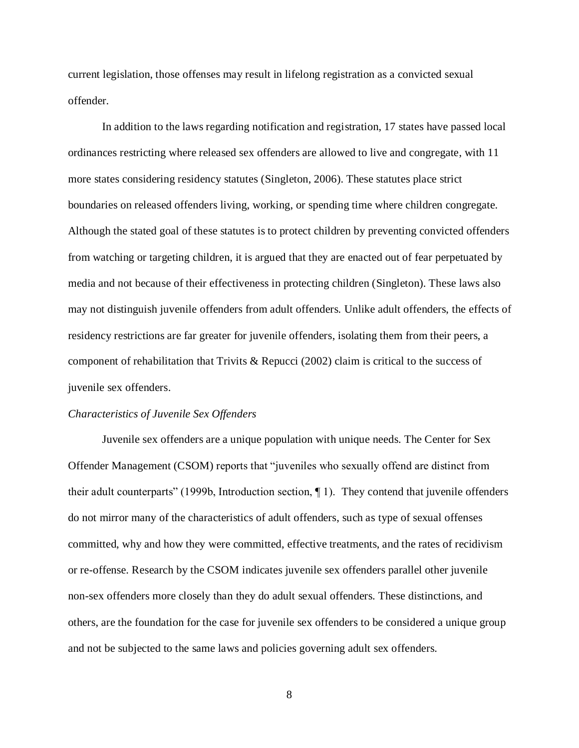current legislation, those offenses may result in lifelong registration as a convicted sexual offender.

In addition to the laws regarding notification and registration, 17 states have passed local ordinances restricting where released sex offenders are allowed to live and congregate, with 11 more states considering residency statutes (Singleton, 2006). These statutes place strict boundaries on released offenders living, working, or spending time where children congregate. Although the stated goal of these statutes is to protect children by preventing convicted offenders from watching or targeting children, it is argued that they are enacted out of fear perpetuated by media and not because of their effectiveness in protecting children (Singleton). These laws also may not distinguish juvenile offenders from adult offenders. Unlike adult offenders, the effects of residency restrictions are far greater for juvenile offenders, isolating them from their peers, a component of rehabilitation that Trivits & Repucci (2002) claim is critical to the success of juvenile sex offenders.

*Characteristics of Juvenile Sex Offenders*

Juvenile sex offenders are a unique population with unique needs. The Center for Sex Offender Management (CSOM) reports that "juveniles who sexually offend are distinct from their adult counterparts" (1999b, Introduction section, ¶ 1). They contend that juvenile offenders do not mirror many of the characteristics of adult offenders, such as type of sexual offenses committed, why and how they were committed, effective treatments, and the rates of recidivism or re-offense. Research by the CSOM indicates juvenile sex offenders parallel other juvenile non-sex offenders more closely than they do adult sexual offenders. These distinctions, and others, are the foundation for the case for juvenile sex offenders to be considered a unique group and not be subjected to the same laws and policies governing adult sex offenders.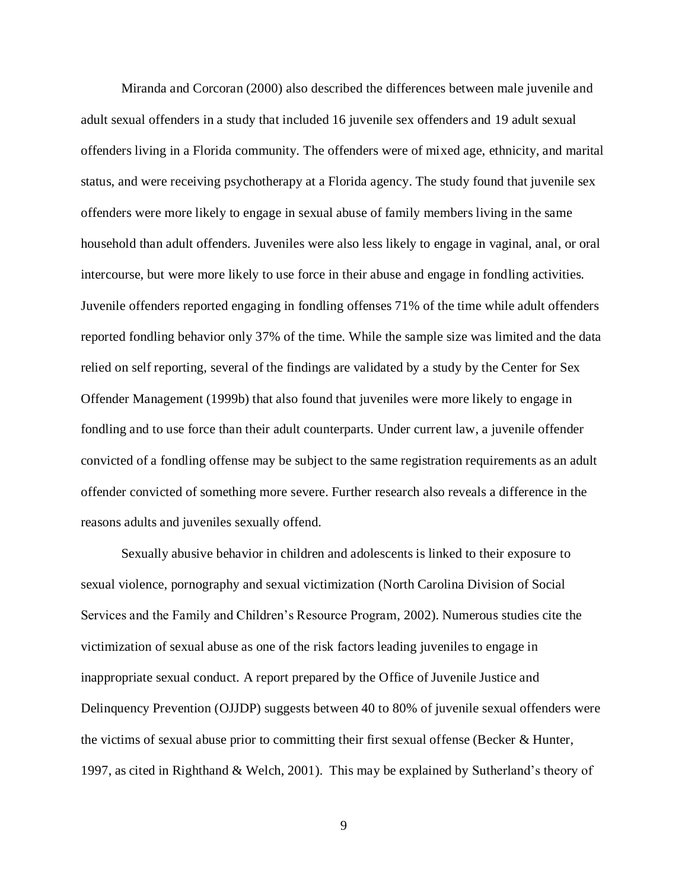Miranda and Corcoran (2000) also described the differences between male juvenile and adult sexual offenders in a study that included 16 juvenile sex offenders and 19 adult sexual offenders living in a Florida community. The offenders were of mixed age, ethnicity, and marital status, and were receiving psychotherapy at a Florida agency. The study found that juvenile sex offenders were more likely to engage in sexual abuse of family members living in the same household than adult offenders. Juveniles were also less likely to engage in vaginal, anal, or oral intercourse, but were more likely to use force in their abuse and engage in fondling activities. Juvenile offenders reported engaging in fondling offenses 71% of the time while adult offenders reported fondling behavior only 37% of the time. While the sample size was limited and the data relied on self reporting, several of the findings are validated by a study by the Center for Sex Offender Management (1999b) that also found that juveniles were more likely to engage in fondling and to use force than their adult counterparts. Under current law, a juvenile offender convicted of a fondling offense may be subject to the same registration requirements as an adult offender convicted of something more severe. Further research also reveals a difference in the reasons adults and juveniles sexually offend.

Sexually abusive behavior in children and adolescents is linked to their exposure to sexual violence, pornography and sexual victimization (North Carolina Division of Social Services and the Family and Children's Resource Program, 2002). Numerous studies cite the victimization of sexual abuse as one of the risk factors leading juveniles to engage in inappropriate sexual conduct. A report prepared by the Office of Juvenile Justice and Delinquency Prevention (OJJDP) suggests between 40 to 80% of juvenile sexual offenders were the victims of sexual abuse prior to committing their first sexual offense (Becker & Hunter, 1997, as cited in Righthand & Welch, 2001). This may be explained by Sutherland's theory of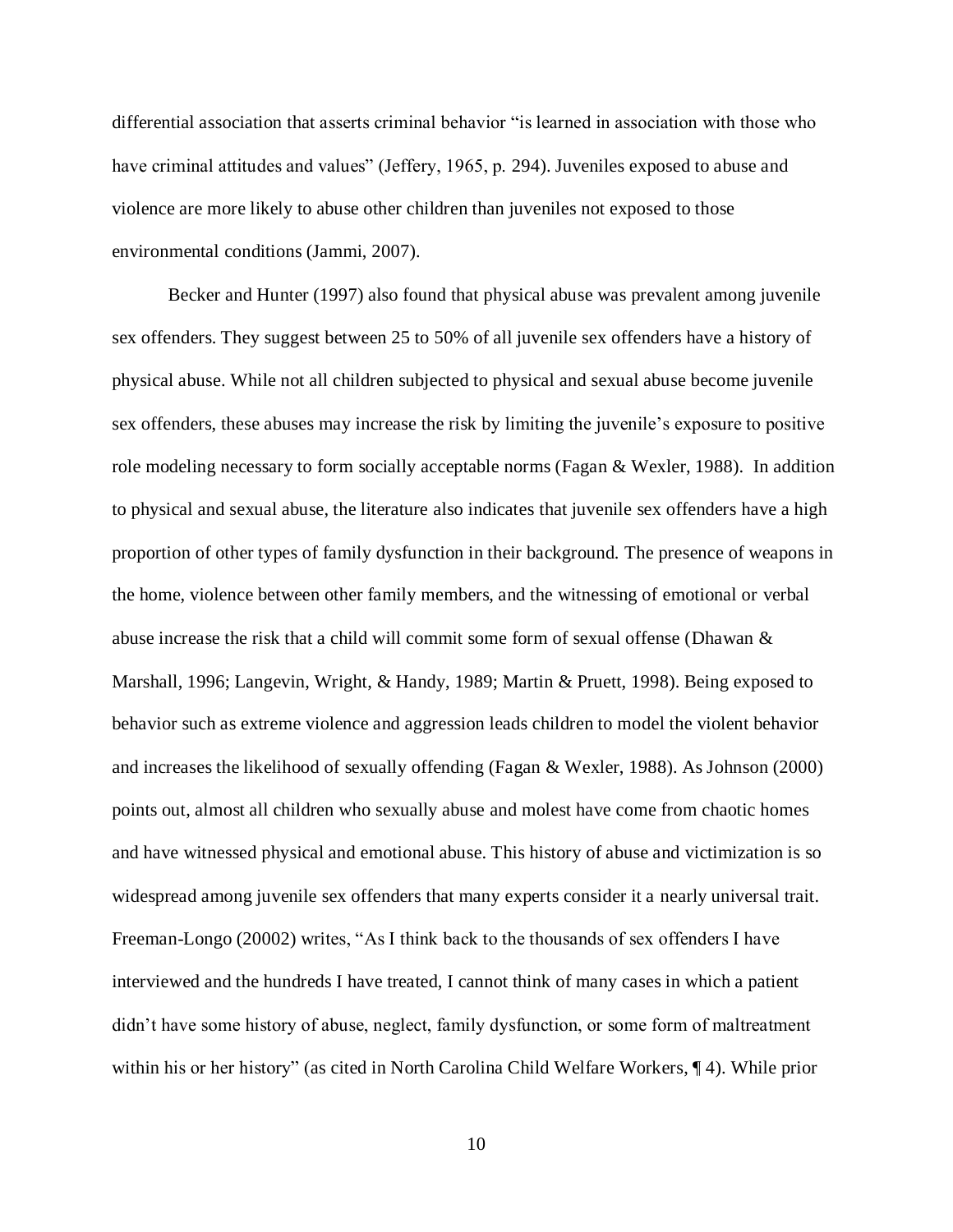differential association that asserts criminal behavior "is learned in association with those who have criminal attitudes and values" (Jeffery, 1965, p. 294). Juveniles exposed to abuse and violence are more likely to abuse other children than juveniles not exposed to those environmental conditions (Jammi, 2007).

Becker and Hunter (1997) also found that physical abuse was prevalent among juvenile sex offenders. They suggest between 25 to 50% of all juvenile sex offenders have a history of physical abuse. While not all children subjected to physical and sexual abuse become juvenile sex offenders, these abuses may increase the risk by limiting the juvenile's exposure to positive role modeling necessary to form socially acceptable norms (Fagan & Wexler, 1988). In addition to physical and sexual abuse, the literature also indicates that juvenile sex offenders have a high proportion of other types of family dysfunction in their background. The presence of weapons in the home, violence between other family members, and the witnessing of emotional or verbal abuse increase the risk that a child will commit some form of sexual offense (Dhawan & Marshall, 1996; Langevin, Wright, & Handy, 1989; Martin & Pruett, 1998). Being exposed to behavior such as extreme violence and aggression leads children to model the violent behavior and increases the likelihood of sexually offending (Fagan & Wexler, 1988). As Johnson (2000) points out, almost all children who sexually abuse and molest have come from chaotic homes and have witnessed physical and emotional abuse. This history of abuse and victimization is so widespread among juvenile sex offenders that many experts consider it a nearly universal trait. Freeman-Longo (20002) writes, "As I think back to the thousands of sex offenders I have interviewed and the hundreds I have treated, I cannot think of many cases in which a patient didn't have some history of abuse, neglect, family dysfunction, or some form of maltreatment within his or her history" (as cited in North Carolina Child Welfare Workers, ¶ 4). While prior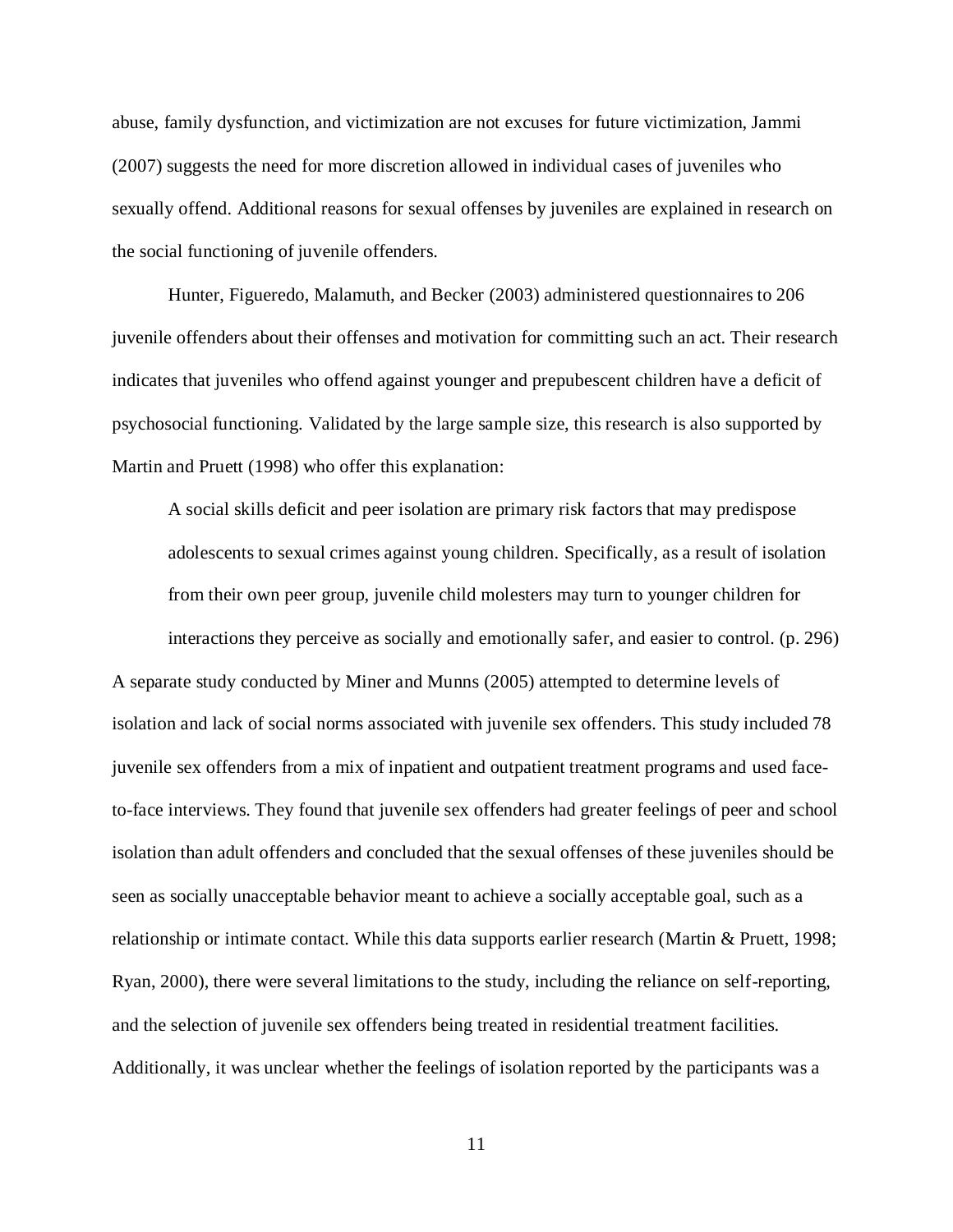abuse, family dysfunction, and victimization are not excuses for future victimization, Jammi (2007) suggests the need for more discretion allowed in individual cases of juveniles who sexually offend. Additional reasons for sexual offenses by juveniles are explained in research on the social functioning of juvenile offenders.

Hunter, Figueredo, Malamuth, and Becker (2003) administered questionnaires to 206 juvenile offenders about their offenses and motivation for committing such an act. Their research indicates that juveniles who offend against younger and prepubescent children have a deficit of psychosocial functioning. Validated by the large sample size, this research is also supported by Martin and Pruett (1998) who offer this explanation:

> A social skills deficit and peer isolation are primary risk factors that may predispose adolescents to sexual crimes against young children. Specifically, as a result of isolation from their own peer group, juvenile child molesters may turn to younger children for interactions they perceive as socially and emotionally safer, and easier to control. (p. 296)

A separate study conducted by Miner and Munns (2005) attempted to determine levels of isolation and lack of social norms associated with juvenile sex offenders. This study included 78 juvenile sex offenders from a mix of inpatient and outpatient treatment programs and used face-to-face interviews. They found that juvenile sex offenders had greater feelings of peer and school isolation than adult offenders and concluded that the sexual offenses of these juveniles should be seen as socially unacceptable behavior meant to achieve a socially acceptable goal, such as a relationship or intimate contact. While this data supports earlier research (Martin & Pruett, 1998; Ryan, 2000), there were several limitations to the study, including the reliance on self-reporting, and the selection of juvenile sex offenders being treated in residential treatment facilities. Additionally, it was unclear whether the feelings of isolation reported by the participants was a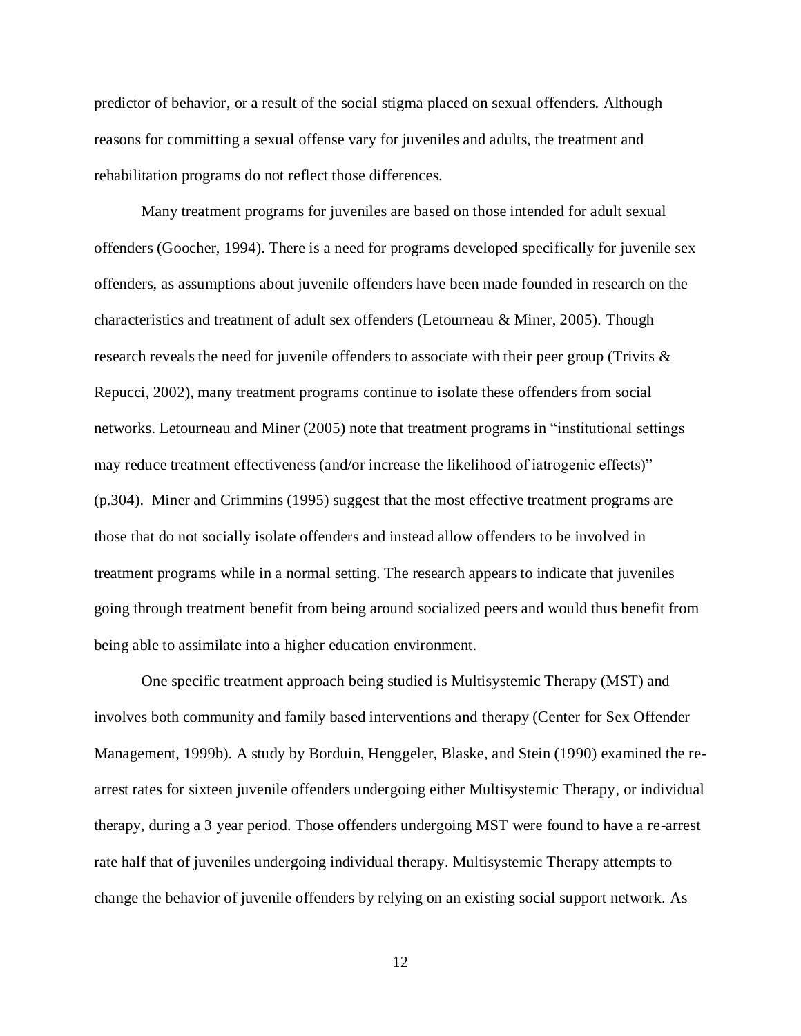predictor of behavior, or a result of the social stigma placed on sexual offenders. Although reasons for committing a sexual offense vary for juveniles and adults, the treatment and rehabilitation programs do not reflect those differences.

Many treatment programs for juveniles are based on those intended for adult sexual offenders (Goocher, 1994). There is a need for programs developed specifically for juvenile sex offenders, as assumptions about juvenile offenders have been made founded in research on the characteristics and treatment of adult sex offenders (Letourneau & Miner, 2005). Though research reveals the need for juvenile offenders to associate with their peer group (Trivits & Repucci, 2002), many treatment programs continue to isolate these offenders from social networks. Letourneau and Miner (2005) note that treatment programs in "institutional settings may reduce treatment effectiveness (and/or increase the likelihood of iatrogenic effects)" (p.304). Miner and Crimmins (1995) suggest that the most effective treatment programs are those that do not socially isolate offenders and instead allow offenders to be involved in treatment programs while in a normal setting. The research appears to indicate that juveniles going through treatment benefit from being around socialized peers and would thus benefit from being able to assimilate into a higher education environment.

One specific treatment approach being studied is Multisystemic Therapy (MST) and involves both community and family based interventions and therapy (Center for Sex Offender Management, 1999b). A study by Borduin, Henggeler, Blaske, and Stein (1990) examined the re-arrest rates for sixteen juvenile offenders undergoing either Multisystemic Therapy, or individual therapy, during a 3 year period. Those offenders undergoing MST were found to have a re-arrest rate half that of juveniles undergoing individual therapy. Multisystemic Therapy attempts to change the behavior of juvenile offenders by relying on an existing social support network. As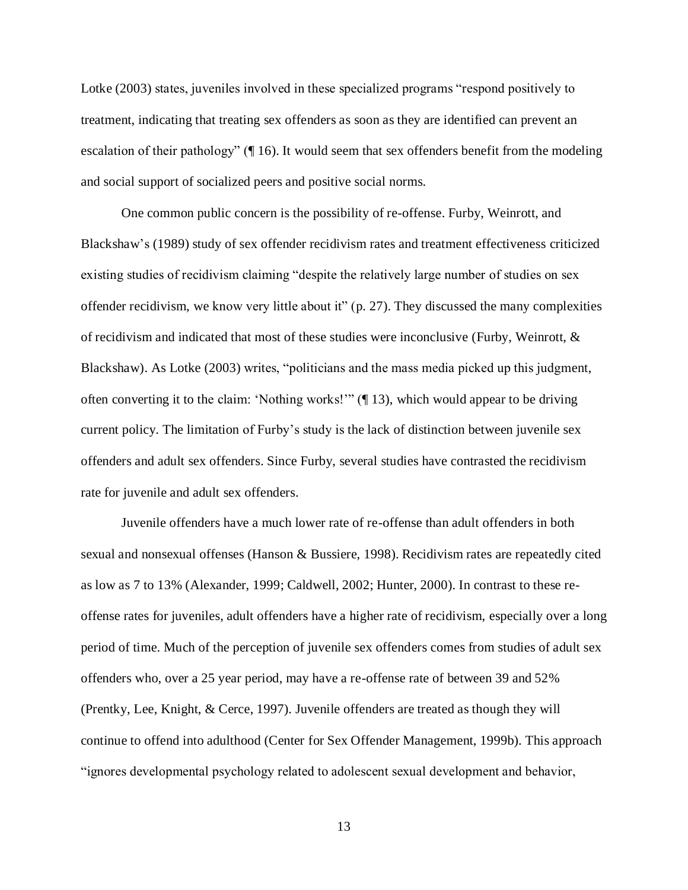Lotke (2003) states, juveniles involved in these specialized programs "respond positively to treatment, indicating that treating sex offenders as soon as they are identified can prevent an escalation of their pathology" (¶ 16). It would seem that sex offenders benefit from the modeling and social support of socialized peers and positive social norms.

One common public concern is the possibility of re-offense. Furby, Weinrott, and Blackshaw's (1989) study of sex offender recidivism rates and treatment effectiveness criticized existing studies of recidivism claiming "despite the relatively large number of studies on sex offender recidivism, we know very little about it" (p. 27). They discussed the many complexities of recidivism and indicated that most of these studies were inconclusive (Furby, Weinrott, & Blackshaw). As Lotke (2003) writes, "politicians and the mass media picked up this judgment, often converting it to the claim: 'Nothing works!'" (¶ 13), which would appear to be driving current policy. The limitation of Furby's study is the lack of distinction between juvenile sex offenders and adult sex offenders. Since Furby, several studies have contrasted the recidivism rate for juvenile and adult sex offenders.

Juvenile offenders have a much lower rate of re-offense than adult offenders in both sexual and nonsexual offenses (Hanson & Bussiere, 1998). Recidivism rates are repeatedly cited as low as 7 to 13% (Alexander, 1999; Caldwell, 2002; Hunter, 2000). In contrast to these re-offense rates for juveniles, adult offenders have a higher rate of recidivism, especially over a long period of time. Much of the perception of juvenile sex offenders comes from studies of adult sex offenders who, over a 25 year period, may have a re-offense rate of between 39 and 52% (Prentky, Lee, Knight, & Cerce, 1997). Juvenile offenders are treated as though they will continue to offend into adulthood (Center for Sex Offender Management, 1999b). This approach "ignores developmental psychology related to adolescent sexual development and behavior,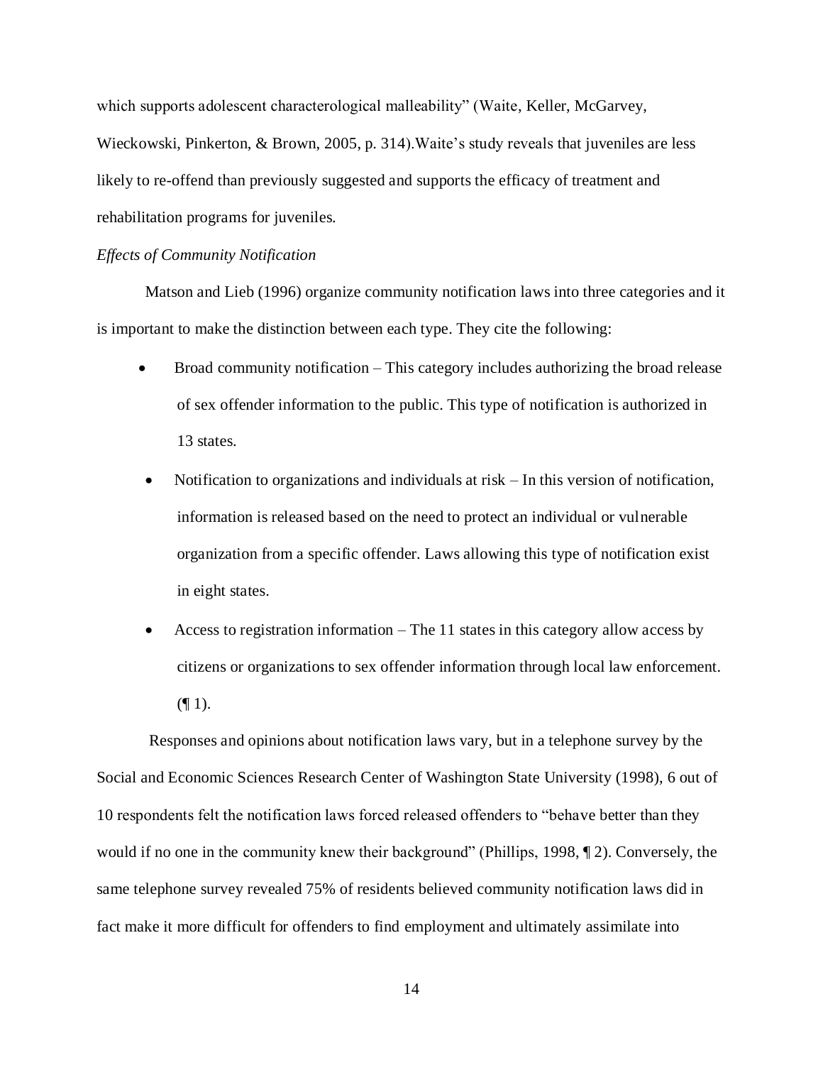which supports adolescent characterological malleability" (Waite, Keller, McGarvey, Wieckowski, Pinkerton, & Brown, 2005, p. 314).Waite's study reveals that juveniles are less likely to re-offend than previously suggested and supports the efficacy of treatment and rehabilitation programs for juveniles.

*Effects of Community Notification*

Matson and Lieb (1996) organize community notification laws into three categories and it is important to make the distinction between each type. They cite the following:

- Broad community notification – This category includes authorizing the broad release of sex offender information to the public. This type of notification is authorized in 13 states.
- Notification to organizations and individuals at risk – In this version of notification, information is released based on the need to protect an individual or vulnerable organization from a specific offender. Laws allowing this type of notification exist in eight states.
- Access to registration information – The 11 states in this category allow access by citizens or organizations to sex offender information through local law enforcement. (¶ 1).

Responses and opinions about notification laws vary, but in a telephone survey by the Social and Economic Sciences Research Center of Washington State University (1998), 6 out of 10 respondents felt the notification laws forced released offenders to "behave better than they would if no one in the community knew their background" (Phillips, 1998, ¶ 2). Conversely, the same telephone survey revealed 75% of residents believed community notification laws did in fact make it more difficult for offenders to find employment and ultimately assimilate into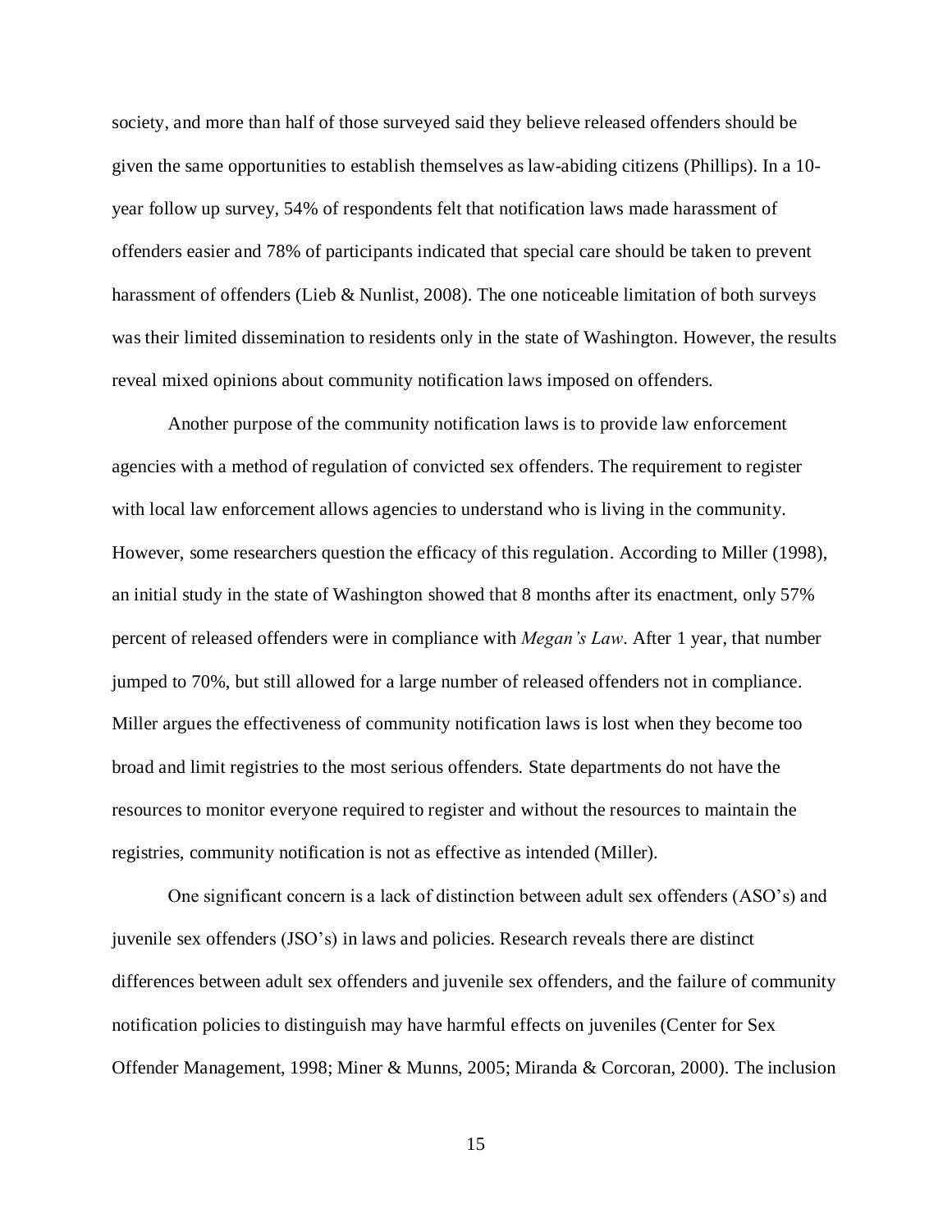society, and more than half of those surveyed said they believe released offenders should be given the same opportunities to establish themselves as law-abiding citizens (Phillips). In a 10-year follow up survey, 54% of respondents felt that notification laws made harassment of offenders easier and 78% of participants indicated that special care should be taken to prevent harassment of offenders (Lieb & Nunlist, 2008). The one noticeable limitation of both surveys was their limited dissemination to residents only in the state of Washington. However, the results reveal mixed opinions about community notification laws imposed on offenders.

Another purpose of the community notification laws is to provide law enforcement agencies with a method of regulation of convicted sex offenders. The requirement to register with local law enforcement allows agencies to understand who is living in the community. However, some researchers question the efficacy of this regulation. According to Miller (1998), an initial study in the state of Washington showed that 8 months after its enactment, only 57% percent of released offenders were in compliance with *Megan's Law*. After 1 year, that number jumped to 70%, but still allowed for a large number of released offenders not in compliance. Miller argues the effectiveness of community notification laws is lost when they become too broad and limit registries to the most serious offenders. State departments do not have the resources to monitor everyone required to register and without the resources to maintain the registries, community notification is not as effective as intended (Miller).

One significant concern is a lack of distinction between adult sex offenders (ASO's) and juvenile sex offenders (JSO's) in laws and policies. Research reveals there are distinct differences between adult sex offenders and juvenile sex offenders, and the failure of community notification policies to distinguish may have harmful effects on juveniles (Center for Sex Offender Management, 1998; Miner & Munns, 2005; Miranda & Corcoran, 2000). The inclusion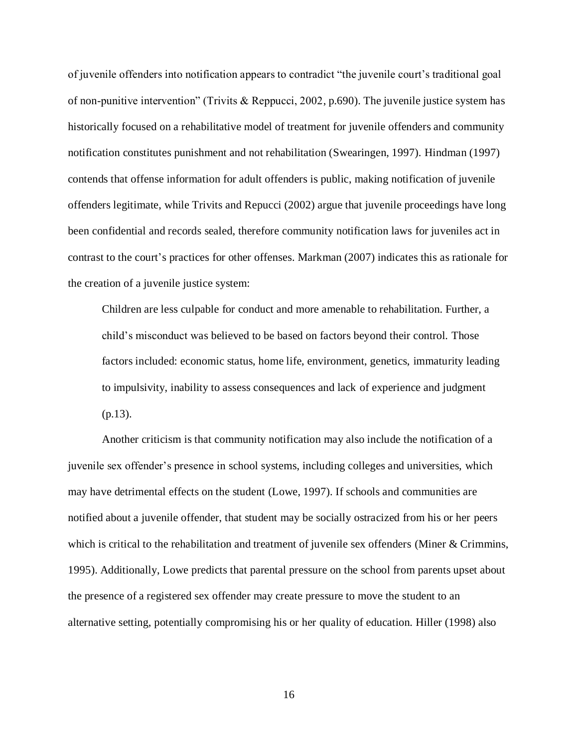of juvenile offenders into notification appears to contradict "the juvenile court's traditional goal of non-punitive intervention" (Trivits & Reppucci, 2002, p.690). The juvenile justice system has historically focused on a rehabilitative model of treatment for juvenile offenders and community notification constitutes punishment and not rehabilitation (Swearingen, 1997). Hindman (1997) contends that offense information for adult offenders is public, making notification of juvenile offenders legitimate, while Trivits and Repucci (2002) argue that juvenile proceedings have long been confidential and records sealed, therefore community notification laws for juveniles act in contrast to the court's practices for other offenses. Markman (2007) indicates this as rationale for the creation of a juvenile justice system:

> Children are less culpable for conduct and more amenable to rehabilitation. Further, a child's misconduct was believed to be based on factors beyond their control. Those factors included: economic status, home life, environment, genetics, immaturity leading to impulsivity, inability to assess consequences and lack of experience and judgment (p.13).

Another criticism is that community notification may also include the notification of a juvenile sex offender's presence in school systems, including colleges and universities, which may have detrimental effects on the student (Lowe, 1997). If schools and communities are notified about a juvenile offender, that student may be socially ostracized from his or her peers which is critical to the rehabilitation and treatment of juvenile sex offenders (Miner & Crimmins, 1995). Additionally, Lowe predicts that parental pressure on the school from parents upset about the presence of a registered sex offender may create pressure to move the student to an alternative setting, potentially compromising his or her quality of education. Hiller (1998) also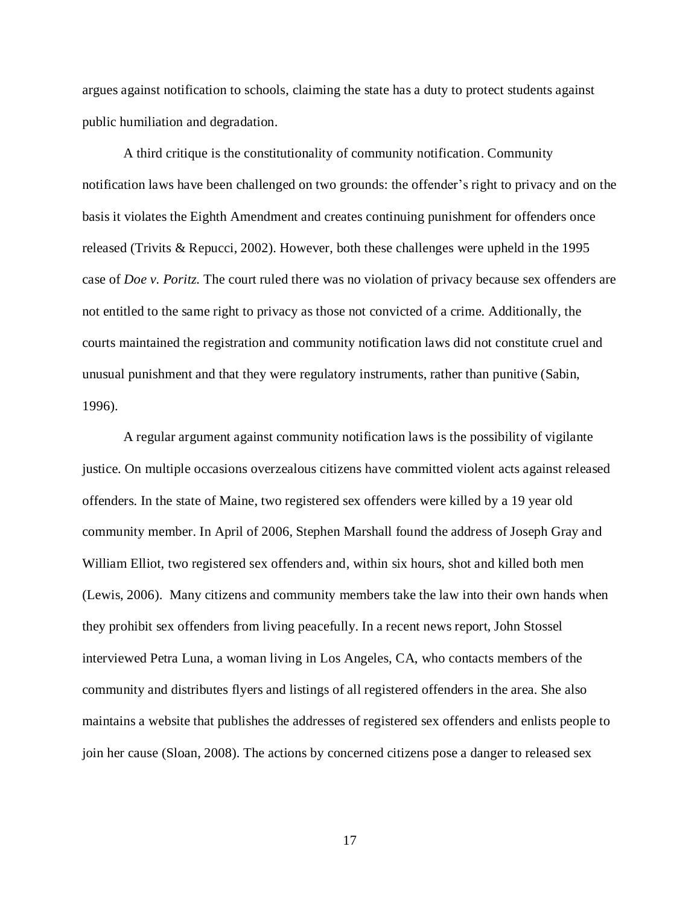argues against notification to schools, claiming the state has a duty to protect students against public humiliation and degradation.

A third critique is the constitutionality of community notification. Community notification laws have been challenged on two grounds: the offender's right to privacy and on the basis it violates the Eighth Amendment and creates continuing punishment for offenders once released (Trivits & Repucci, 2002). However, both these challenges were upheld in the 1995 case of *Doe v. Poritz.* The court ruled there was no violation of privacy because sex offenders are not entitled to the same right to privacy as those not convicted of a crime. Additionally, the courts maintained the registration and community notification laws did not constitute cruel and unusual punishment and that they were regulatory instruments, rather than punitive (Sabin, 1996).

A regular argument against community notification laws is the possibility of vigilante justice. On multiple occasions overzealous citizens have committed violent acts against released offenders. In the state of Maine, two registered sex offenders were killed by a 19 year old community member. In April of 2006, Stephen Marshall found the address of Joseph Gray and William Elliot, two registered sex offenders and, within six hours, shot and killed both men (Lewis, 2006). Many citizens and community members take the law into their own hands when they prohibit sex offenders from living peacefully. In a recent news report, John Stossel interviewed Petra Luna, a woman living in Los Angeles, CA, who contacts members of the community and distributes flyers and listings of all registered offenders in the area. She also maintains a website that publishes the addresses of registered sex offenders and enlists people to join her cause (Sloan, 2008). The actions by concerned citizens pose a danger to released sex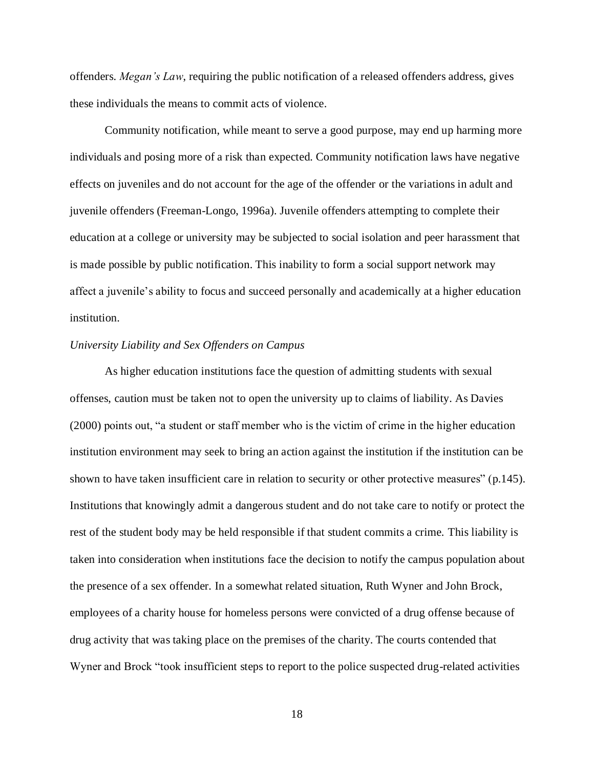offenders. *Megan's Law*, requiring the public notification of a released offenders address, gives these individuals the means to commit acts of violence.

Community notification, while meant to serve a good purpose, may end up harming more individuals and posing more of a risk than expected. Community notification laws have negative effects on juveniles and do not account for the age of the offender or the variations in adult and juvenile offenders (Freeman-Longo, 1996a). Juvenile offenders attempting to complete their education at a college or university may be subjected to social isolation and peer harassment that is made possible by public notification. This inability to form a social support network may affect a juvenile's ability to focus and succeed personally and academically at a higher education institution.

*University Liability and Sex Offenders on Campus*

As higher education institutions face the question of admitting students with sexual offenses, caution must be taken not to open the university up to claims of liability. As Davies (2000) points out, "a student or staff member who is the victim of crime in the higher education institution environment may seek to bring an action against the institution if the institution can be shown to have taken insufficient care in relation to security or other protective measures" (p.145). Institutions that knowingly admit a dangerous student and do not take care to notify or protect the rest of the student body may be held responsible if that student commits a crime. This liability is taken into consideration when institutions face the decision to notify the campus population about the presence of a sex offender. In a somewhat related situation, Ruth Wyner and John Brock, employees of a charity house for homeless persons were convicted of a drug offense because of drug activity that was taking place on the premises of the charity. The courts contended that Wyner and Brock "took insufficient steps to report to the police suspected drug-related activities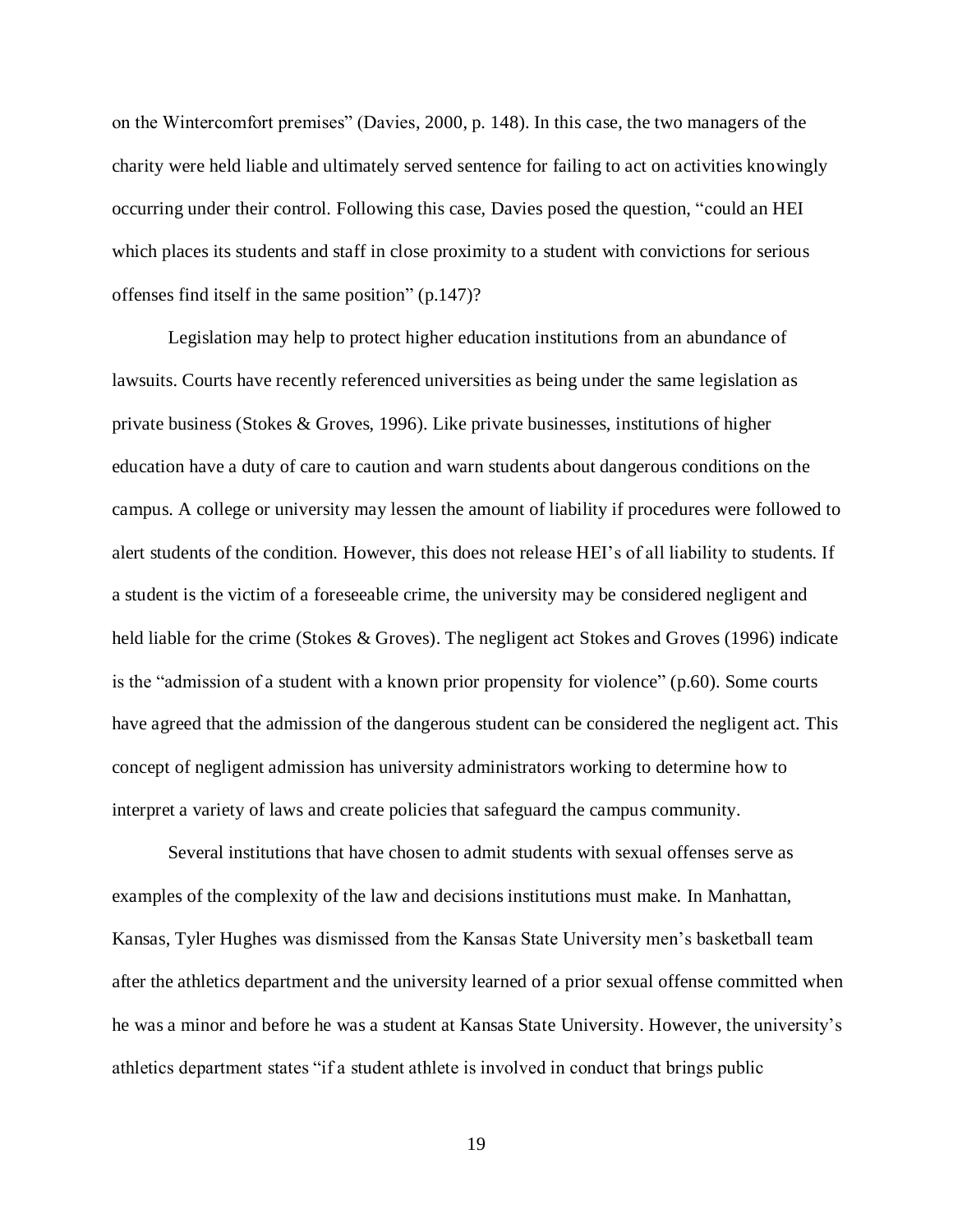on the Wintercomfort premises" (Davies, 2000, p. 148). In this case, the two managers of the charity were held liable and ultimately served sentence for failing to act on activities knowingly occurring under their control. Following this case, Davies posed the question, "could an HEI which places its students and staff in close proximity to a student with convictions for serious offenses find itself in the same position" (p.147)?

Legislation may help to protect higher education institutions from an abundance of lawsuits. Courts have recently referenced universities as being under the same legislation as private business (Stokes & Groves, 1996). Like private businesses, institutions of higher education have a duty of care to caution and warn students about dangerous conditions on the campus. A college or university may lessen the amount of liability if procedures were followed to alert students of the condition. However, this does not release HEI's of all liability to students. If a student is the victim of a foreseeable crime, the university may be considered negligent and held liable for the crime (Stokes & Groves). The negligent act Stokes and Groves (1996) indicate is the "admission of a student with a known prior propensity for violence" (p.60). Some courts have agreed that the admission of the dangerous student can be considered the negligent act. This concept of negligent admission has university administrators working to determine how to interpret a variety of laws and create policies that safeguard the campus community.

Several institutions that have chosen to admit students with sexual offenses serve as examples of the complexity of the law and decisions institutions must make. In Manhattan, Kansas, Tyler Hughes was dismissed from the Kansas State University men's basketball team after the athletics department and the university learned of a prior sexual offense committed when he was a minor and before he was a student at Kansas State University. However, the university's athletics department states "if a student athlete is involved in conduct that brings public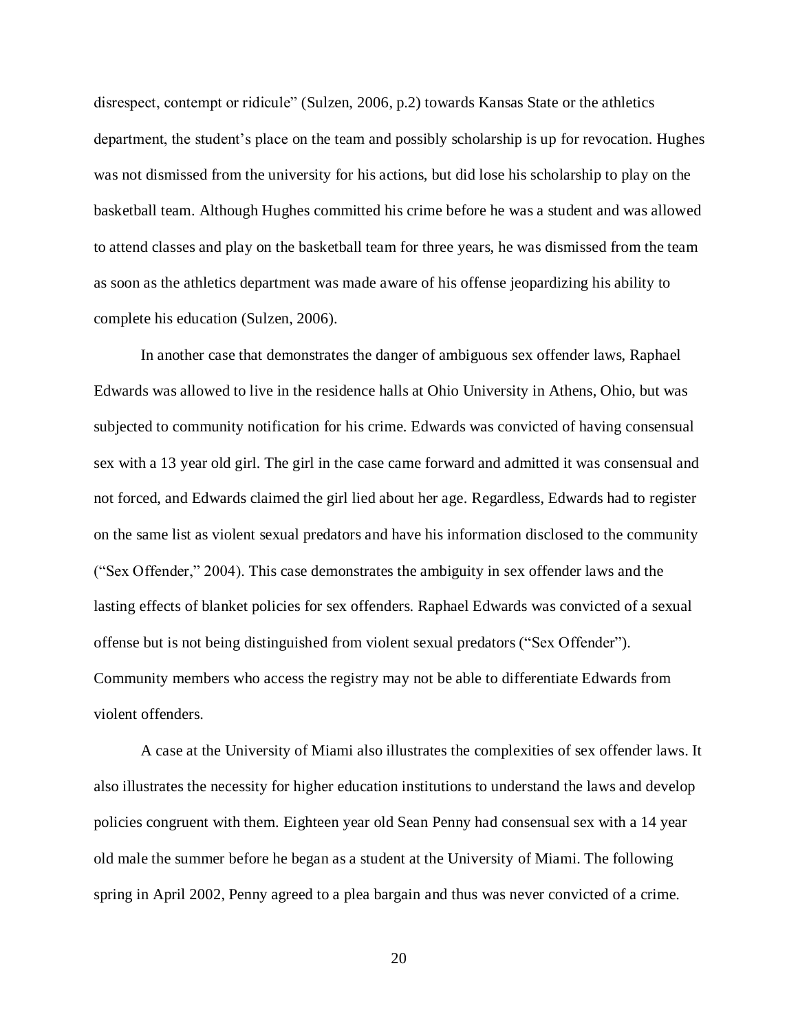disrespect, contempt or ridicule" (Sulzen, 2006, p.2) towards Kansas State or the athletics department, the student's place on the team and possibly scholarship is up for revocation. Hughes was not dismissed from the university for his actions, but did lose his scholarship to play on the basketball team. Although Hughes committed his crime before he was a student and was allowed to attend classes and play on the basketball team for three years, he was dismissed from the team as soon as the athletics department was made aware of his offense jeopardizing his ability to complete his education (Sulzen, 2006).

In another case that demonstrates the danger of ambiguous sex offender laws, Raphael Edwards was allowed to live in the residence halls at Ohio University in Athens, Ohio, but was subjected to community notification for his crime. Edwards was convicted of having consensual sex with a 13 year old girl. The girl in the case came forward and admitted it was consensual and not forced, and Edwards claimed the girl lied about her age. Regardless, Edwards had to register on the same list as violent sexual predators and have his information disclosed to the community ("Sex Offender," 2004). This case demonstrates the ambiguity in sex offender laws and the lasting effects of blanket policies for sex offenders. Raphael Edwards was convicted of a sexual offense but is not being distinguished from violent sexual predators ("Sex Offender"). Community members who access the registry may not be able to differentiate Edwards from violent offenders.

A case at the University of Miami also illustrates the complexities of sex offender laws. It also illustrates the necessity for higher education institutions to understand the laws and develop policies congruent with them. Eighteen year old Sean Penny had consensual sex with a 14 year old male the summer before he began as a student at the University of Miami. The following spring in April 2002, Penny agreed to a plea bargain and thus was never convicted of a crime.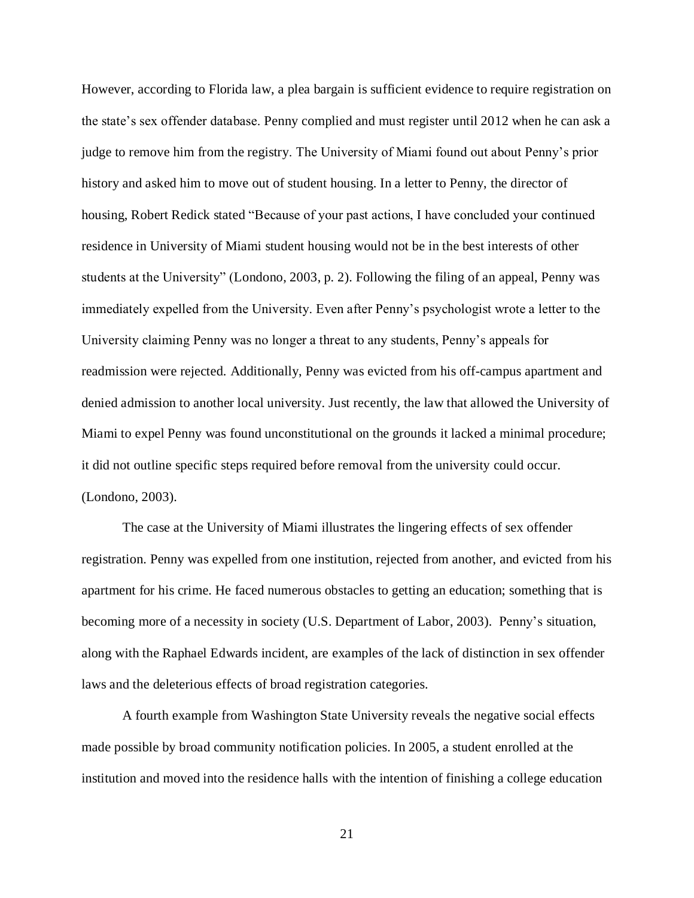However, according to Florida law, a plea bargain is sufficient evidence to require registration on the state's sex offender database. Penny complied and must register until 2012 when he can ask a judge to remove him from the registry. The University of Miami found out about Penny's prior history and asked him to move out of student housing. In a letter to Penny, the director of housing, Robert Redick stated "Because of your past actions, I have concluded your continued residence in University of Miami student housing would not be in the best interests of other students at the University" (Londono, 2003, p. 2). Following the filing of an appeal, Penny was immediately expelled from the University. Even after Penny's psychologist wrote a letter to the University claiming Penny was no longer a threat to any students, Penny's appeals for readmission were rejected. Additionally, Penny was evicted from his off-campus apartment and denied admission to another local university. Just recently, the law that allowed the University of Miami to expel Penny was found unconstitutional on the grounds it lacked a minimal procedure; it did not outline specific steps required before removal from the university could occur. (Londono, 2003).

The case at the University of Miami illustrates the lingering effects of sex offender registration. Penny was expelled from one institution, rejected from another, and evicted from his apartment for his crime. He faced numerous obstacles to getting an education; something that is becoming more of a necessity in society (U.S. Department of Labor, 2003). Penny's situation, along with the Raphael Edwards incident, are examples of the lack of distinction in sex offender laws and the deleterious effects of broad registration categories.

A fourth example from Washington State University reveals the negative social effects made possible by broad community notification policies. In 2005, a student enrolled at the institution and moved into the residence halls with the intention of finishing a college education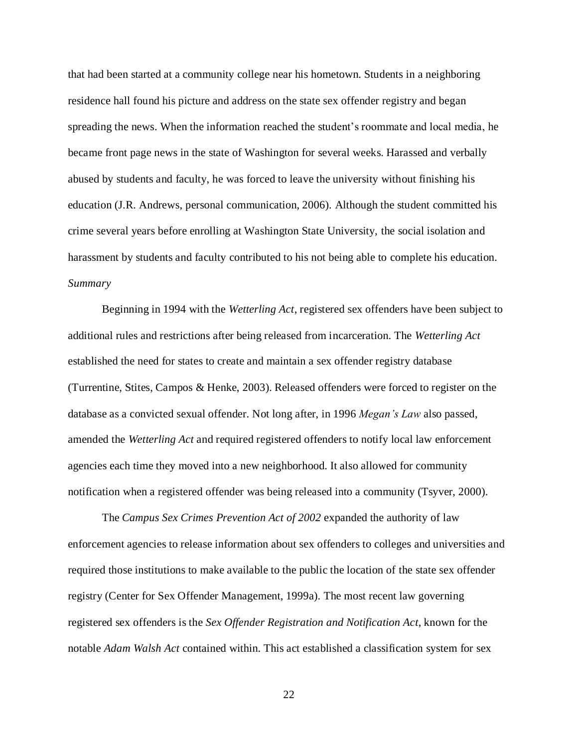that had been started at a community college near his hometown. Students in a neighboring residence hall found his picture and address on the state sex offender registry and began spreading the news. When the information reached the student's roommate and local media, he became front page news in the state of Washington for several weeks. Harassed and verbally abused by students and faculty, he was forced to leave the university without finishing his education (J.R. Andrews, personal communication, 2006). Although the student committed his crime several years before enrolling at Washington State University, the social isolation and harassment by students and faculty contributed to his not being able to complete his education.

*Summary*

Beginning in 1994 with the *Wetterling Act*, registered sex offenders have been subject to additional rules and restrictions after being released from incarceration. The *Wetterling Act* established the need for states to create and maintain a sex offender registry database (Turrentine, Stites, Campos & Henke, 2003). Released offenders were forced to register on the database as a convicted sexual offender. Not long after, in 1996 *Megan's Law* also passed, amended the *Wetterling Act* and required registered offenders to notify local law enforcement agencies each time they moved into a new neighborhood. It also allowed for community notification when a registered offender was being released into a community (Tsyver, 2000).

The *Campus Sex Crimes Prevention Act of 2002* expanded the authority of law enforcement agencies to release information about sex offenders to colleges and universities and required those institutions to make available to the public the location of the state sex offender registry (Center for Sex Offender Management, 1999a). The most recent law governing registered sex offenders is the *Sex Offender Registration and Notification Act*, known for the notable *Adam Walsh Act* contained within. This act established a classification system for sex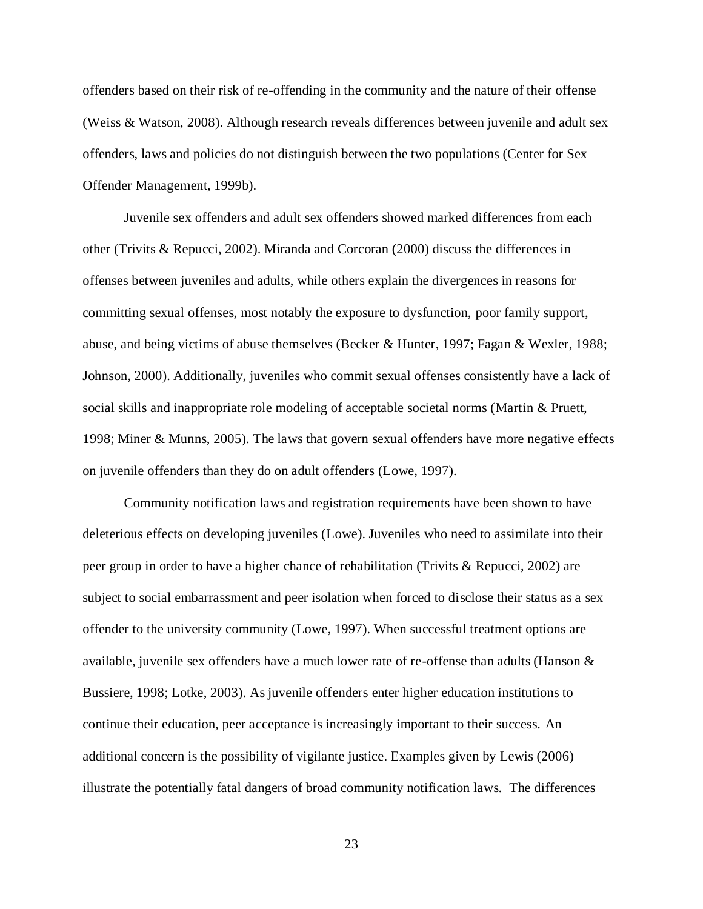offenders based on their risk of re-offending in the community and the nature of their offense (Weiss & Watson, 2008). Although research reveals differences between juvenile and adult sex offenders, laws and policies do not distinguish between the two populations (Center for Sex Offender Management, 1999b).

Juvenile sex offenders and adult sex offenders showed marked differences from each other (Trivits & Repucci, 2002). Miranda and Corcoran (2000) discuss the differences in offenses between juveniles and adults, while others explain the divergences in reasons for committing sexual offenses, most notably the exposure to dysfunction, poor family support, abuse, and being victims of abuse themselves (Becker & Hunter, 1997; Fagan & Wexler, 1988; Johnson, 2000). Additionally, juveniles who commit sexual offenses consistently have a lack of social skills and inappropriate role modeling of acceptable societal norms (Martin & Pruett, 1998; Miner & Munns, 2005). The laws that govern sexual offenders have more negative effects on juvenile offenders than they do on adult offenders (Lowe, 1997).

Community notification laws and registration requirements have been shown to have deleterious effects on developing juveniles (Lowe). Juveniles who need to assimilate into their peer group in order to have a higher chance of rehabilitation (Trivits & Repucci, 2002) are subject to social embarrassment and peer isolation when forced to disclose their status as a sex offender to the university community (Lowe, 1997). When successful treatment options are available, juvenile sex offenders have a much lower rate of re-offense than adults (Hanson & Bussiere, 1998; Lotke, 2003). As juvenile offenders enter higher education institutions to continue their education, peer acceptance is increasingly important to their success. An additional concern is the possibility of vigilante justice. Examples given by Lewis (2006) illustrate the potentially fatal dangers of broad community notification laws. The differences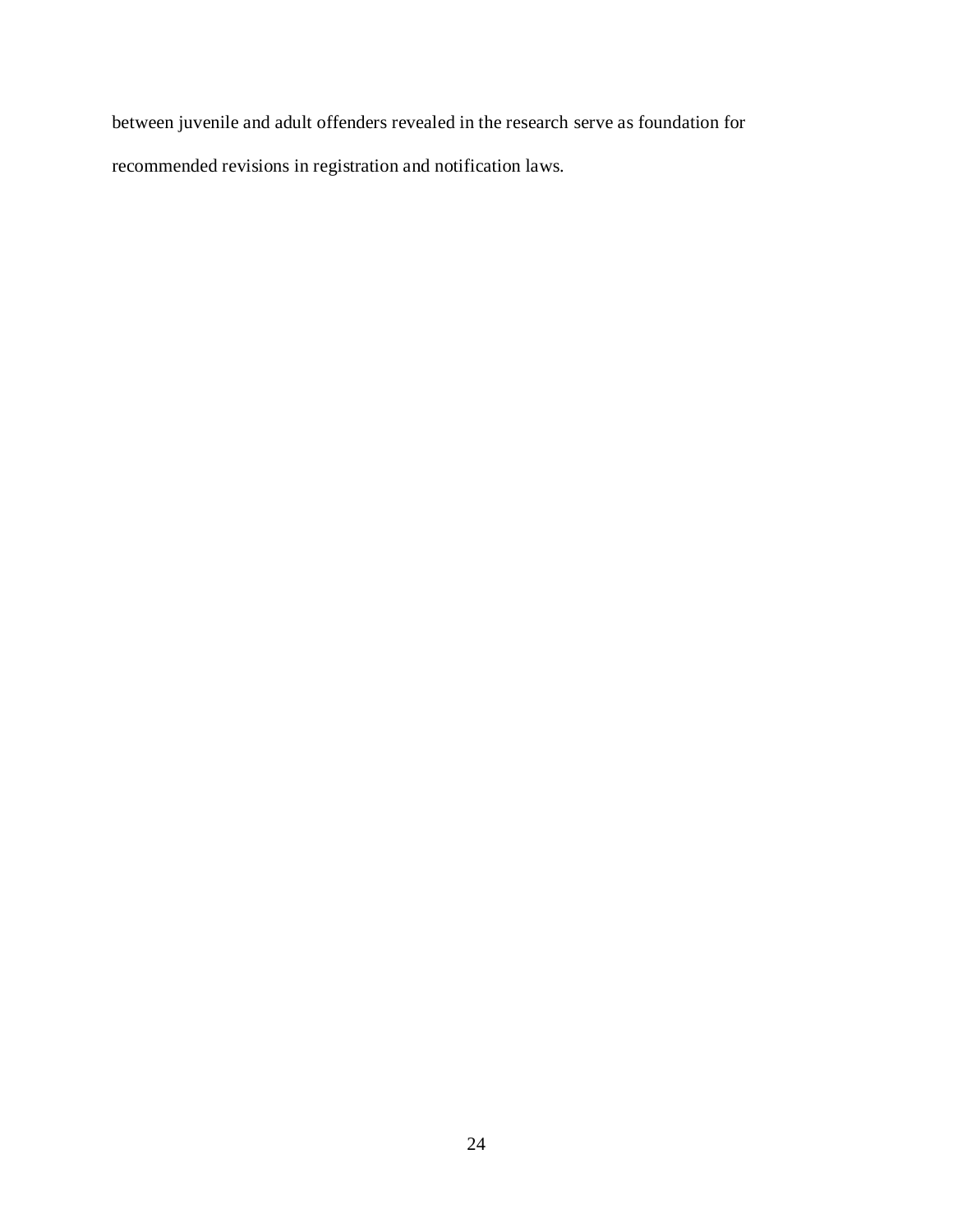between juvenile and adult offenders revealed in the research serve as foundation for recommended revisions in registration and notification laws.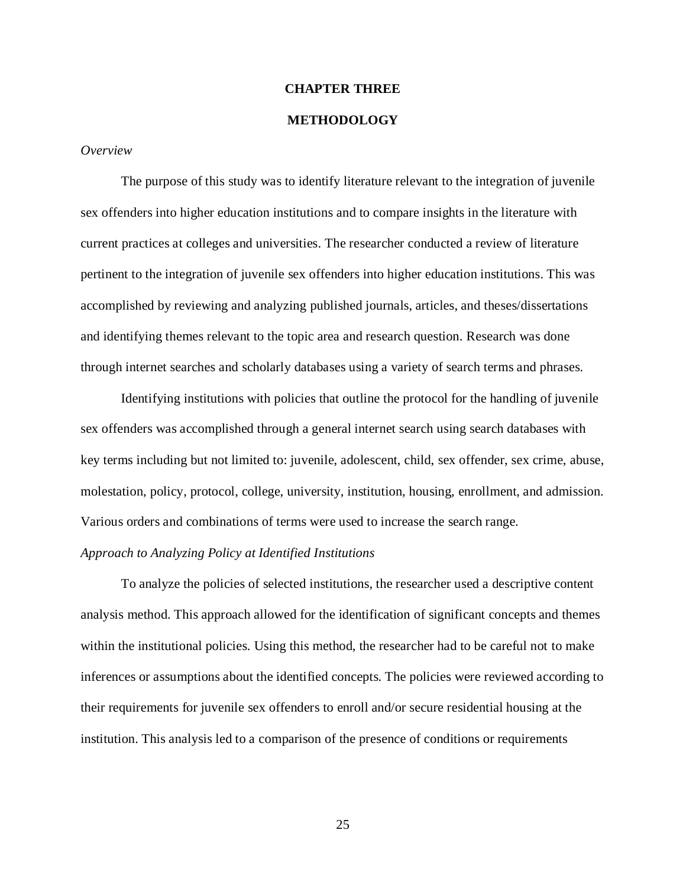# CHAPTER THREE

## METHODOLOGY

### *Overview*

The purpose of this study was to identify literature relevant to the integration of juvenile sex offenders into higher education institutions and to compare insights in the literature with current practices at colleges and universities. The researcher conducted a review of literature pertinent to the integration of juvenile sex offenders into higher education institutions. This was accomplished by reviewing and analyzing published journals, articles, and theses/dissertations and identifying themes relevant to the topic area and research question. Research was done through internet searches and scholarly databases using a variety of search terms and phrases.

Identifying institutions with policies that outline the protocol for the handling of juvenile sex offenders was accomplished through a general internet search using search databases with key terms including but not limited to: juvenile, adolescent, child, sex offender, sex crime, abuse, molestation, policy, protocol, college, university, institution, housing, enrollment, and admission. Various orders and combinations of terms were used to increase the search range.

### *Approach to Analyzing Policy at Identified Institutions*

To analyze the policies of selected institutions, the researcher used a descriptive content analysis method. This approach allowed for the identification of significant concepts and themes within the institutional policies. Using this method, the researcher had to be careful not to make inferences or assumptions about the identified concepts. The policies were reviewed according to their requirements for juvenile sex offenders to enroll and/or secure residential housing at the institution. This analysis led to a comparison of the presence of conditions or requirements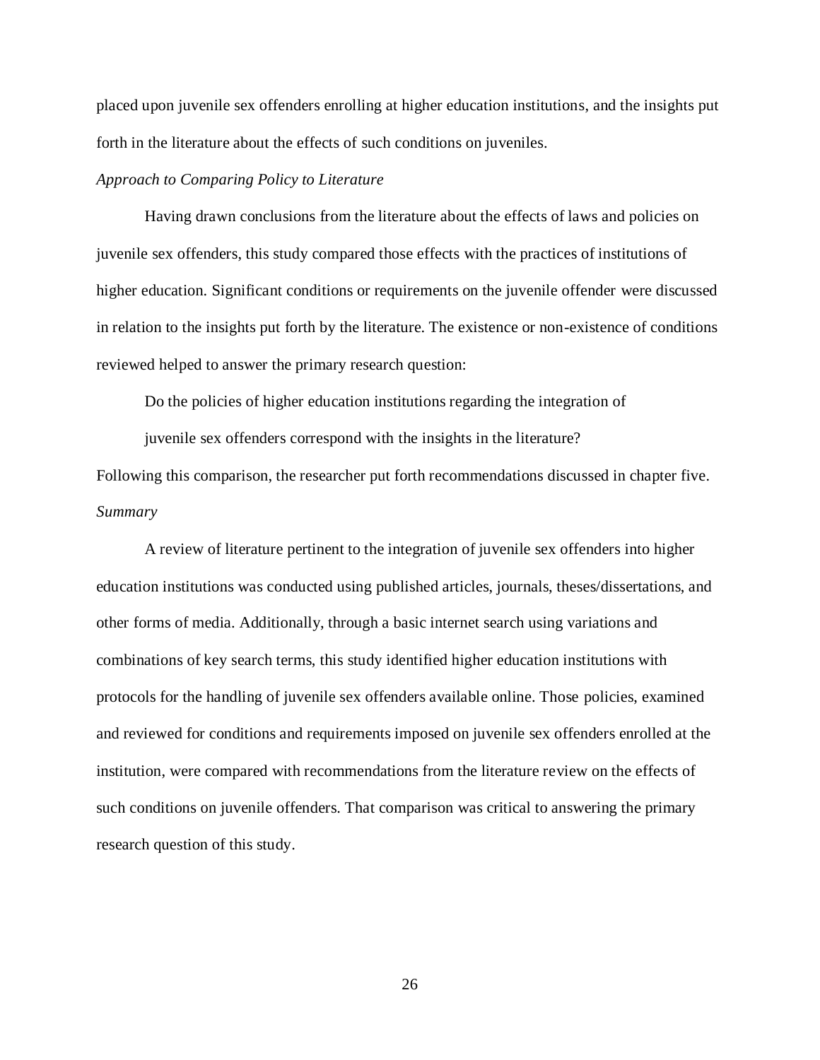placed upon juvenile sex offenders enrolling at higher education institutions, and the insights put forth in the literature about the effects of such conditions on juveniles.

*Approach to Comparing Policy to Literature*

Having drawn conclusions from the literature about the effects of laws and policies on juvenile sex offenders, this study compared those effects with the practices of institutions of higher education. Significant conditions or requirements on the juvenile offender were discussed in relation to the insights put forth by the literature. The existence or non-existence of conditions reviewed helped to answer the primary research question:

> Do the policies of higher education institutions regarding the integration of juvenile sex offenders correspond with the insights in the literature?

Following this comparison, the researcher put forth recommendations discussed in chapter five.

*Summary*

A review of literature pertinent to the integration of juvenile sex offenders into higher education institutions was conducted using published articles, journals, theses/dissertations, and other forms of media. Additionally, through a basic internet search using variations and combinations of key search terms, this study identified higher education institutions with protocols for the handling of juvenile sex offenders available online. Those policies, examined and reviewed for conditions and requirements imposed on juvenile sex offenders enrolled at the institution, were compared with recommendations from the literature review on the effects of such conditions on juvenile offenders. That comparison was critical to answering the primary research question of this study.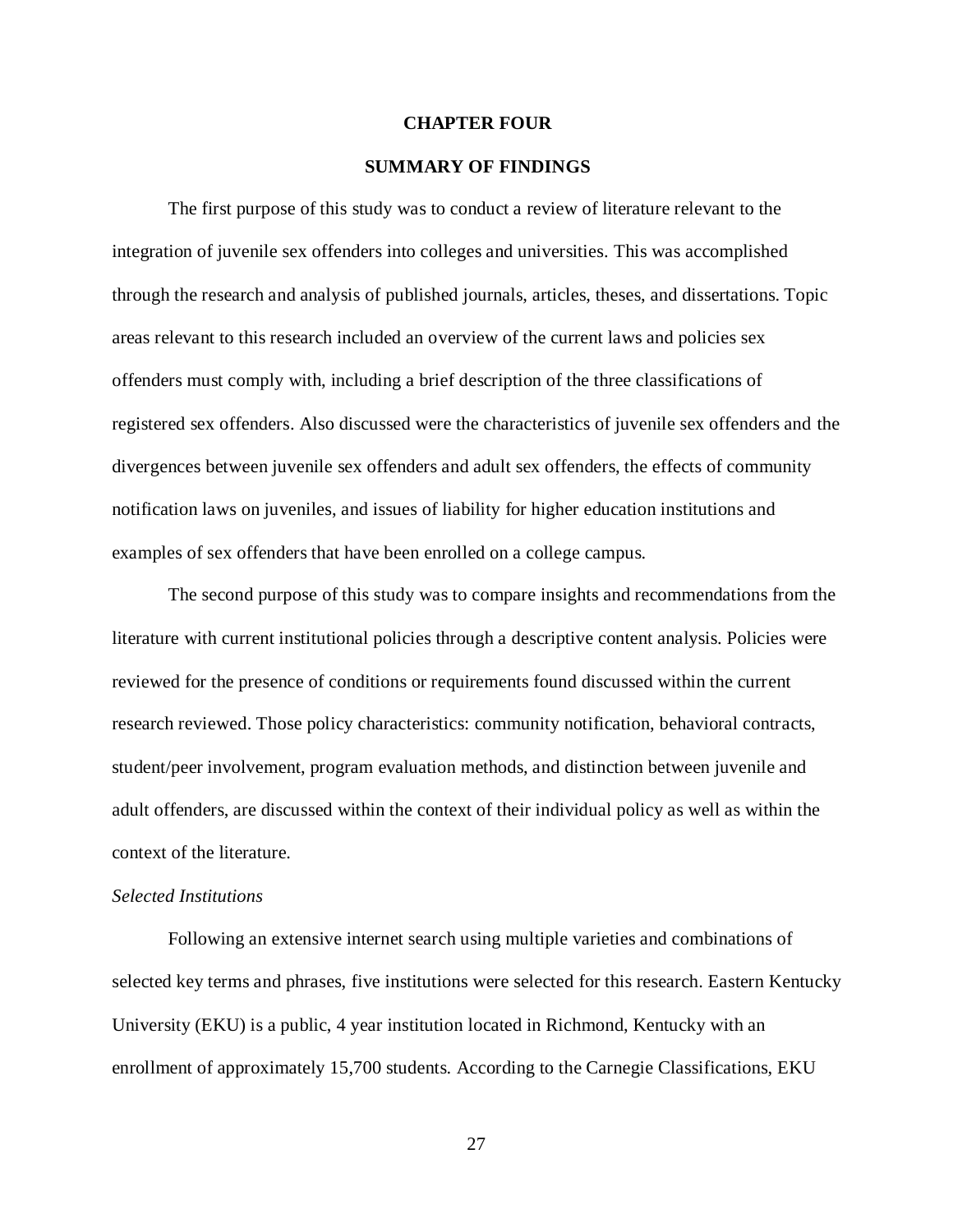# CHAPTER FOUR

## SUMMARY OF FINDINGS

The first purpose of this study was to conduct a review of literature relevant to the integration of juvenile sex offenders into colleges and universities. This was accomplished through the research and analysis of published journals, articles, theses, and dissertations. Topic areas relevant to this research included an overview of the current laws and policies sex offenders must comply with, including a brief description of the three classifications of registered sex offenders. Also discussed were the characteristics of juvenile sex offenders and the divergences between juvenile sex offenders and adult sex offenders, the effects of community notification laws on juveniles, and issues of liability for higher education institutions and examples of sex offenders that have been enrolled on a college campus.

The second purpose of this study was to compare insights and recommendations from the literature with current institutional policies through a descriptive content analysis. Policies were reviewed for the presence of conditions or requirements found discussed within the current research reviewed. Those policy characteristics: community notification, behavioral contracts, student/peer involvement, program evaluation methods, and distinction between juvenile and adult offenders, are discussed within the context of their individual policy as well as within the context of the literature.

*Selected Institutions*

Following an extensive internet search using multiple varieties and combinations of selected key terms and phrases, five institutions were selected for this research. Eastern Kentucky University (EKU) is a public, 4 year institution located in Richmond, Kentucky with an enrollment of approximately 15,700 students. According to the Carnegie Classifications, EKU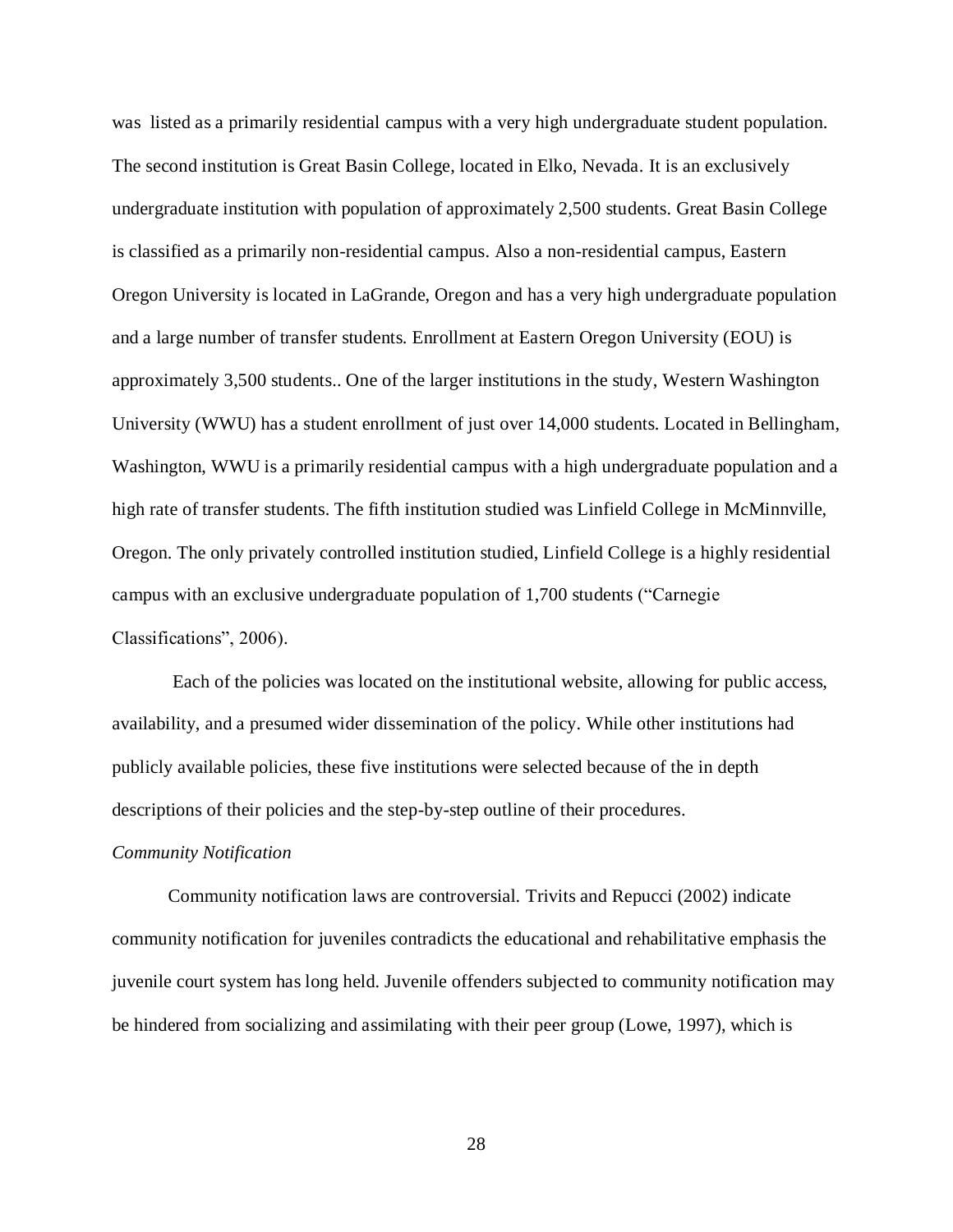was listed as a primarily residential campus with a very high undergraduate student population. The second institution is Great Basin College, located in Elko, Nevada. It is an exclusively undergraduate institution with population of approximately 2,500 students. Great Basin College is classified as a primarily non-residential campus. Also a non-residential campus, Eastern Oregon University is located in LaGrande, Oregon and has a very high undergraduate population and a large number of transfer students. Enrollment at Eastern Oregon University (EOU) is approximately 3,500 students.. One of the larger institutions in the study, Western Washington University (WWU) has a student enrollment of just over 14,000 students. Located in Bellingham, Washington, WWU is a primarily residential campus with a high undergraduate population and a high rate of transfer students. The fifth institution studied was Linfield College in McMinnville, Oregon. The only privately controlled institution studied, Linfield College is a highly residential campus with an exclusive undergraduate population of 1,700 students ("Carnegie Classifications", 2006).

Each of the policies was located on the institutional website, allowing for public access, availability, and a presumed wider dissemination of the policy. While other institutions had publicly available policies, these five institutions were selected because of the in depth descriptions of their policies and the step-by-step outline of their procedures.

*Community Notification*

Community notification laws are controversial. Trivits and Repucci (2002) indicate community notification for juveniles contradicts the educational and rehabilitative emphasis the juvenile court system has long held. Juvenile offenders subjected to community notification may be hindered from socializing and assimilating with their peer group (Lowe, 1997), which is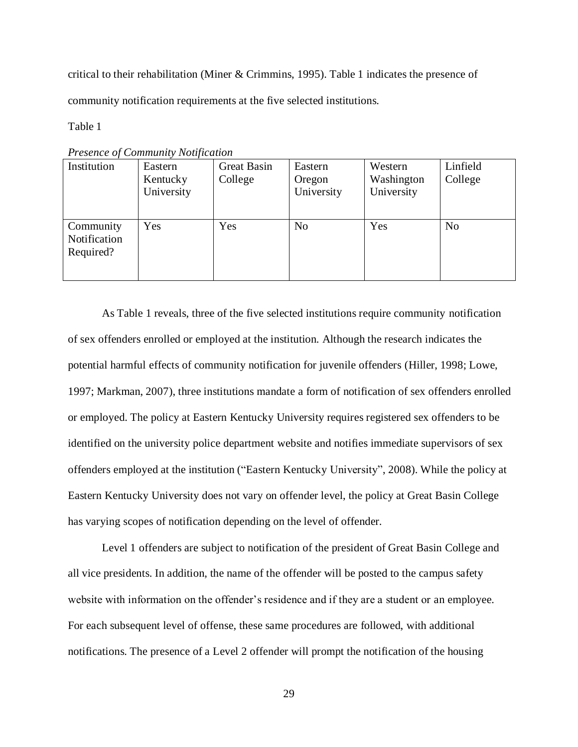critical to their rehabilitation (Miner & Crimmins, 1995). Table 1 indicates the presence of community notification requirements at the five selected institutions.

Table 1

*Presence of Community Notification*

| Institution | Eastern Kentucky University | Great Basin College | Eastern Oregon University | Western Washington University | Linfield College |
|---|---|---|---|---|---|
| Community Notification Required? | Yes | Yes | No | Yes | No |

As Table 1 reveals, three of the five selected institutions require community notification of sex offenders enrolled or employed at the institution. Although the research indicates the potential harmful effects of community notification for juvenile offenders (Hiller, 1998; Lowe, 1997; Markman, 2007), three institutions mandate a form of notification of sex offenders enrolled or employed. The policy at Eastern Kentucky University requires registered sex offenders to be identified on the university police department website and notifies immediate supervisors of sex offenders employed at the institution ("Eastern Kentucky University", 2008). While the policy at Eastern Kentucky University does not vary on offender level, the policy at Great Basin College has varying scopes of notification depending on the level of offender.

Level 1 offenders are subject to notification of the president of Great Basin College and all vice presidents. In addition, the name of the offender will be posted to the campus safety website with information on the offender's residence and if they are a student or an employee. For each subsequent level of offense, these same procedures are followed, with additional notifications. The presence of a Level 2 offender will prompt the notification of the housing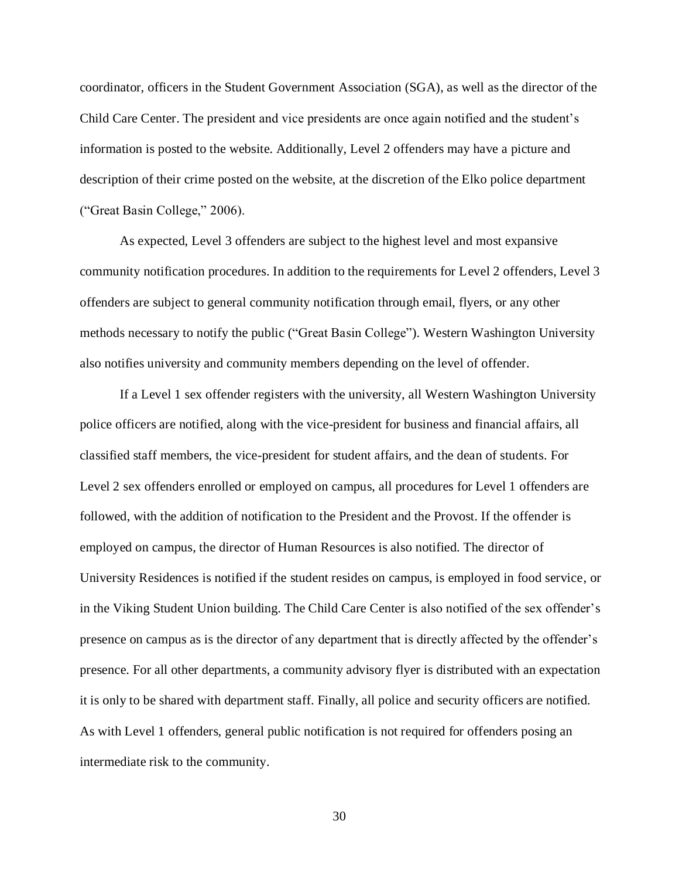coordinator, officers in the Student Government Association (SGA), as well as the director of the Child Care Center. The president and vice presidents are once again notified and the student's information is posted to the website. Additionally, Level 2 offenders may have a picture and description of their crime posted on the website, at the discretion of the Elko police department ("Great Basin College," 2006).

As expected, Level 3 offenders are subject to the highest level and most expansive community notification procedures. In addition to the requirements for Level 2 offenders, Level 3 offenders are subject to general community notification through email, flyers, or any other methods necessary to notify the public ("Great Basin College"). Western Washington University also notifies university and community members depending on the level of offender.

If a Level 1 sex offender registers with the university, all Western Washington University police officers are notified, along with the vice-president for business and financial affairs, all classified staff members, the vice-president for student affairs, and the dean of students. For Level 2 sex offenders enrolled or employed on campus, all procedures for Level 1 offenders are followed, with the addition of notification to the President and the Provost. If the offender is employed on campus, the director of Human Resources is also notified. The director of University Residences is notified if the student resides on campus, is employed in food service, or in the Viking Student Union building. The Child Care Center is also notified of the sex offender's presence on campus as is the director of any department that is directly affected by the offender's presence. For all other departments, a community advisory flyer is distributed with an expectation it is only to be shared with department staff. Finally, all police and security officers are notified. As with Level 1 offenders, general public notification is not required for offenders posing an intermediate risk to the community.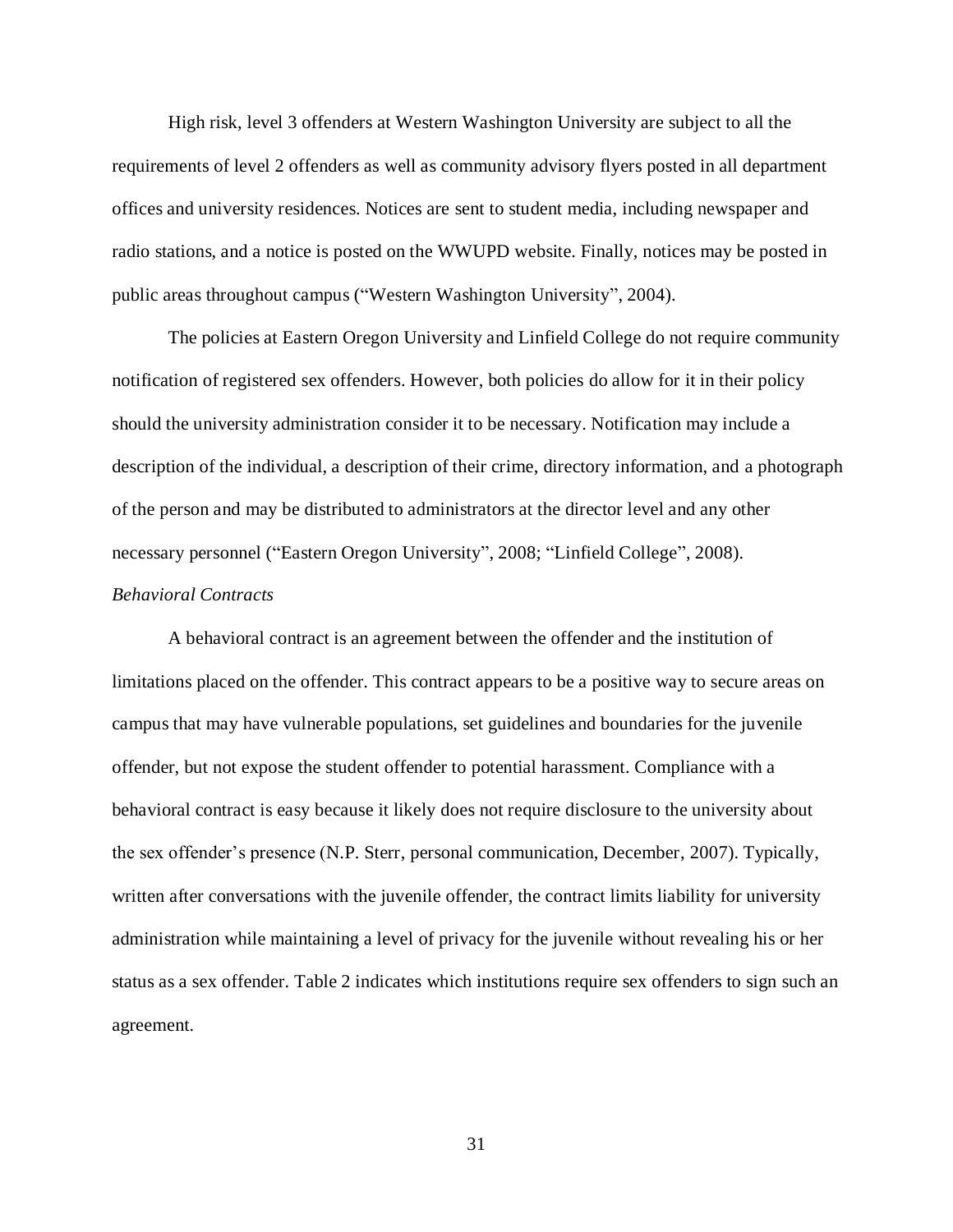High risk, level 3 offenders at Western Washington University are subject to all the requirements of level 2 offenders as well as community advisory flyers posted in all department offices and university residences. Notices are sent to student media, including newspaper and radio stations, and a notice is posted on the WWUPD website. Finally, notices may be posted in public areas throughout campus (“Western Washington University”, 2004).

The policies at Eastern Oregon University and Linfield College do not require community notification of registered sex offenders. However, both policies do allow for it in their policy should the university administration consider it to be necessary. Notification may include a description of the individual, a description of their crime, directory information, and a photograph of the person and may be distributed to administrators at the director level and any other necessary personnel (“Eastern Oregon University”, 2008; “Linfield College”, 2008).

*Behavioral Contracts*

A behavioral contract is an agreement between the offender and the institution of limitations placed on the offender. This contract appears to be a positive way to secure areas on campus that may have vulnerable populations, set guidelines and boundaries for the juvenile offender, but not expose the student offender to potential harassment. Compliance with a behavioral contract is easy because it likely does not require disclosure to the university about the sex offender’s presence (N.P. Sterr, personal communication, December, 2007). Typically, written after conversations with the juvenile offender, the contract limits liability for university administration while maintaining a level of privacy for the juvenile without revealing his or her status as a sex offender. Table 2 indicates which institutions require sex offenders to sign such an agreement.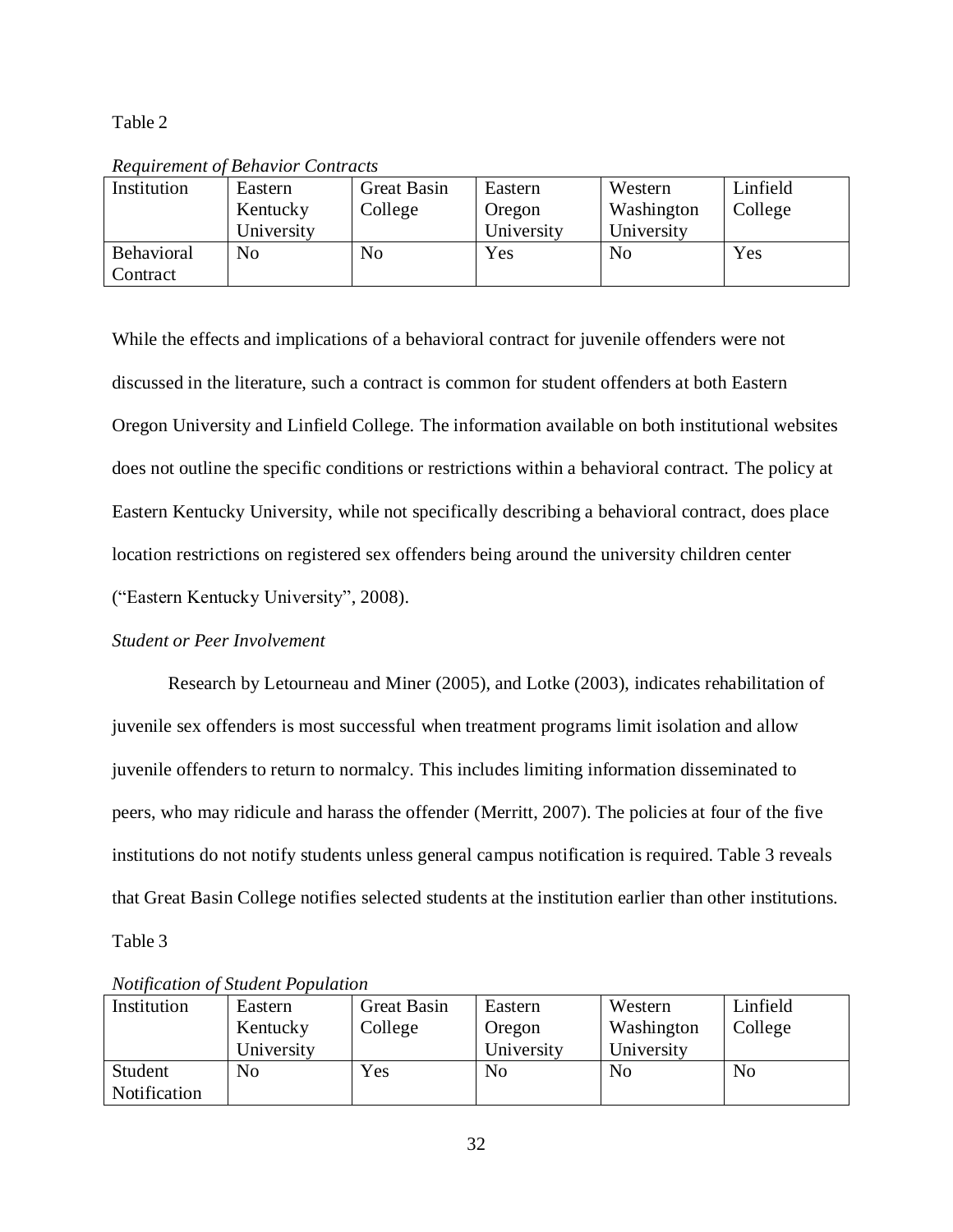Table 2

*Requirement of Behavior Contracts*

| Institution | Eastern Kentucky University | Great Basin College | Eastern Oregon University | Western Washington University | Linfield College |
|---|---|---|---|---|---|
| Behavioral Contract | No | No | Yes | No | Yes |

While the effects and implications of a behavioral contract for juvenile offenders were not discussed in the literature, such a contract is common for student offenders at both Eastern Oregon University and Linfield College. The information available on both institutional websites does not outline the specific conditions or restrictions within a behavioral contract. The policy at Eastern Kentucky University, while not specifically describing a behavioral contract, does place location restrictions on registered sex offenders being around the university children center ("Eastern Kentucky University", 2008).

*Student or Peer Involvement*

Research by Letourneau and Miner (2005), and Lotke (2003), indicates rehabilitation of juvenile sex offenders is most successful when treatment programs limit isolation and allow juvenile offenders to return to normalcy. This includes limiting information disseminated to peers, who may ridicule and harass the offender (Merritt, 2007). The policies at four of the five institutions do not notify students unless general campus notification is required. Table 3 reveals that Great Basin College notifies selected students at the institution earlier than other institutions.

Table 3

*Notification of Student Population*

| Institution | Eastern Kentucky University | Great Basin College | Eastern Oregon University | Western Washington University | Linfield College |
|---|---|---|---|---|---|
| Student Notification | No | Yes | No | No | No |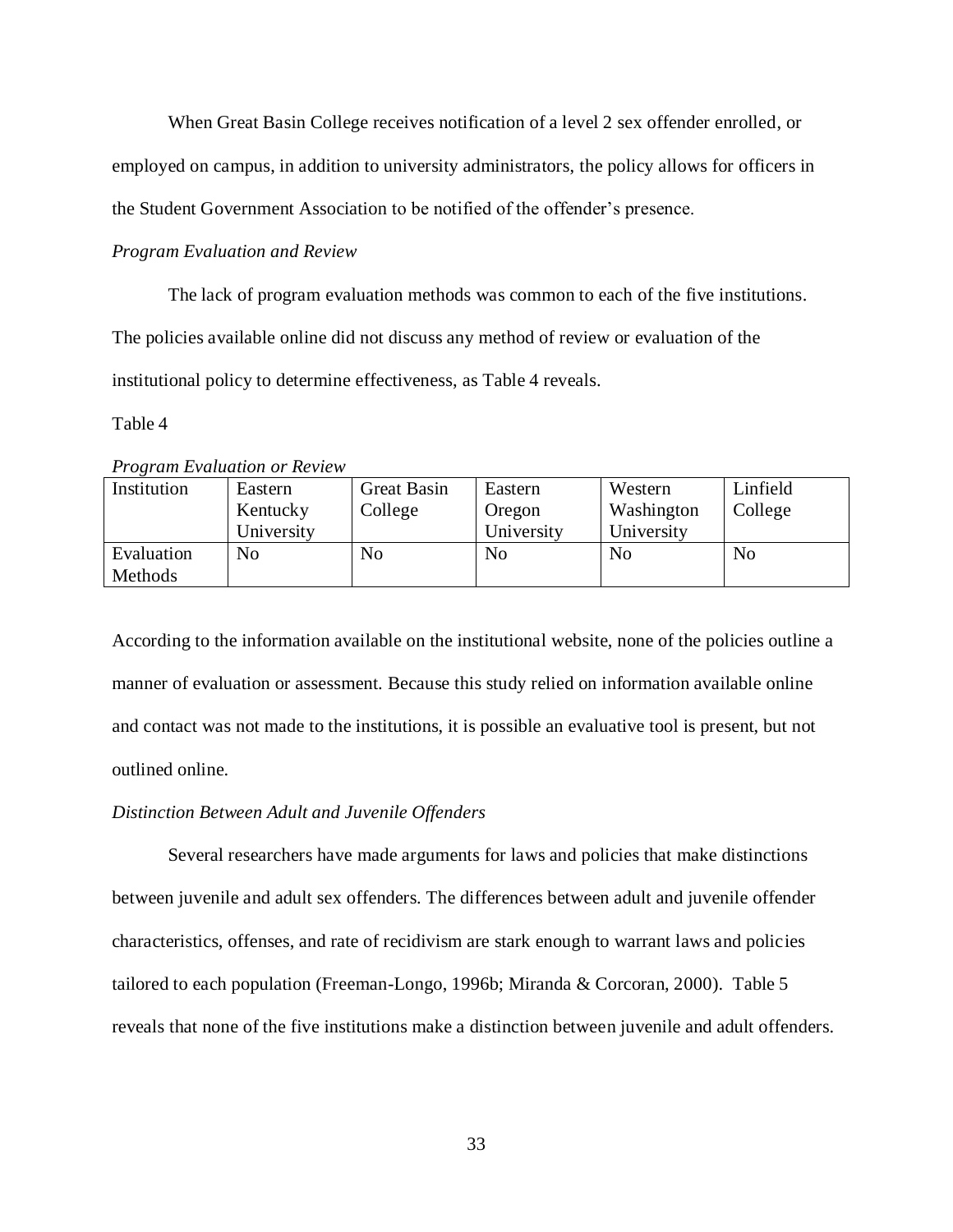When Great Basin College receives notification of a level 2 sex offender enrolled, or employed on campus, in addition to university administrators, the policy allows for officers in the Student Government Association to be notified of the offender's presence.

*Program Evaluation and Review*

The lack of program evaluation methods was common to each of the five institutions. The policies available online did not discuss any method of review or evaluation of the institutional policy to determine effectiveness, as Table 4 reveals.

Table 4

*Program Evaluation or Review*

| Institution | Eastern Kentucky University | Great Basin College | Eastern Oregon University | Western Washington University | Linfield College |
|---|---|---|---|---|---|
| Evaluation Methods | No | No | No | No | No |

According to the information available on the institutional website, none of the policies outline a manner of evaluation or assessment. Because this study relied on information available online and contact was not made to the institutions, it is possible an evaluative tool is present, but not outlined online.

*Distinction Between Adult and Juvenile Offenders*

Several researchers have made arguments for laws and policies that make distinctions between juvenile and adult sex offenders. The differences between adult and juvenile offender characteristics, offenses, and rate of recidivism are stark enough to warrant laws and policies tailored to each population (Freeman-Longo, 1996b; Miranda & Corcoran, 2000). Table 5 reveals that none of the five institutions make a distinction between juvenile and adult offenders.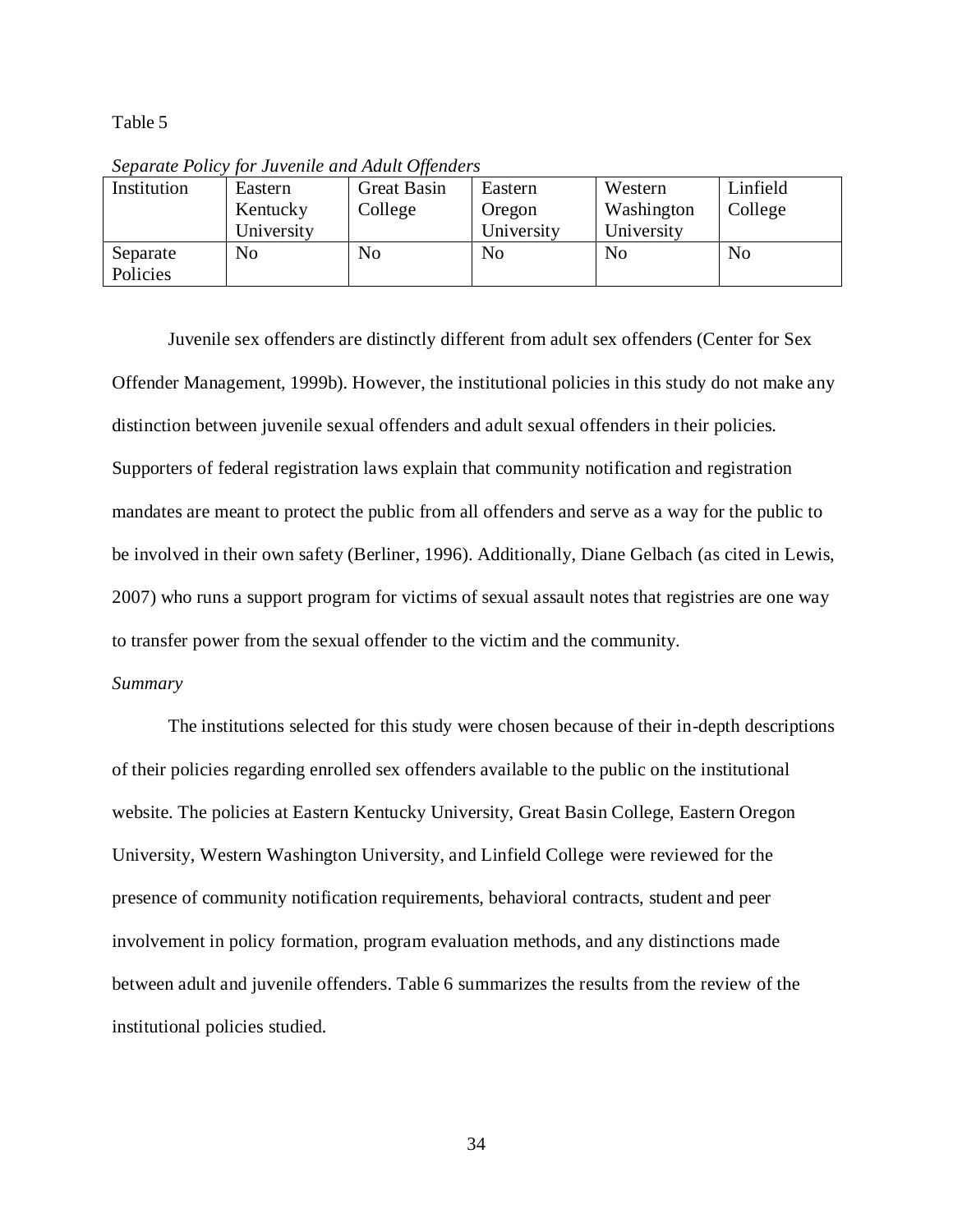Table 5

*Separate Policy for Juvenile and Adult Offenders*

| Institution | Eastern Kentucky University | Great Basin College | Eastern Oregon University | Western Washington University | Linfield College |
|---|---|---|---|---|---|
| Separate Policies | No | No | No | No | No |

Juvenile sex offenders are distinctly different from adult sex offenders (Center for Sex Offender Management, 1999b). However, the institutional policies in this study do not make any distinction between juvenile sexual offenders and adult sexual offenders in their policies. Supporters of federal registration laws explain that community notification and registration mandates are meant to protect the public from all offenders and serve as a way for the public to be involved in their own safety (Berliner, 1996). Additionally, Diane Gelbach (as cited in Lewis, 2007) who runs a support program for victims of sexual assault notes that registries are one way to transfer power from the sexual offender to the victim and the community.

*Summary*

The institutions selected for this study were chosen because of their in-depth descriptions of their policies regarding enrolled sex offenders available to the public on the institutional website. The policies at Eastern Kentucky University, Great Basin College, Eastern Oregon University, Western Washington University, and Linfield College were reviewed for the presence of community notification requirements, behavioral contracts, student and peer involvement in policy formation, program evaluation methods, and any distinctions made between adult and juvenile offenders. Table 6 summarizes the results from the review of the institutional policies studied.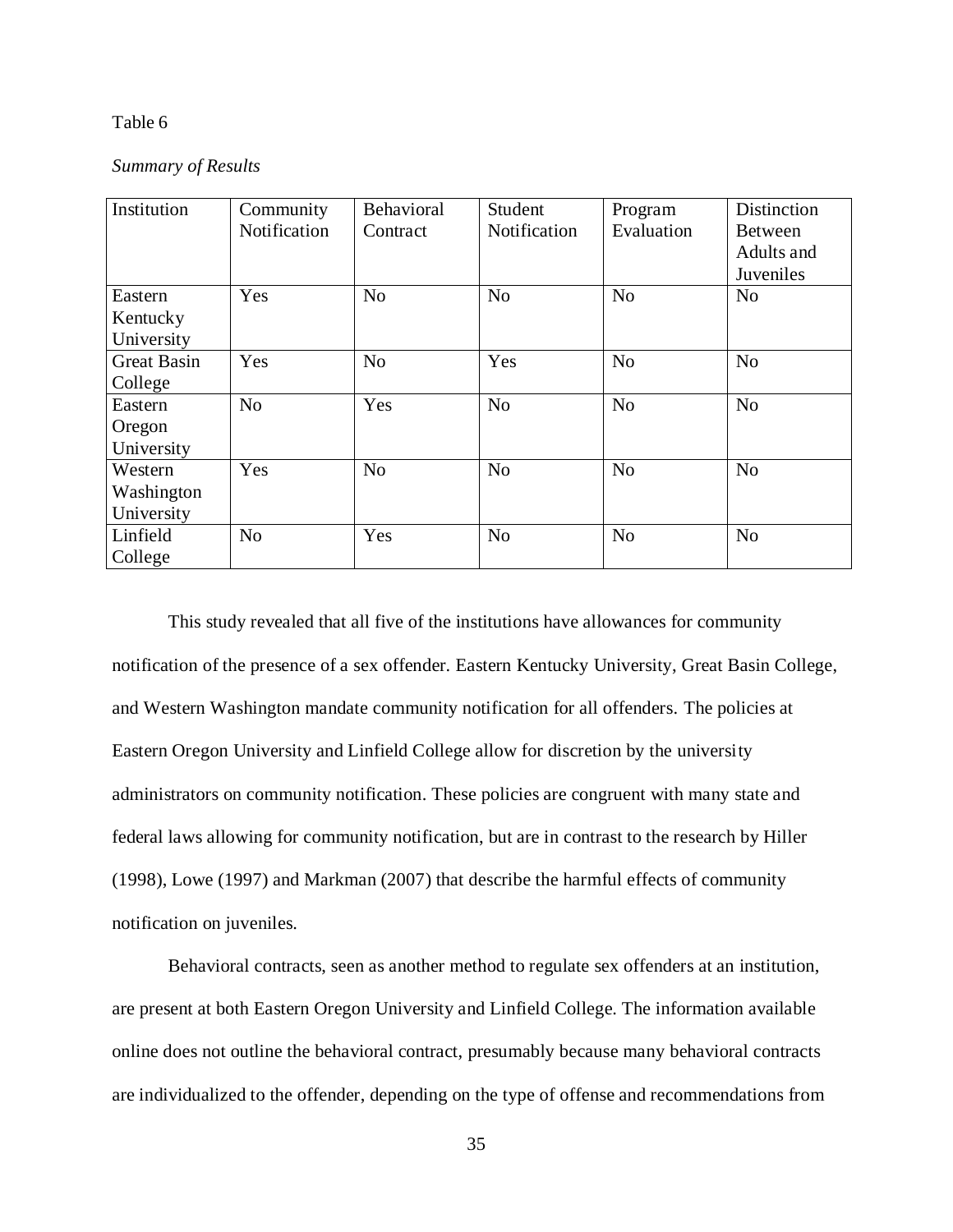Table 6

*Summary of Results*

| Institution | Community Notification | Behavioral Contract | Student Notification | Program Evaluation | Distinction Between Adults and Juveniles |
|---|---|---|---|---|---|
| Eastern Kentucky University | Yes | No | No | No | No |
| Great Basin College | Yes | No | Yes | No | No |
| Eastern Oregon University | No | Yes | No | No | No |
| Western Washington University | Yes | No | No | No | No |
| Linfield College | No | Yes | No | No | No |

This study revealed that all five of the institutions have allowances for community notification of the presence of a sex offender. Eastern Kentucky University, Great Basin College, and Western Washington mandate community notification for all offenders. The policies at Eastern Oregon University and Linfield College allow for discretion by the university administrators on community notification. These policies are congruent with many state and federal laws allowing for community notification, but are in contrast to the research by Hiller (1998), Lowe (1997) and Markman (2007) that describe the harmful effects of community notification on juveniles.

Behavioral contracts, seen as another method to regulate sex offenders at an institution, are present at both Eastern Oregon University and Linfield College. The information available online does not outline the behavioral contract, presumably because many behavioral contracts are individualized to the offender, depending on the type of offense and recommendations from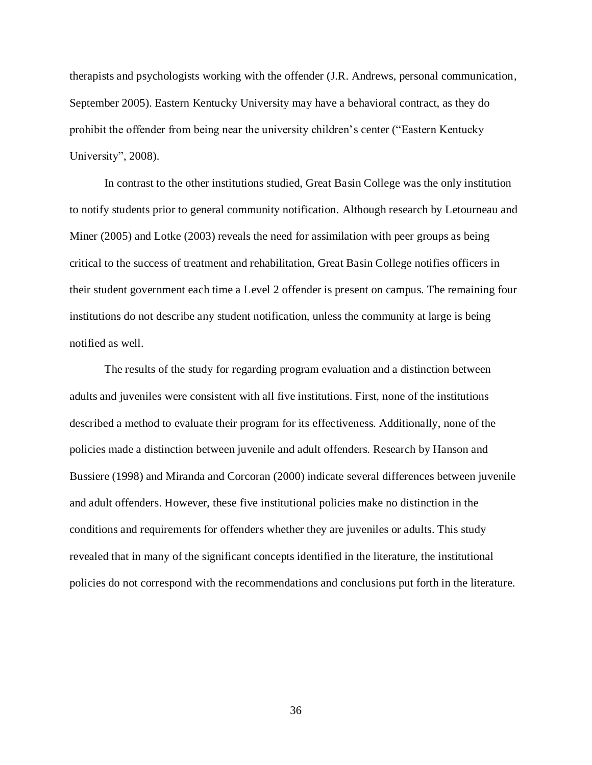therapists and psychologists working with the offender (J.R. Andrews, personal communication, September 2005). Eastern Kentucky University may have a behavioral contract, as they do prohibit the offender from being near the university children's center ("Eastern Kentucky University", 2008).

In contrast to the other institutions studied, Great Basin College was the only institution to notify students prior to general community notification. Although research by Letourneau and Miner (2005) and Lotke (2003) reveals the need for assimilation with peer groups as being critical to the success of treatment and rehabilitation, Great Basin College notifies officers in their student government each time a Level 2 offender is present on campus. The remaining four institutions do not describe any student notification, unless the community at large is being notified as well.

The results of the study for regarding program evaluation and a distinction between adults and juveniles were consistent with all five institutions. First, none of the institutions described a method to evaluate their program for its effectiveness. Additionally, none of the policies made a distinction between juvenile and adult offenders. Research by Hanson and Bussiere (1998) and Miranda and Corcoran (2000) indicate several differences between juvenile and adult offenders. However, these five institutional policies make no distinction in the conditions and requirements for offenders whether they are juveniles or adults. This study revealed that in many of the significant concepts identified in the literature, the institutional policies do not correspond with the recommendations and conclusions put forth in the literature.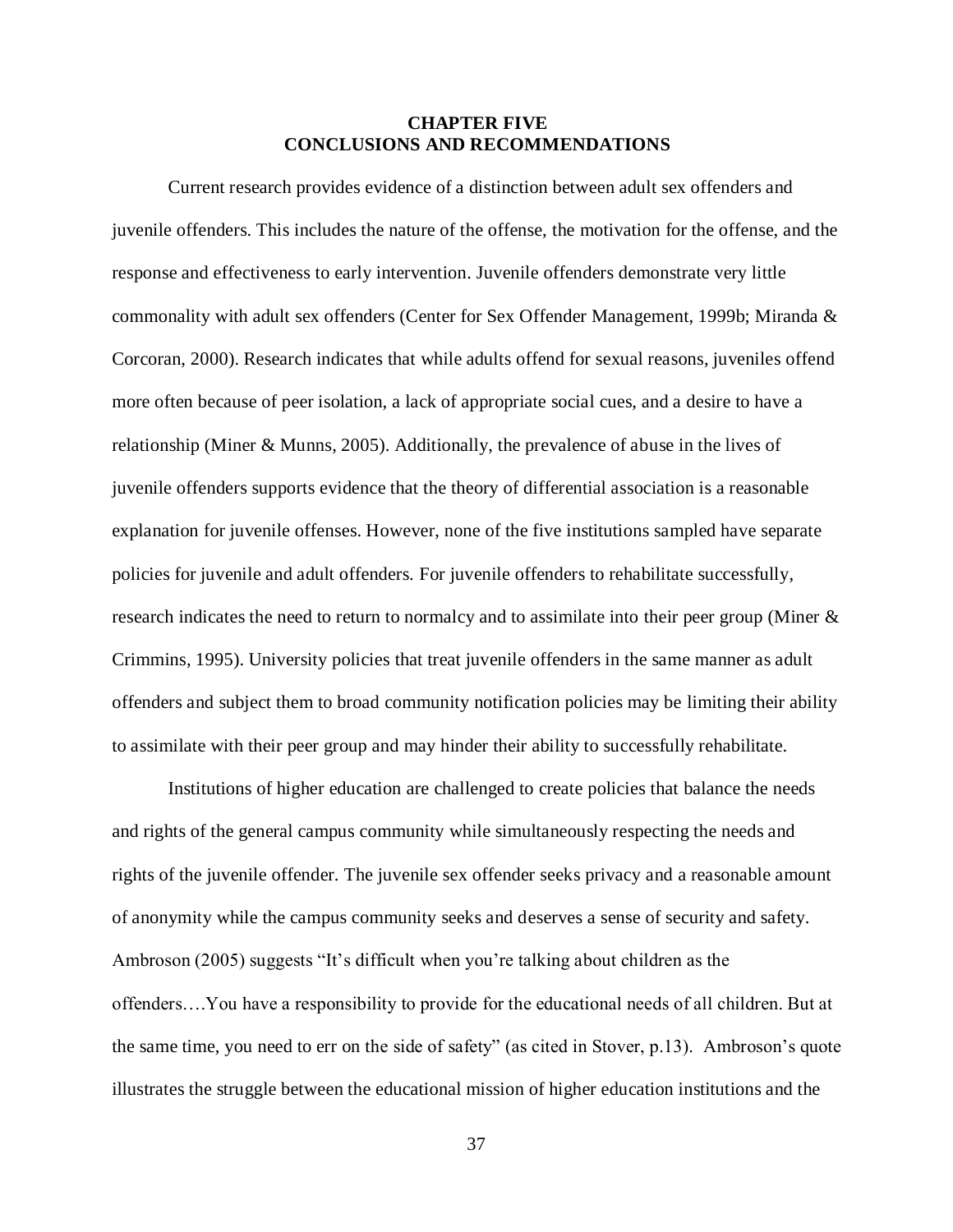# CHAPTER FIVE
# CONCLUSIONS AND RECOMMENDATIONS

Current research provides evidence of a distinction between adult sex offenders and juvenile offenders. This includes the nature of the offense, the motivation for the offense, and the response and effectiveness to early intervention. Juvenile offenders demonstrate very little commonality with adult sex offenders (Center for Sex Offender Management, 1999b; Miranda & Corcoran, 2000). Research indicates that while adults offend for sexual reasons, juveniles offend more often because of peer isolation, a lack of appropriate social cues, and a desire to have a relationship (Miner & Munns, 2005). Additionally, the prevalence of abuse in the lives of juvenile offenders supports evidence that the theory of differential association is a reasonable explanation for juvenile offenses. However, none of the five institutions sampled have separate policies for juvenile and adult offenders. For juvenile offenders to rehabilitate successfully, research indicates the need to return to normalcy and to assimilate into their peer group (Miner & Crimmins, 1995). University policies that treat juvenile offenders in the same manner as adult offenders and subject them to broad community notification policies may be limiting their ability to assimilate with their peer group and may hinder their ability to successfully rehabilitate.

Institutions of higher education are challenged to create policies that balance the needs and rights of the general campus community while simultaneously respecting the needs and rights of the juvenile offender. The juvenile sex offender seeks privacy and a reasonable amount of anonymity while the campus community seeks and deserves a sense of security and safety. Ambroson (2005) suggests "It's difficult when you're talking about children as the offenders….You have a responsibility to provide for the educational needs of all children. But at the same time, you need to err on the side of safety" (as cited in Stover, p.13). Ambroson's quote illustrates the struggle between the educational mission of higher education institutions and the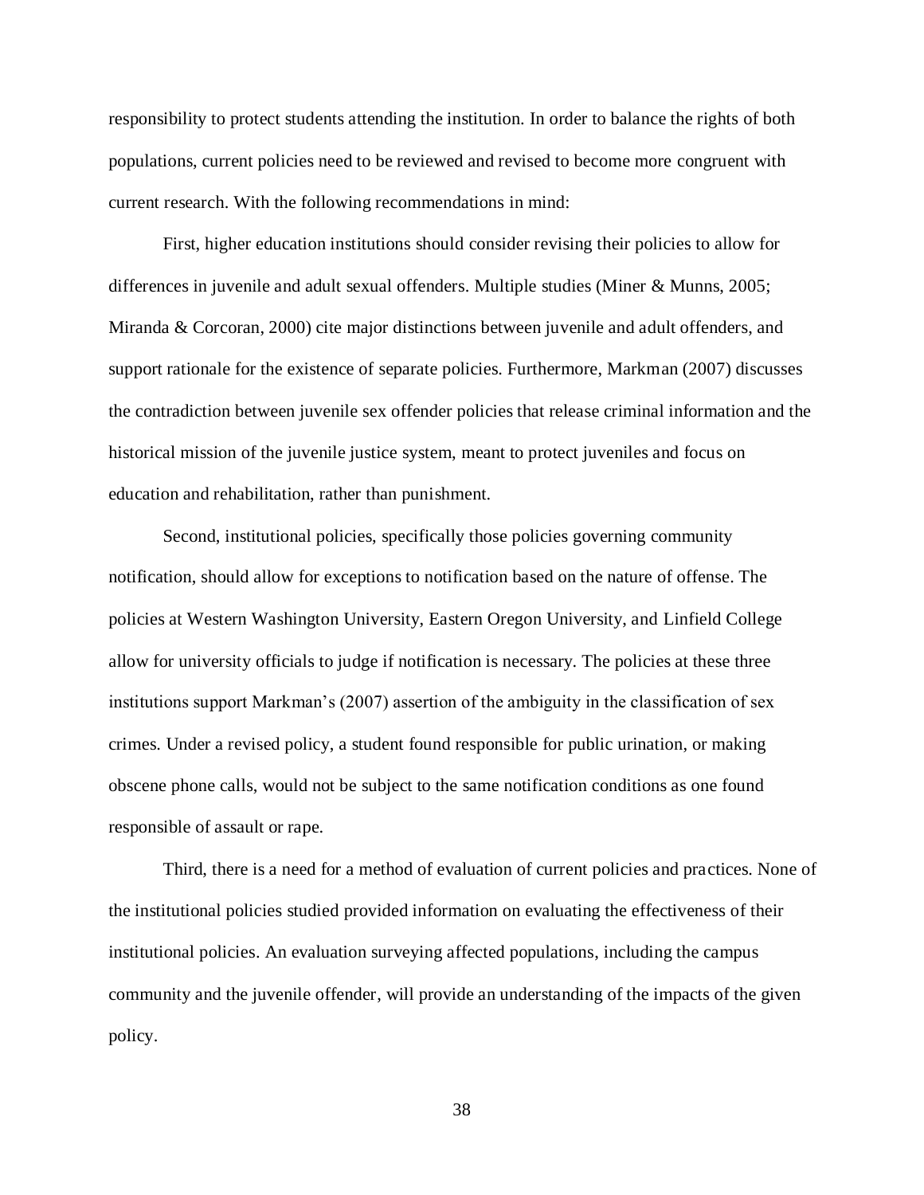responsibility to protect students attending the institution. In order to balance the rights of both populations, current policies need to be reviewed and revised to become more congruent with current research. With the following recommendations in mind:

First, higher education institutions should consider revising their policies to allow for differences in juvenile and adult sexual offenders. Multiple studies (Miner & Munns, 2005; Miranda & Corcoran, 2000) cite major distinctions between juvenile and adult offenders, and support rationale for the existence of separate policies. Furthermore, Markman (2007) discusses the contradiction between juvenile sex offender policies that release criminal information and the historical mission of the juvenile justice system, meant to protect juveniles and focus on education and rehabilitation, rather than punishment.

Second, institutional policies, specifically those policies governing community notification, should allow for exceptions to notification based on the nature of offense. The policies at Western Washington University, Eastern Oregon University, and Linfield College allow for university officials to judge if notification is necessary. The policies at these three institutions support Markman's (2007) assertion of the ambiguity in the classification of sex crimes. Under a revised policy, a student found responsible for public urination, or making obscene phone calls, would not be subject to the same notification conditions as one found responsible of assault or rape.

Third, there is a need for a method of evaluation of current policies and practices. None of the institutional policies studied provided information on evaluating the effectiveness of their institutional policies. An evaluation surveying affected populations, including the campus community and the juvenile offender, will provide an understanding of the impacts of the given policy.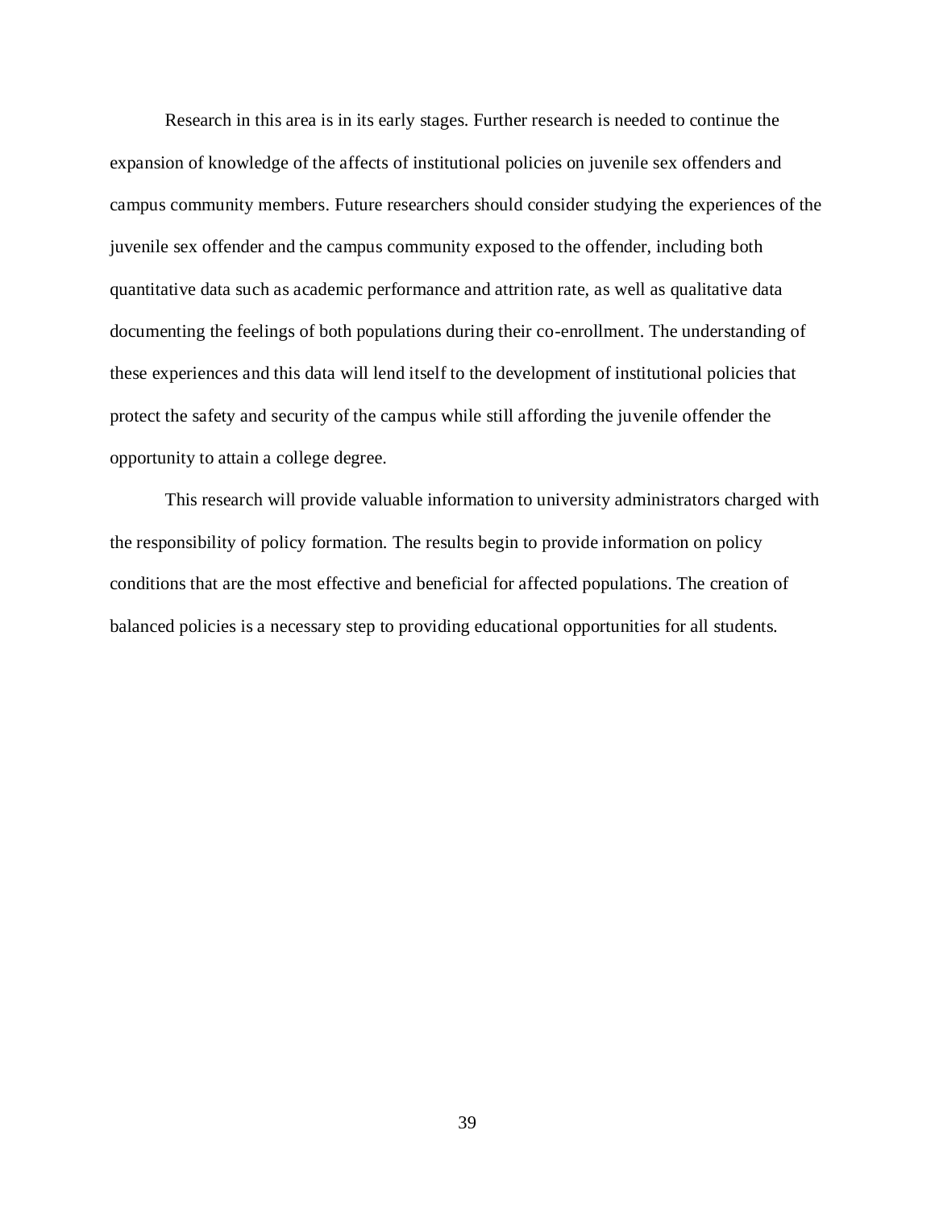Research in this area is in its early stages. Further research is needed to continue the expansion of knowledge of the affects of institutional policies on juvenile sex offenders and campus community members. Future researchers should consider studying the experiences of the juvenile sex offender and the campus community exposed to the offender, including both quantitative data such as academic performance and attrition rate, as well as qualitative data documenting the feelings of both populations during their co-enrollment. The understanding of these experiences and this data will lend itself to the development of institutional policies that protect the safety and security of the campus while still affording the juvenile offender the opportunity to attain a college degree.

This research will provide valuable information to university administrators charged with the responsibility of policy formation. The results begin to provide information on policy conditions that are the most effective and beneficial for affected populations. The creation of balanced policies is a necessary step to providing educational opportunities for all students.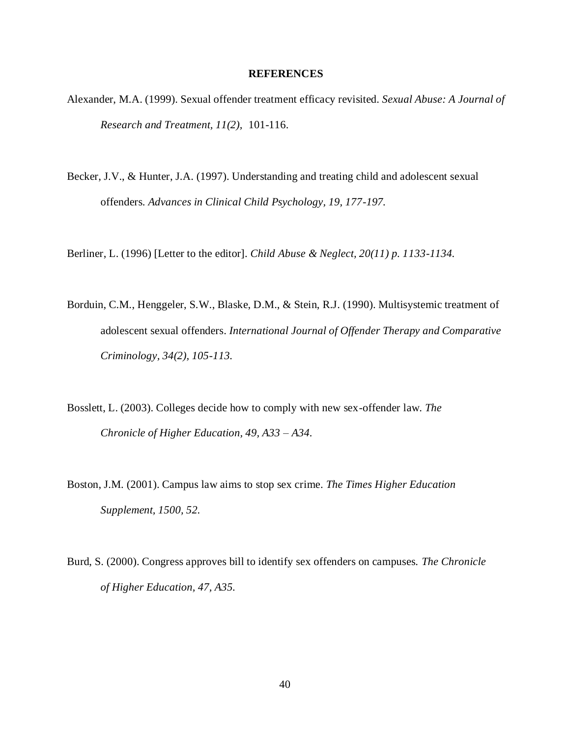# REFERENCES

Alexander, M.A. (1999). Sexual offender treatment efficacy revisited. *Sexual Abuse: A Journal of Research and Treatment, 11(2),* 101-116.

Becker, J.V., & Hunter, J.A. (1997). Understanding and treating child and adolescent sexual offenders. *Advances in Clinical Child Psychology, 19, 177-197.*

Berliner, L. (1996) [Letter to the editor]. *Child Abuse & Neglect, 20(11) p. 1133-1134.*

Borduin, C.M., Henggeler, S.W., Blaske, D.M., & Stein, R.J. (1990). Multisystemic treatment of adolescent sexual offenders. *International Journal of Offender Therapy and Comparative Criminology, 34(2), 105-113.*

Bosslett, L. (2003). Colleges decide how to comply with new sex-offender law. *The Chronicle of Higher Education, 49, A33 – A34.*

Boston, J.M. (2001). Campus law aims to stop sex crime. *The Times Higher Education Supplement, 1500, 52.*

Burd, S. (2000). Congress approves bill to identify sex offenders on campuses. *The Chronicle of Higher Education, 47, A35.*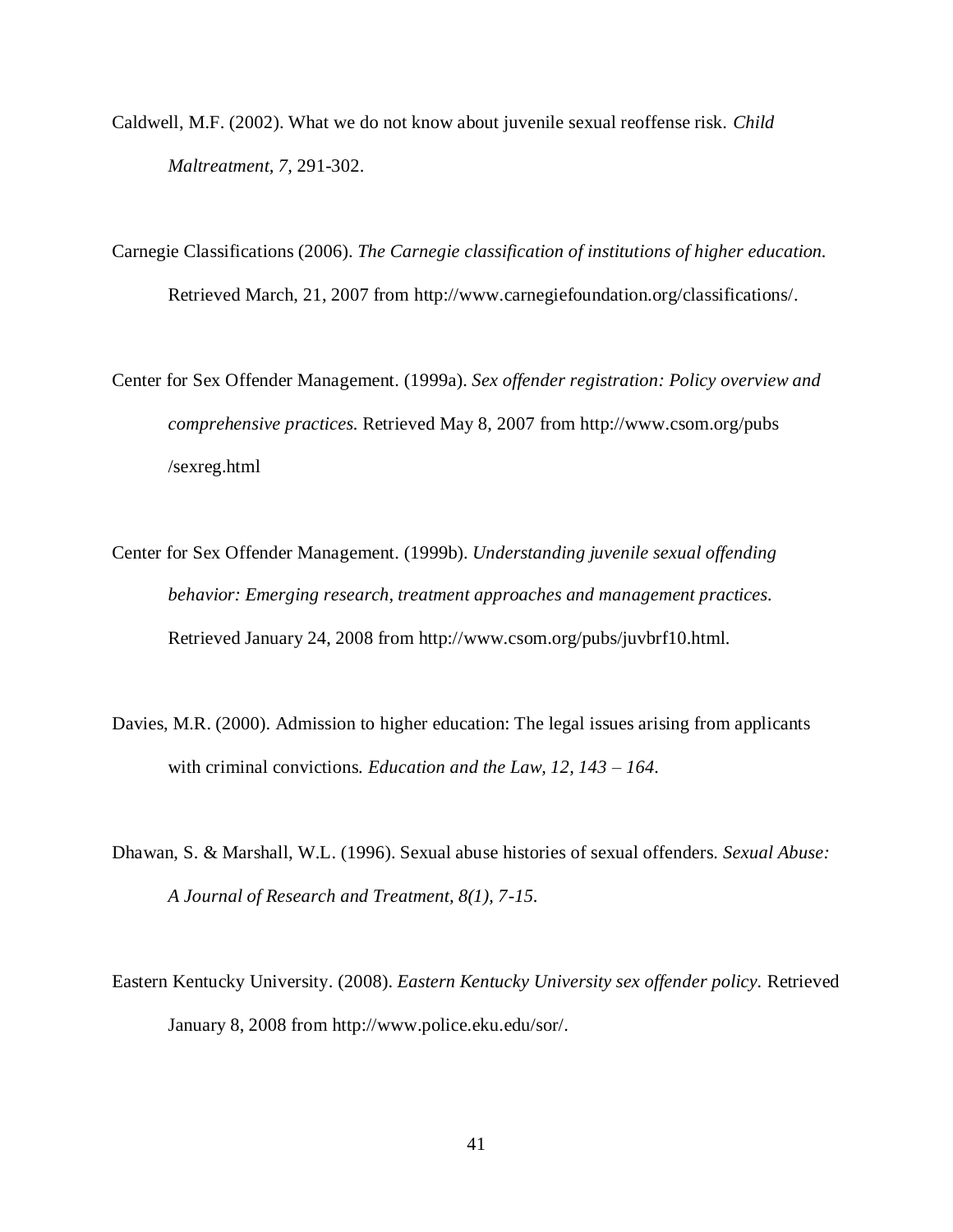Caldwell, M.F. (2002). What we do not know about juvenile sexual reoffense risk. *Child Maltreatment, 7,* 291-302.

Carnegie Classifications (2006). *The Carnegie classification of institutions of higher education.* Retrieved March, 21, 2007 from http://www.carnegiefoundation.org/classifications/.

Center for Sex Offender Management. (1999a). *Sex offender registration: Policy overview and comprehensive practices.* Retrieved May 8, 2007 from http://www.csom.org/pubs /sexreg.html

Center for Sex Offender Management. (1999b). *Understanding juvenile sexual offending behavior: Emerging research, treatment approaches and management practices.* Retrieved January 24, 2008 from http://www.csom.org/pubs/juvbrf10.html.

Davies, M.R. (2000). Admission to higher education: The legal issues arising from applicants with criminal convictions. *Education and the Law, 12, 143 – 164.*

Dhawan, S. & Marshall, W.L. (1996). Sexual abuse histories of sexual offenders. *Sexual Abuse: A Journal of Research and Treatment, 8(1), 7-15.*

Eastern Kentucky University. (2008). *Eastern Kentucky University sex offender policy.* Retrieved January 8, 2008 from http://www.police.eku.edu/sor/.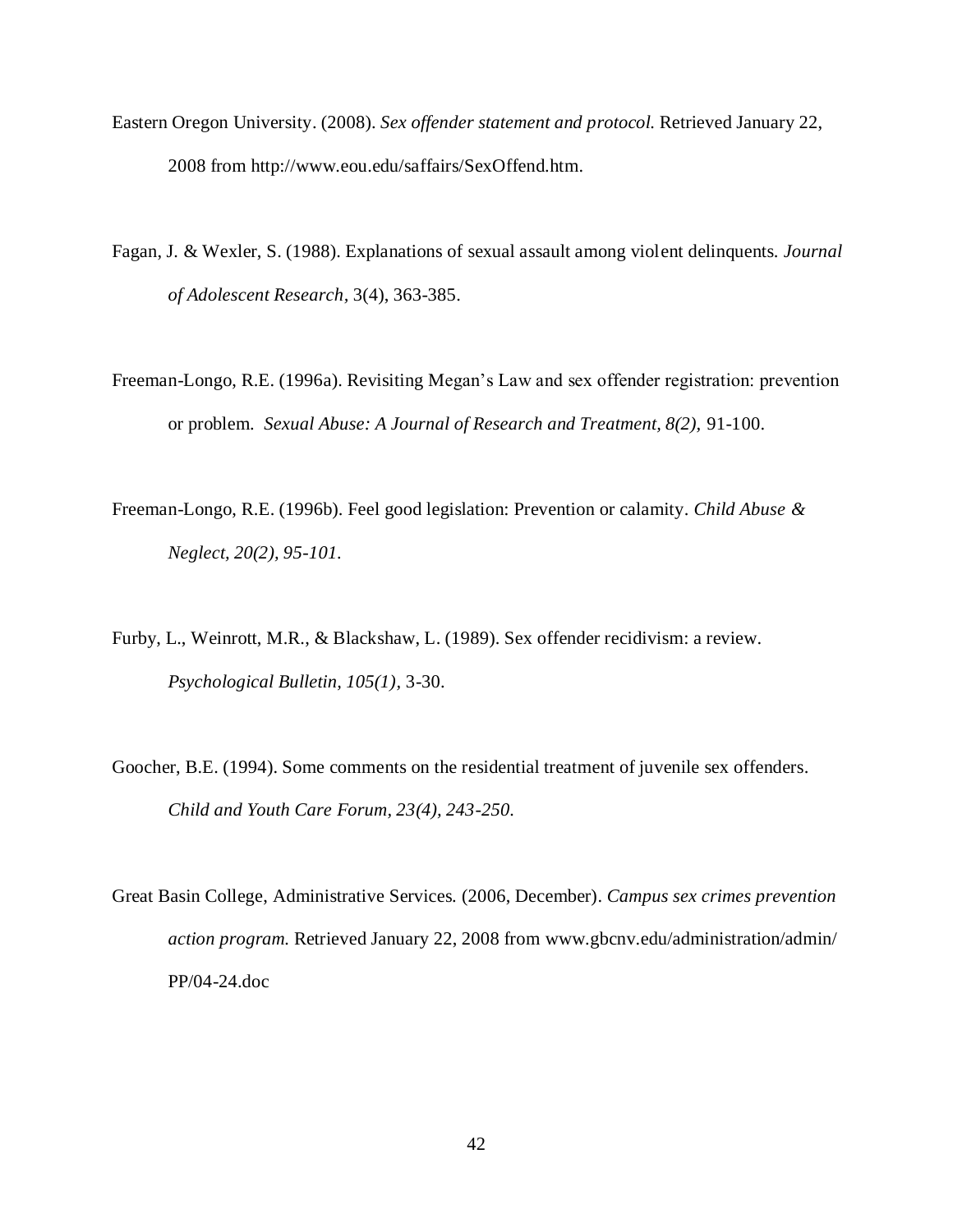Eastern Oregon University. (2008). *Sex offender statement and protocol.* Retrieved January 22, 2008 from http://www.eou.edu/saffairs/SexOffend.htm.

Fagan, J. & Wexler, S. (1988). Explanations of sexual assault among violent delinquents. *Journal of Adolescent Research*, 3(4), 363-385.

Freeman-Longo, R.E. (1996a). Revisiting Megan's Law and sex offender registration: prevention or problem. *Sexual Abuse: A Journal of Research and Treatment, 8(2),* 91-100.

Freeman-Longo, R.E. (1996b). Feel good legislation: Prevention or calamity. *Child Abuse & Neglect, 20(2), 95-101.*

Furby, L., Weinrott, M.R., & Blackshaw, L. (1989). Sex offender recidivism: a review. *Psychological Bulletin, 105(1),* 3-30.

Goocher, B.E. (1994). Some comments on the residential treatment of juvenile sex offenders. *Child and Youth Care Forum, 23(4), 243-250.*

Great Basin College, Administrative Services. (2006, December). *Campus sex crimes prevention action program.* Retrieved January 22, 2008 from www.gbcnv.edu/administration/admin/PP/04-24.doc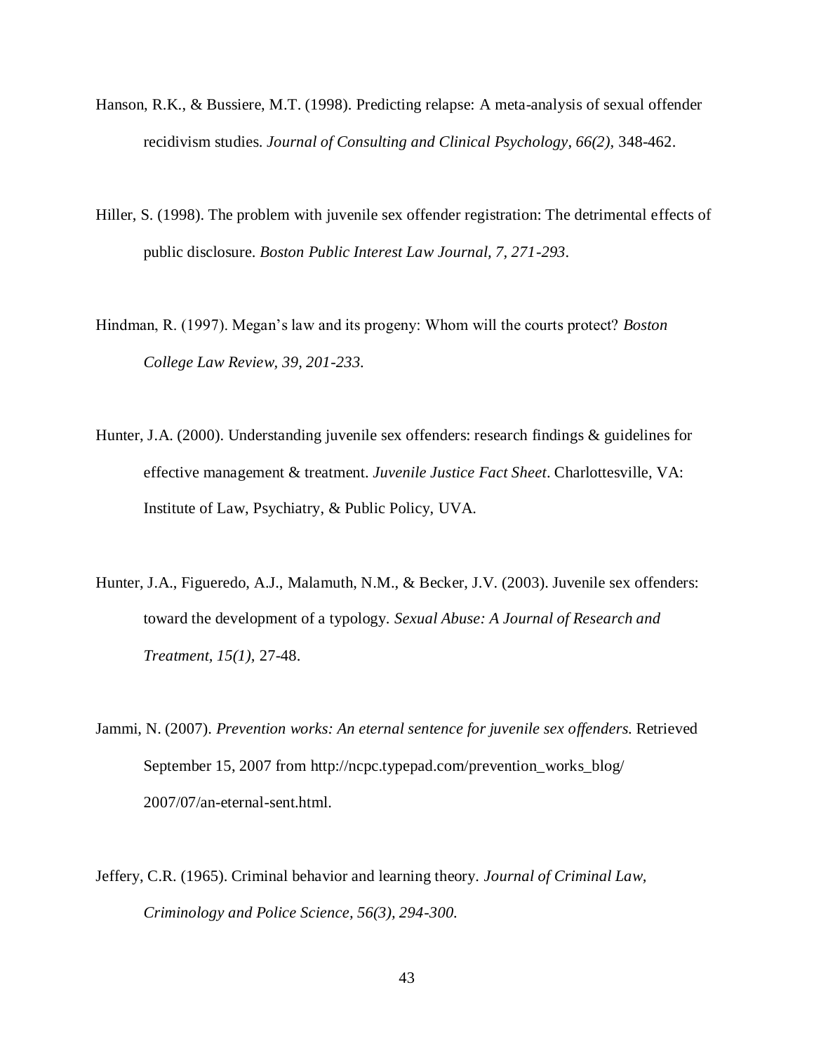Hanson, R.K., & Bussiere, M.T. (1998). Predicting relapse: A meta-analysis of sexual offender recidivism studies. *Journal of Consulting and Clinical Psychology, 66(2),* 348-462.

Hiller, S. (1998). The problem with juvenile sex offender registration: The detrimental effects of public disclosure. *Boston Public Interest Law Journal, 7, 271-293*.

Hindman, R. (1997). Megan's law and its progeny: Whom will the courts protect? *Boston College Law Review, 39, 201-233.*

Hunter, J.A. (2000). Understanding juvenile sex offenders: research findings & guidelines for effective management & treatment. *Juvenile Justice Fact Sheet*. Charlottesville, VA: Institute of Law, Psychiatry, & Public Policy, UVA.

Hunter, J.A., Figueredo, A.J., Malamuth, N.M., & Becker, J.V. (2003). Juvenile sex offenders: toward the development of a typology. *Sexual Abuse: A Journal of Research and Treatment, 15(1),* 27-48.

Jammi, N. (2007). *Prevention works: An eternal sentence for juvenile sex offenders.* Retrieved September 15, 2007 from http://ncpc.typepad.com/prevention_works_blog/ 2007/07/an-eternal-sent.html.

Jeffery, C.R. (1965). Criminal behavior and learning theory. *Journal of Criminal Law, Criminology and Police Science, 56(3), 294-300.*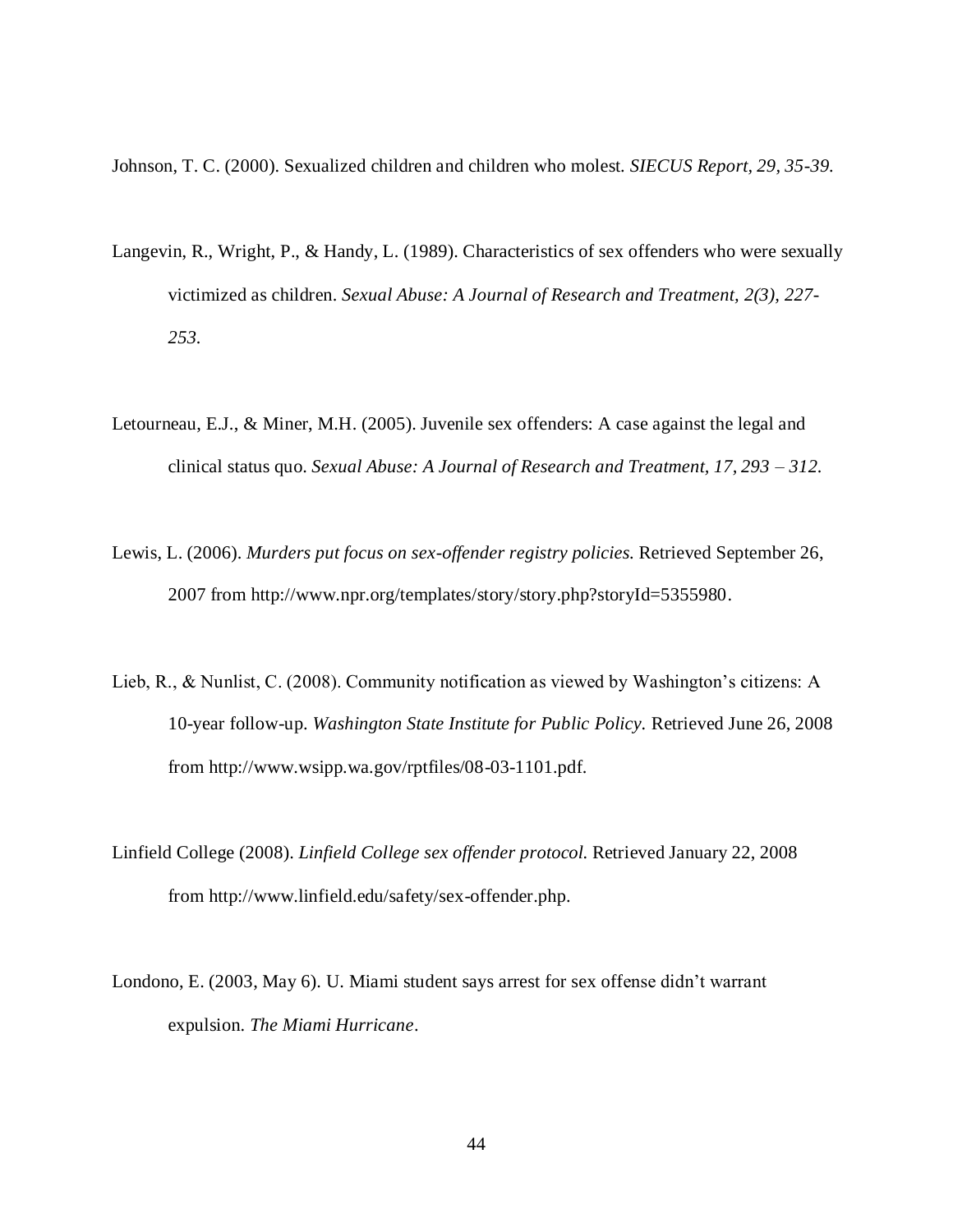Johnson, T. C. (2000). Sexualized children and children who molest. *SIECUS Report, 29, 35-39.*

Langevin, R., Wright, P., & Handy, L. (1989). Characteristics of sex offenders who were sexually victimized as children. *Sexual Abuse: A Journal of Research and Treatment, 2(3), 227-253.*

Letourneau, E.J., & Miner, M.H. (2005). Juvenile sex offenders: A case against the legal and clinical status quo. *Sexual Abuse: A Journal of Research and Treatment, 17, 293 – 312.*

Lewis, L. (2006). *Murders put focus on sex-offender registry policies.* Retrieved September 26, 2007 from http://www.npr.org/templates/story/story.php?storyId=5355980.

Lieb, R., & Nunlist, C. (2008). Community notification as viewed by Washington's citizens: A 10-year follow-up. *Washington State Institute for Public Policy.* Retrieved June 26, 2008 from http://www.wsipp.wa.gov/rptfiles/08-03-1101.pdf.

Linfield College (2008). *Linfield College sex offender protocol.* Retrieved January 22, 2008 from http://www.linfield.edu/safety/sex-offender.php.

Londono, E. (2003, May 6). U. Miami student says arrest for sex offense didn't warrant expulsion. *The Miami Hurricane*.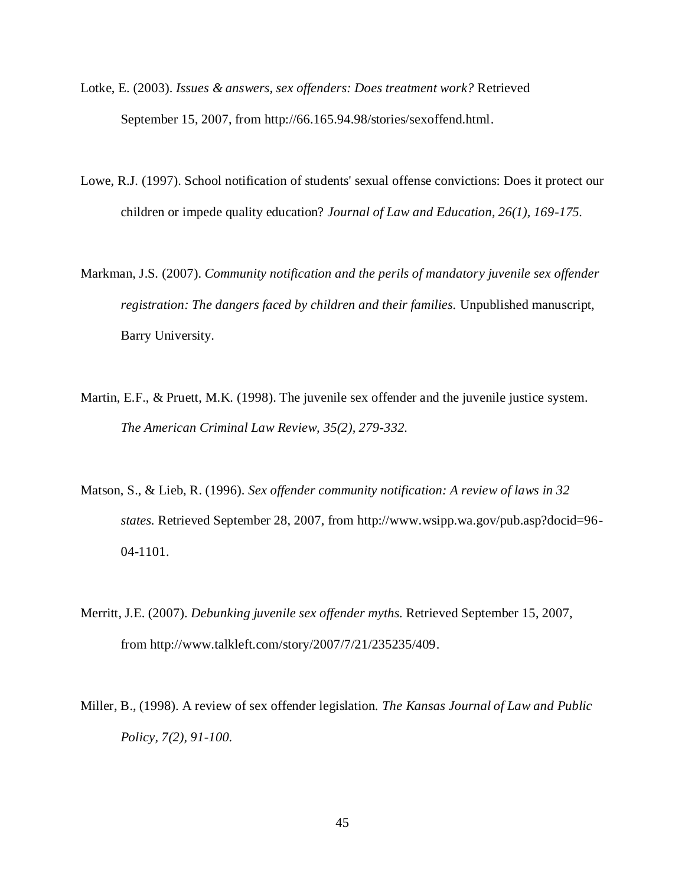Lotke, E. (2003). *Issues & answers, sex offenders: Does treatment work?* Retrieved September 15, 2007, from http://66.165.94.98/stories/sexoffend.html.

Lowe, R.J. (1997). School notification of students' sexual offense convictions: Does it protect our children or impede quality education? *Journal of Law and Education, 26(1), 169-175.*

Markman, J.S. (2007). *Community notification and the perils of mandatory juvenile sex offender registration: The dangers faced by children and their families.* Unpublished manuscript, Barry University.

Martin, E.F., & Pruett, M.K. (1998). The juvenile sex offender and the juvenile justice system. *The American Criminal Law Review, 35(2), 279-332.*

Matson, S., & Lieb, R. (1996). *Sex offender community notification: A review of laws in 32 states.* Retrieved September 28, 2007, from http://www.wsipp.wa.gov/pub.asp?docid=96-04-1101.

Merritt, J.E. (2007). *Debunking juvenile sex offender myths.* Retrieved September 15, 2007, from http://www.talkleft.com/story/2007/7/21/235235/409.

Miller, B., (1998). A review of sex offender legislation. *The Kansas Journal of Law and Public Policy, 7(2), 91-100.*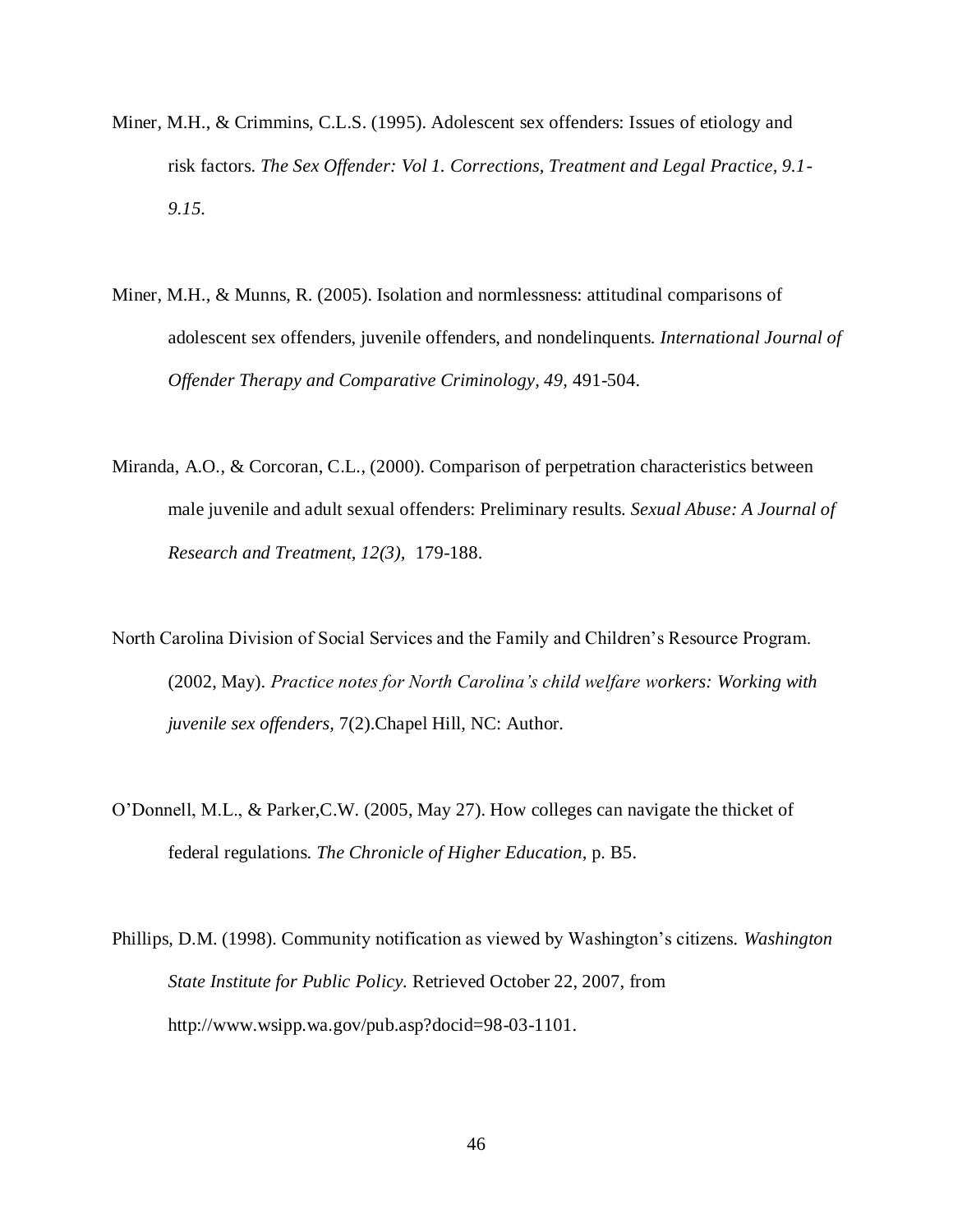Miner, M.H., & Crimmins, C.L.S. (1995). Adolescent sex offenders: Issues of etiology and risk factors. *The Sex Offender: Vol 1. Corrections, Treatment and Legal Practice, 9.1-9.15.*

Miner, M.H., & Munns, R. (2005). Isolation and normlessness: attitudinal comparisons of adolescent sex offenders, juvenile offenders, and nondelinquents. *International Journal of Offender Therapy and Comparative Criminology, 49,* 491-504.

Miranda, A.O., & Corcoran, C.L., (2000). Comparison of perpetration characteristics between male juvenile and adult sexual offenders: Preliminary results. *Sexual Abuse: A Journal of Research and Treatment, 12(3),* 179-188.

North Carolina Division of Social Services and the Family and Children's Resource Program. (2002, May). *Practice notes for North Carolina's child welfare workers: Working with juvenile sex offenders,* 7(2).Chapel Hill, NC: Author.

O'Donnell, M.L., & Parker,C.W. (2005, May 27). How colleges can navigate the thicket of federal regulations. *The Chronicle of Higher Education,* p. B5.

Phillips, D.M. (1998). Community notification as viewed by Washington's citizens. *Washington State Institute for Public Policy.* Retrieved October 22, 2007, from http://www.wsipp.wa.gov/pub.asp?docid=98-03-1101.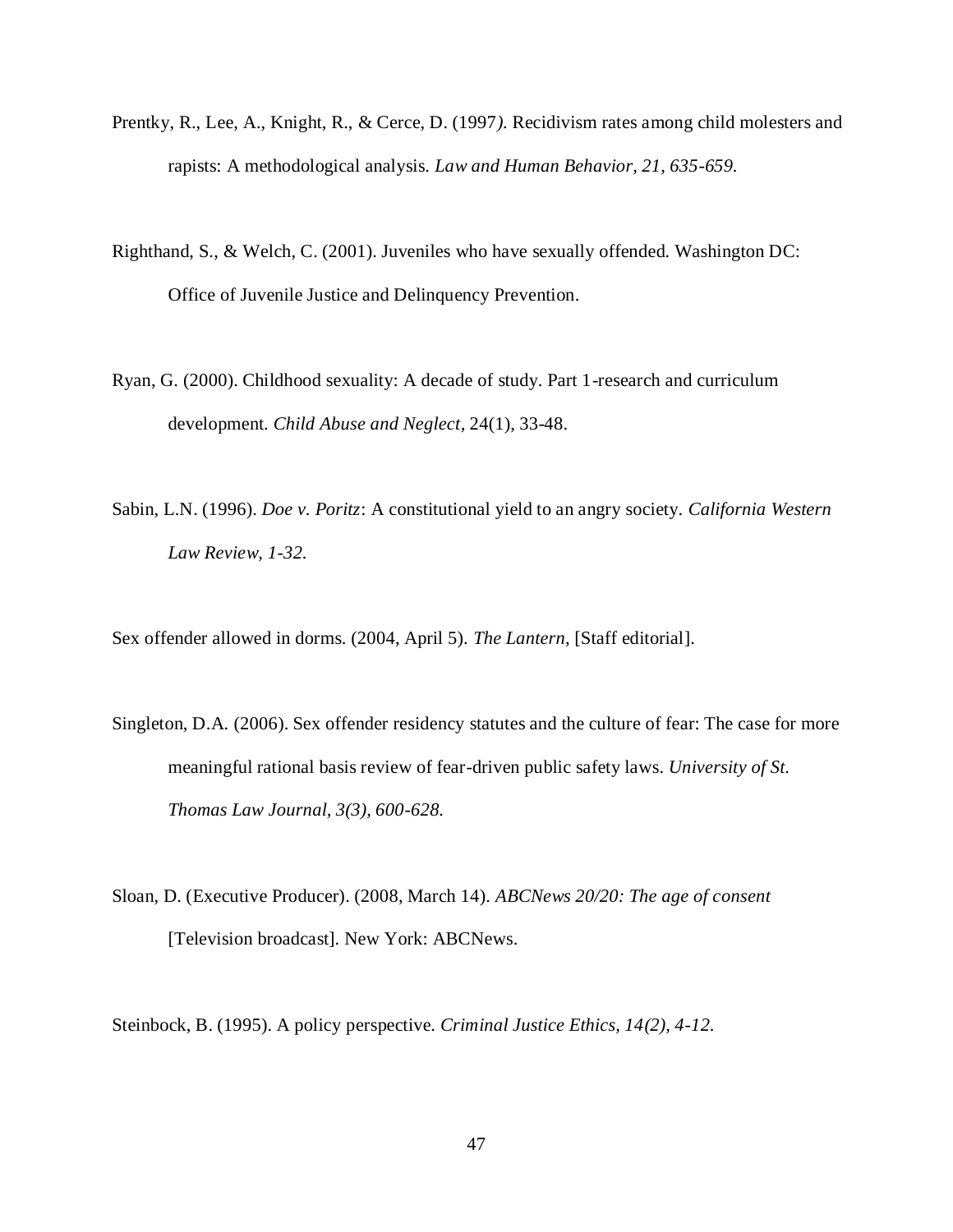Prentky, R., Lee, A., Knight, R., & Cerce, D. (1997*)*. Recidivism rates among child molesters and rapists: A methodological analysis. *Law and Human Behavior, 21, 635-659.*

Righthand, S., & Welch, C. (2001). Juveniles who have sexually offended. Washington DC: Office of Juvenile Justice and Delinquency Prevention.

Ryan, G. (2000). Childhood sexuality: A decade of study. Part 1-research and curriculum development. *Child Abuse and Neglect*, 24(1), 33-48.

Sabin, L.N. (1996). *Doe v. Poritz*: A constitutional yield to an angry society. *California Western Law Review, 1-32.*

Sex offender allowed in dorms. (2004, April 5). *The Lantern,* [Staff editorial].

Singleton, D.A. (2006). Sex offender residency statutes and the culture of fear: The case for more meaningful rational basis review of fear-driven public safety laws. *University of St. Thomas Law Journal, 3(3), 600-628.*

Sloan, D. (Executive Producer). (2008, March 14). *ABCNews 20/20: The age of consent* [Television broadcast]. New York: ABCNews.

Steinbock, B. (1995). A policy perspective. *Criminal Justice Ethics, 14(2), 4-12.*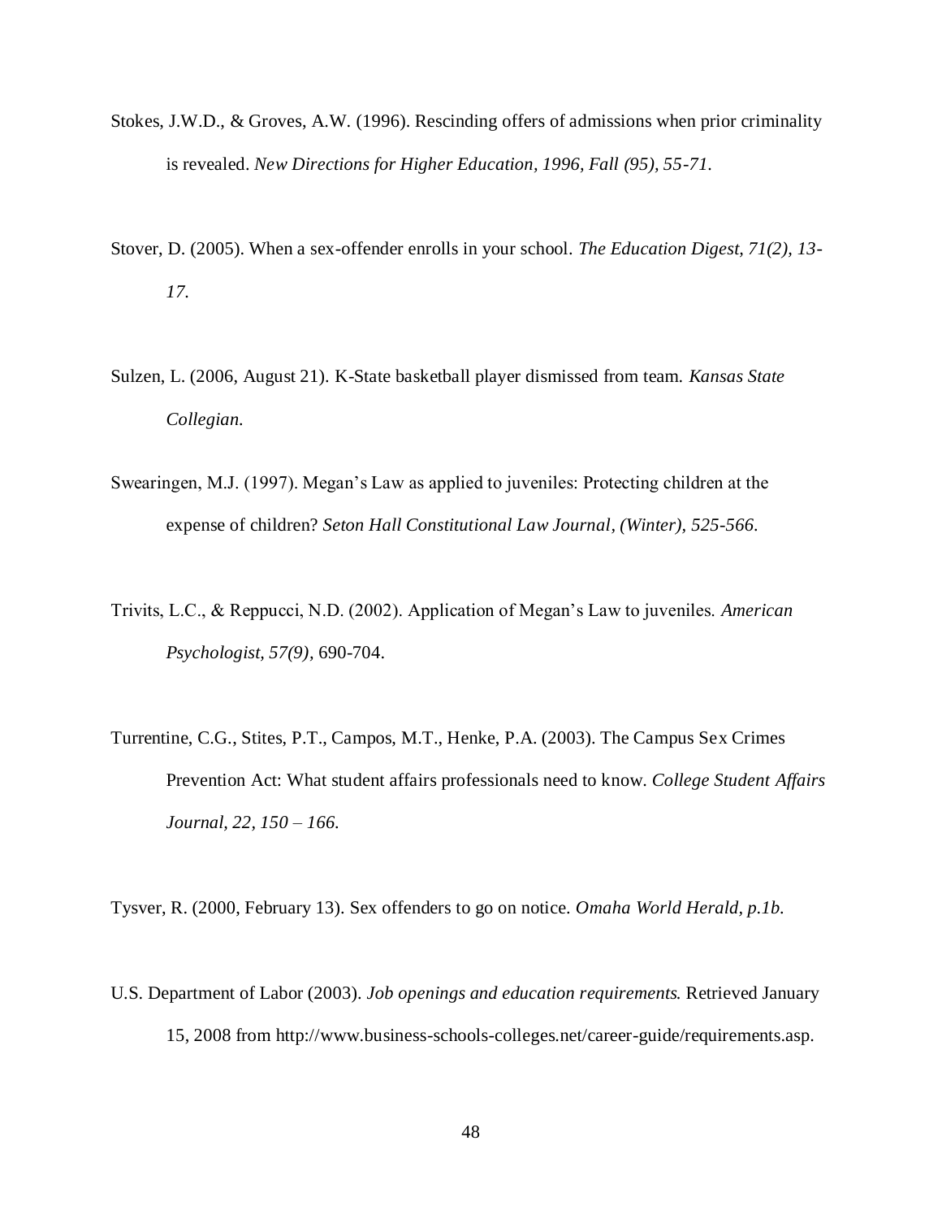Stokes, J.W.D., & Groves, A.W. (1996). Rescinding offers of admissions when prior criminality is revealed. *New Directions for Higher Education, 1996, Fall (95), 55-71.*

Stover, D. (2005). When a sex-offender enrolls in your school. *The Education Digest, 71(2), 13-17.*

Sulzen, L. (2006, August 21). K-State basketball player dismissed from team. *Kansas State Collegian.*

Swearingen, M.J. (1997). Megan's Law as applied to juveniles: Protecting children at the expense of children? *Seton Hall Constitutional Law Journal, (Winter), 525-566.*

Trivits, L.C., & Reppucci, N.D. (2002). Application of Megan's Law to juveniles. *American Psychologist, 57(9),* 690-704.

Turrentine, C.G., Stites, P.T., Campos, M.T., Henke, P.A. (2003). The Campus Sex Crimes Prevention Act: What student affairs professionals need to know. *College Student Affairs Journal, 22, 150 – 166.*

Tysver, R. (2000, February 13). Sex offenders to go on notice. *Omaha World Herald, p.1b.*

U.S. Department of Labor (2003). *Job openings and education requirements*. Retrieved January 15, 2008 from http://www.business-schools-colleges.net/career-guide/requirements.asp.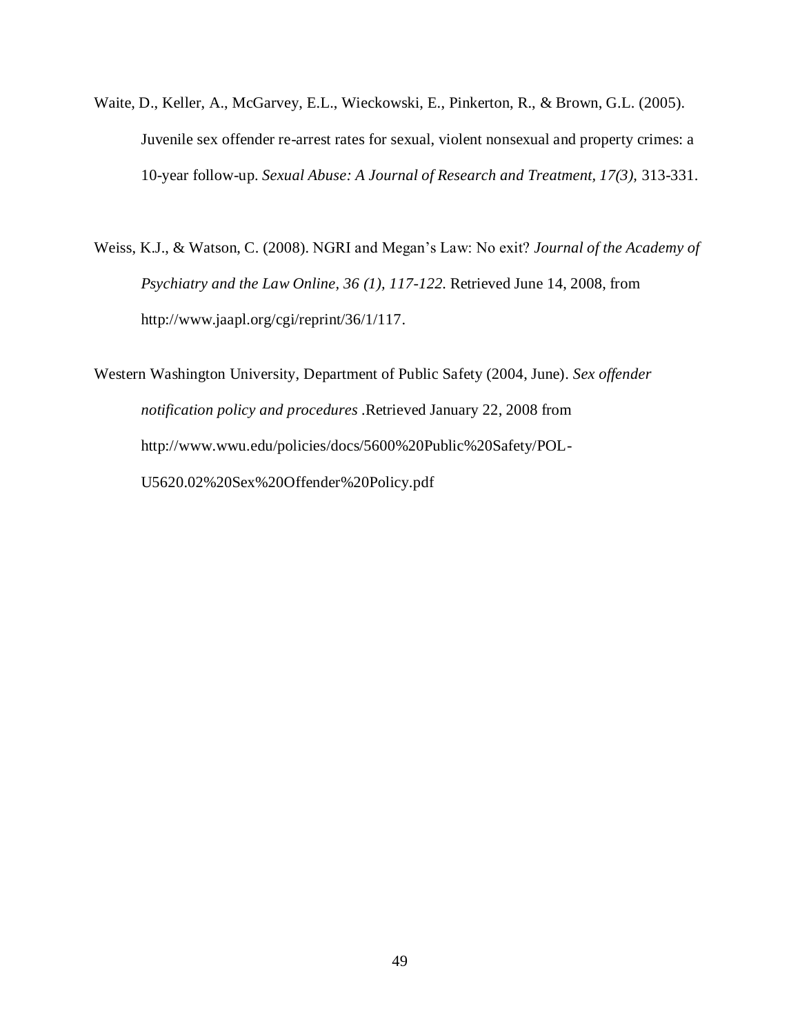Waite, D., Keller, A., McGarvey, E.L., Wieckowski, E., Pinkerton, R., & Brown, G.L. (2005). Juvenile sex offender re-arrest rates for sexual, violent nonsexual and property crimes: a 10-year follow-up. *Sexual Abuse: A Journal of Research and Treatment, 17(3),* 313-331.

Weiss, K.J., & Watson, C. (2008). NGRI and Megan's Law: No exit? *Journal of the Academy of Psychiatry and the Law Online, 36 (1), 117-122.* Retrieved June 14, 2008, from http://www.jaapl.org/cgi/reprint/36/1/117.

Western Washington University, Department of Public Safety (2004, June). *Sex offender notification policy and procedures* .Retrieved January 22, 2008 from http://www.wwu.edu/policies/docs/5600%20Public%20Safety/POL-U5620.02%20Sex%20Offender%20Policy.pdf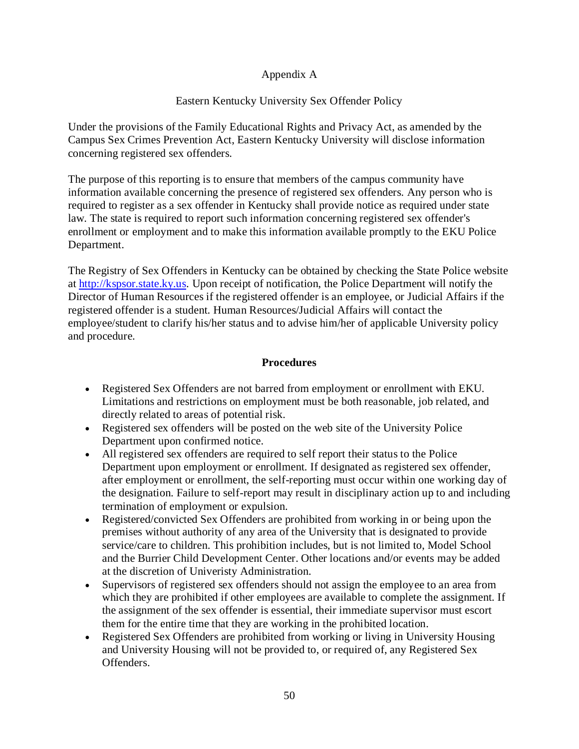Appendix A

Eastern Kentucky University Sex Offender Policy

Under the provisions of the Family Educational Rights and Privacy Act, as amended by the Campus Sex Crimes Prevention Act, Eastern Kentucky University will disclose information concerning registered sex offenders.

The purpose of this reporting is to ensure that members of the campus community have information available concerning the presence of registered sex offenders. Any person who is required to register as a sex offender in Kentucky shall provide notice as required under state law. The state is required to report such information concerning registered sex offender's enrollment or employment and to make this information available promptly to the EKU Police Department.

The Registry of Sex Offenders in Kentucky can be obtained by checking the State Police website at [http://kspsor.state.ky.us](http://kspsor.state.ky.us). Upon receipt of notification, the Police Department will notify the Director of Human Resources if the registered offender is an employee, or Judicial Affairs if the registered offender is a student. Human Resources/Judicial Affairs will contact the employee/student to clarify his/her status and to advise him/her of applicable University policy and procedure.

**Procedures**

- Registered Sex Offenders are not barred from employment or enrollment with EKU. Limitations and restrictions on employment must be both reasonable, job related, and directly related to areas of potential risk.
- Registered sex offenders will be posted on the web site of the University Police Department upon confirmed notice.
- All registered sex offenders are required to self report their status to the Police Department upon employment or enrollment. If designated as registered sex offender, after employment or enrollment, the self-reporting must occur within one working day of the designation. Failure to self-report may result in disciplinary action up to and including termination of employment or expulsion.
- Registered/convicted Sex Offenders are prohibited from working in or being upon the premises without authority of any area of the University that is designated to provide service/care to children. This prohibition includes, but is not limited to, Model School and the Burrier Child Development Center. Other locations and/or events may be added at the discretion of Univeristy Administration.
- Supervisors of registered sex offenders should not assign the employee to an area from which they are prohibited if other employees are available to complete the assignment. If the assignment of the sex offender is essential, their immediate supervisor must escort them for the entire time that they are working in the prohibited location.
- Registered Sex Offenders are prohibited from working or living in University Housing and University Housing will not be provided to, or required of, any Registered Sex Offenders.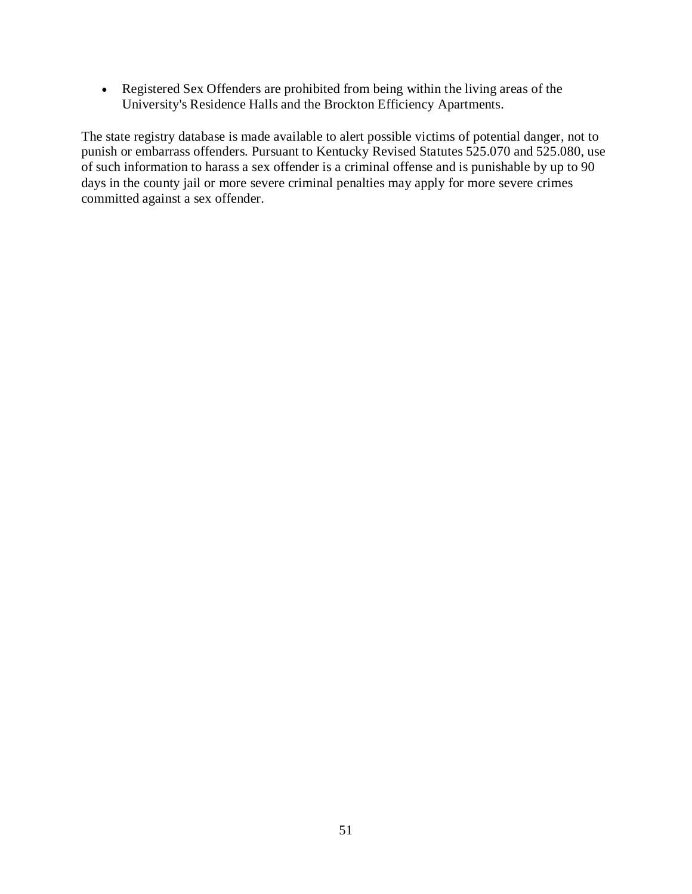- Registered Sex Offenders are prohibited from being within the living areas of the University's Residence Halls and the Brockton Efficiency Apartments.

The state registry database is made available to alert possible victims of potential danger, not to punish or embarrass offenders. Pursuant to Kentucky Revised Statutes 525.070 and 525.080, use of such information to harass a sex offender is a criminal offense and is punishable by up to 90 days in the county jail or more severe criminal penalties may apply for more severe crimes committed against a sex offender.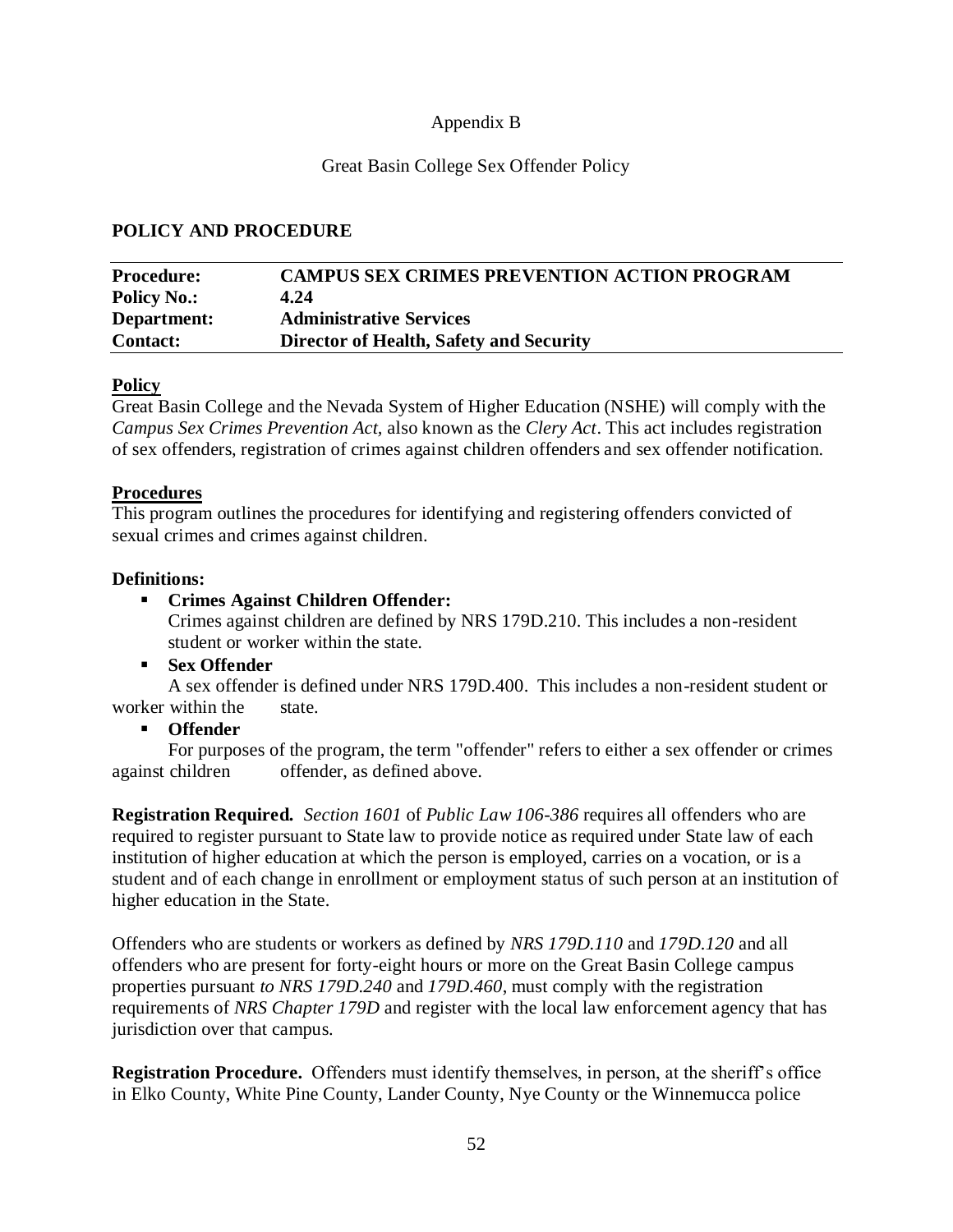Appendix B

Great Basin College Sex Offender Policy

**POLICY AND PROCEDURE**

| **Procedure:** | **CAMPUS SEX CRIMES PREVENTION ACTION PROGRAM** |
|---|---|
| **Policy No.:** | **4.24** |
| **Department:** | **Administrative Services** |
| **Contact:** | **Director of Health, Safety and Security** |

**Policy**

Great Basin College and the Nevada System of Higher Education (NSHE) will comply with the *Campus Sex Crimes Prevention Act,* also known as the *Clery Act*. This act includes registration of sex offenders, registration of crimes against children offenders and sex offender notification.

**Procedures**

This program outlines the procedures for identifying and registering offenders convicted of sexual crimes and crimes against children.

**Definitions:**

- **Crimes Against Children Offender:**
  Crimes against children are defined by NRS 179D.210. This includes a non-resident student or worker within the state.
- **Sex Offender**
  A sex offender is defined under NRS 179D.400. This includes a non-resident student or worker within the state.
- **Offender**
  For purposes of the program, the term "offender" refers to either a sex offender or crimes against children offender, as defined above.

**Registration Required.** *Section 1601* of *Public Law 106-386* requires all offenders who are required to register pursuant to State law to provide notice as required under State law of each institution of higher education at which the person is employed, carries on a vocation, or is a student and of each change in enrollment or employment status of such person at an institution of higher education in the State.

Offenders who are students or workers as defined by *NRS 179D.110* and *179D.120* and all offenders who are present for forty-eight hours or more on the Great Basin College campus properties pursuant *to NRS 179D.240* and *179D.460*, must comply with the registration requirements of *NRS Chapter 179D* and register with the local law enforcement agency that has jurisdiction over that campus.

**Registration Procedure.** Offenders must identify themselves, in person, at the sheriff's office in Elko County, White Pine County, Lander County, Nye County or the Winnemucca police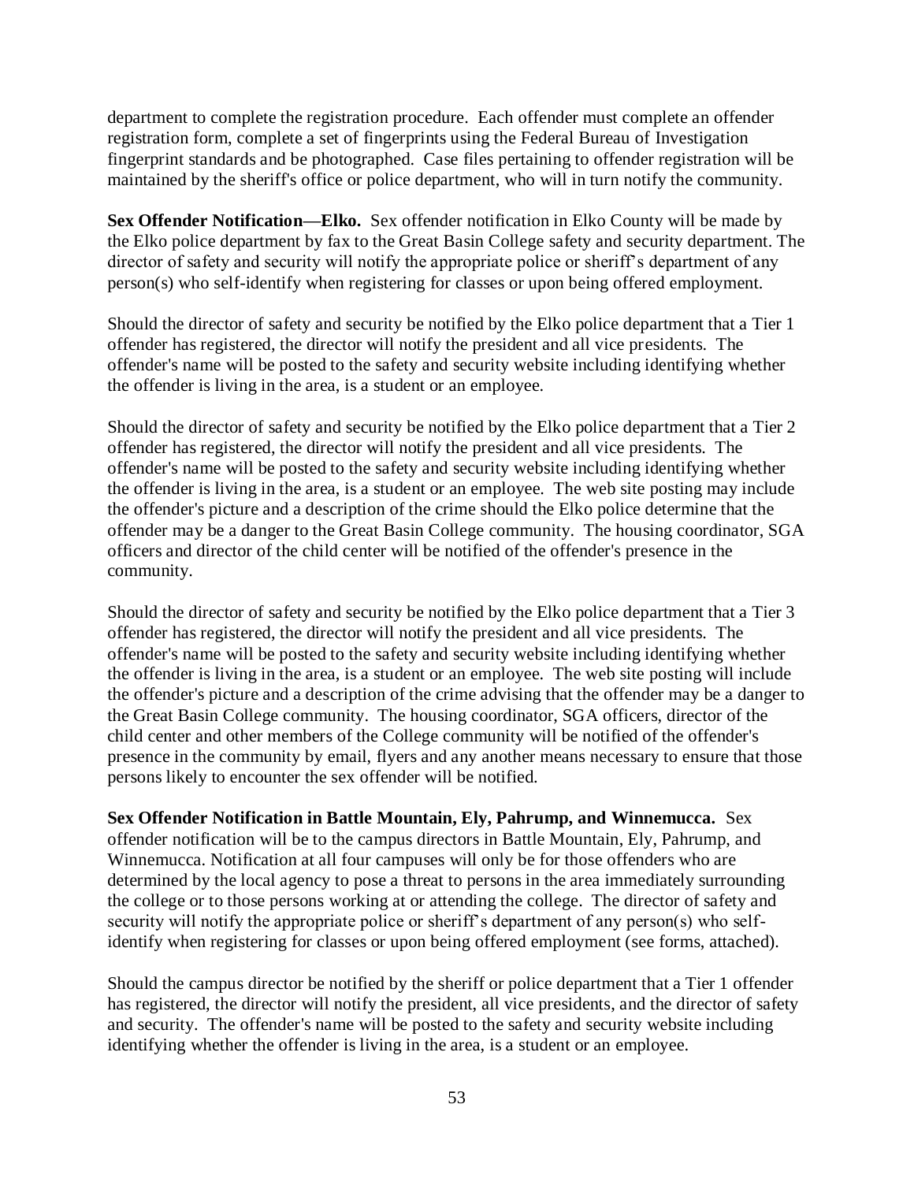department to complete the registration procedure. Each offender must complete an offender registration form, complete a set of fingerprints using the Federal Bureau of Investigation fingerprint standards and be photographed. Case files pertaining to offender registration will be maintained by the sheriff's office or police department, who will in turn notify the community.

**Sex Offender Notification—Elko.** Sex offender notification in Elko County will be made by the Elko police department by fax to the Great Basin College safety and security department. The director of safety and security will notify the appropriate police or sheriff's department of any person(s) who self-identify when registering for classes or upon being offered employment.

Should the director of safety and security be notified by the Elko police department that a Tier 1 offender has registered, the director will notify the president and all vice presidents. The offender's name will be posted to the safety and security website including identifying whether the offender is living in the area, is a student or an employee.

Should the director of safety and security be notified by the Elko police department that a Tier 2 offender has registered, the director will notify the president and all vice presidents. The offender's name will be posted to the safety and security website including identifying whether the offender is living in the area, is a student or an employee. The web site posting may include the offender's picture and a description of the crime should the Elko police determine that the offender may be a danger to the Great Basin College community. The housing coordinator, SGA officers and director of the child center will be notified of the offender's presence in the community.

Should the director of safety and security be notified by the Elko police department that a Tier 3 offender has registered, the director will notify the president and all vice presidents. The offender's name will be posted to the safety and security website including identifying whether the offender is living in the area, is a student or an employee. The web site posting will include the offender's picture and a description of the crime advising that the offender may be a danger to the Great Basin College community. The housing coordinator, SGA officers, director of the child center and other members of the College community will be notified of the offender's presence in the community by email, flyers and any another means necessary to ensure that those persons likely to encounter the sex offender will be notified.

**Sex Offender Notification in Battle Mountain, Ely, Pahrump, and Winnemucca.** Sex offender notification will be to the campus directors in Battle Mountain, Ely, Pahrump, and Winnemucca. Notification at all four campuses will only be for those offenders who are determined by the local agency to pose a threat to persons in the area immediately surrounding the college or to those persons working at or attending the college. The director of safety and security will notify the appropriate police or sheriff's department of any person(s) who self-identify when registering for classes or upon being offered employment (see forms, attached).

Should the campus director be notified by the sheriff or police department that a Tier 1 offender has registered, the director will notify the president, all vice presidents, and the director of safety and security. The offender's name will be posted to the safety and security website including identifying whether the offender is living in the area, is a student or an employee.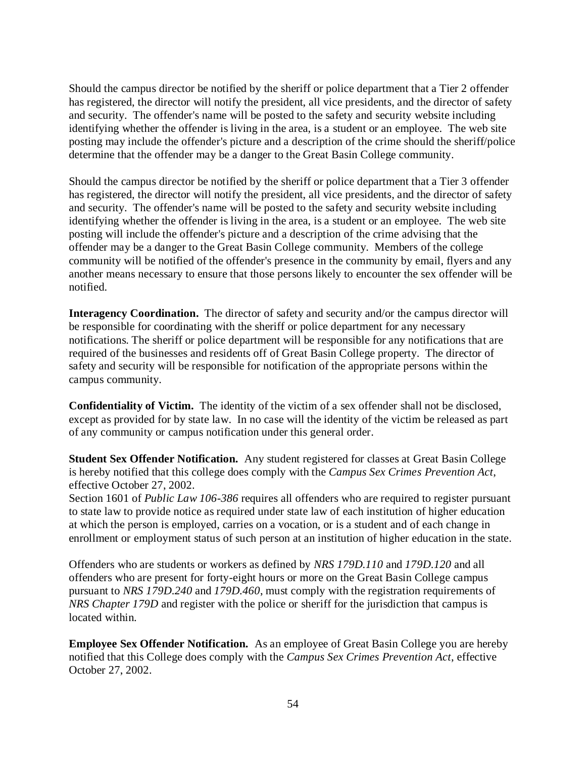Should the campus director be notified by the sheriff or police department that a Tier 2 offender has registered, the director will notify the president, all vice presidents, and the director of safety and security. The offender's name will be posted to the safety and security website including identifying whether the offender is living in the area, is a student or an employee. The web site posting may include the offender's picture and a description of the crime should the sheriff/police determine that the offender may be a danger to the Great Basin College community.

Should the campus director be notified by the sheriff or police department that a Tier 3 offender has registered, the director will notify the president, all vice presidents, and the director of safety and security. The offender's name will be posted to the safety and security website including identifying whether the offender is living in the area, is a student or an employee. The web site posting will include the offender's picture and a description of the crime advising that the offender may be a danger to the Great Basin College community. Members of the college community will be notified of the offender's presence in the community by email, flyers and any another means necessary to ensure that those persons likely to encounter the sex offender will be notified.

**Interagency Coordination.** The director of safety and security and/or the campus director will be responsible for coordinating with the sheriff or police department for any necessary notifications. The sheriff or police department will be responsible for any notifications that are required of the businesses and residents off of Great Basin College property. The director of safety and security will be responsible for notification of the appropriate persons within the campus community.

**Confidentiality of Victim.** The identity of the victim of a sex offender shall not be disclosed, except as provided for by state law. In no case will the identity of the victim be released as part of any community or campus notification under this general order.

**Student Sex Offender Notification.** Any student registered for classes at Great Basin College is hereby notified that this college does comply with the *Campus Sex Crimes Prevention Act*, effective October 27, 2002.
Section 1601 of *Public Law 106-386* requires all offenders who are required to register pursuant to state law to provide notice as required under state law of each institution of higher education at which the person is employed, carries on a vocation, or is a student and of each change in enrollment or employment status of such person at an institution of higher education in the state.

Offenders who are students or workers as defined by *NRS 179D.110* and *179D.120* and all offenders who are present for forty-eight hours or more on the Great Basin College campus pursuant to *NRS 179D.240* and *179D.460*, must comply with the registration requirements of *NRS Chapter 179D* and register with the police or sheriff for the jurisdiction that campus is located within.

**Employee Sex Offender Notification.** As an employee of Great Basin College you are hereby notified that this College does comply with the *Campus Sex Crimes Prevention Act*, effective October 27, 2002.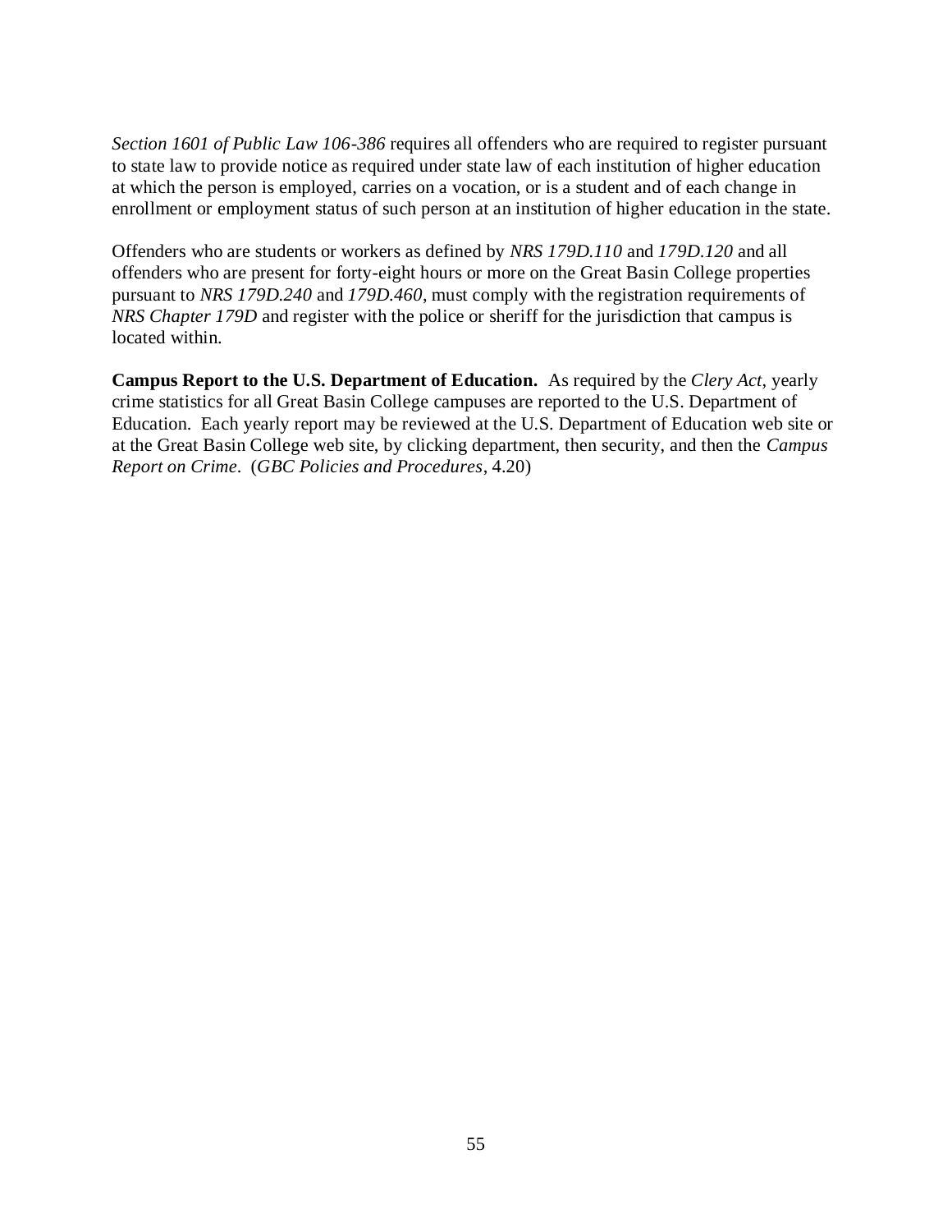*Section 1601 of Public Law 106-386* requires all offenders who are required to register pursuant to state law to provide notice as required under state law of each institution of higher education at which the person is employed, carries on a vocation, or is a student and of each change in enrollment or employment status of such person at an institution of higher education in the state.

Offenders who are students or workers as defined by *NRS 179D.110* and *179D.120* and all offenders who are present for forty-eight hours or more on the Great Basin College properties pursuant to *NRS 179D.240* and *179D.460*, must comply with the registration requirements of *NRS Chapter 179D* and register with the police or sheriff for the jurisdiction that campus is located within.

**Campus Report to the U.S. Department of Education.** As required by the *Clery Act*, yearly crime statistics for all Great Basin College campuses are reported to the U.S. Department of Education. Each yearly report may be reviewed at the U.S. Department of Education web site or at the Great Basin College web site, by clicking department, then security, and then the *Campus Report on Crime*. (*GBC Policies and Procedures*, 4.20)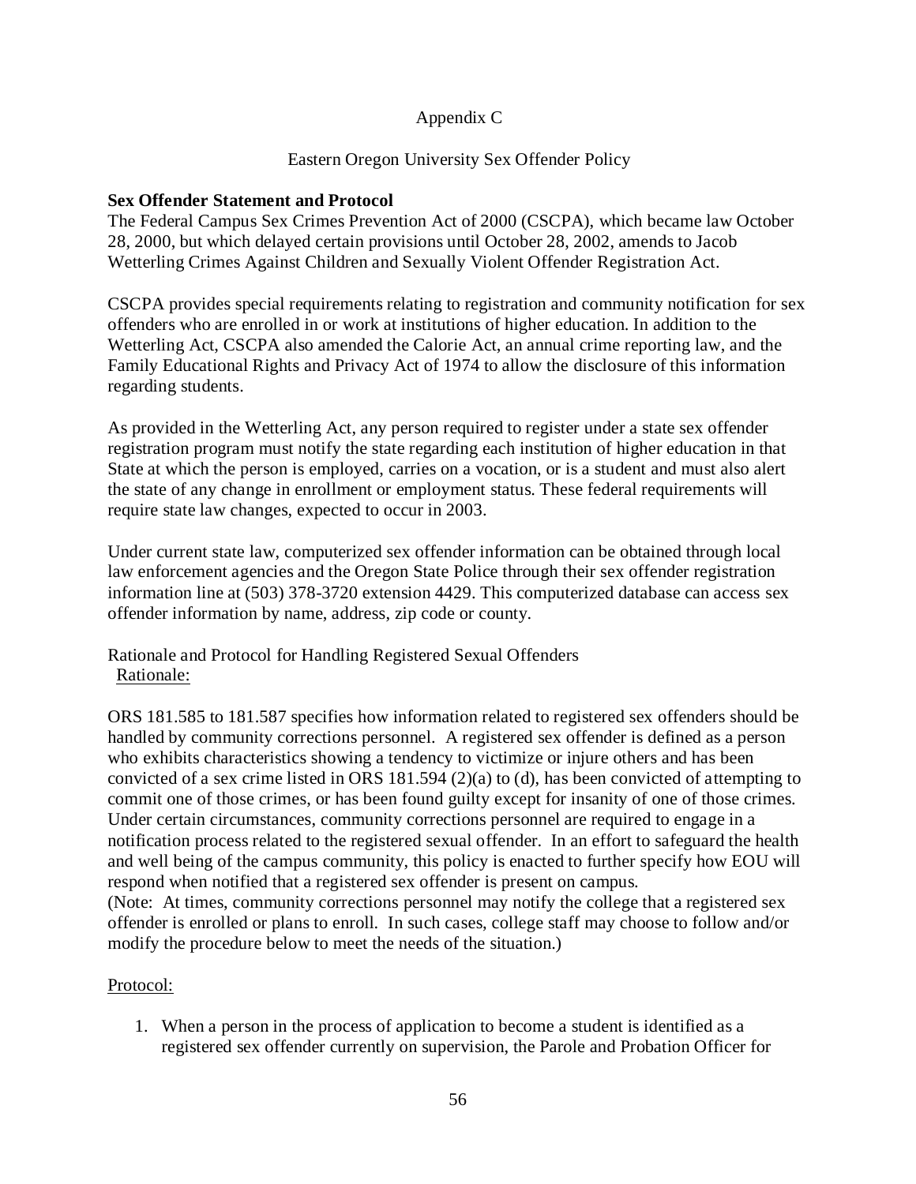Appendix C

Eastern Oregon University Sex Offender Policy

**Sex Offender Statement and Protocol**

The Federal Campus Sex Crimes Prevention Act of 2000 (CSCPA), which became law October 28, 2000, but which delayed certain provisions until October 28, 2002, amends to Jacob Wetterling Crimes Against Children and Sexually Violent Offender Registration Act.

CSCPA provides special requirements relating to registration and community notification for sex offenders who are enrolled in or work at institutions of higher education. In addition to the Wetterling Act, CSCPA also amended the Calorie Act, an annual crime reporting law, and the Family Educational Rights and Privacy Act of 1974 to allow the disclosure of this information regarding students.

As provided in the Wetterling Act, any person required to register under a state sex offender registration program must notify the state regarding each institution of higher education in that State at which the person is employed, carries on a vocation, or is a student and must also alert the state of any change in enrollment or employment status. These federal requirements will require state law changes, expected to occur in 2003.

Under current state law, computerized sex offender information can be obtained through local law enforcement agencies and the Oregon State Police through their sex offender registration information line at (503) 378-3720 extension 4429. This computerized database can access sex offender information by name, address, zip code or county.

Rationale and Protocol for Handling Registered Sexual Offenders

Rationale:

ORS 181.585 to 181.587 specifies how information related to registered sex offenders should be handled by community corrections personnel. A registered sex offender is defined as a person who exhibits characteristics showing a tendency to victimize or injure others and has been convicted of a sex crime listed in ORS 181.594 (2)(a) to (d), has been convicted of attempting to commit one of those crimes, or has been found guilty except for insanity of one of those crimes. Under certain circumstances, community corrections personnel are required to engage in a notification process related to the registered sexual offender. In an effort to safeguard the health and well being of the campus community, this policy is enacted to further specify how EOU will respond when notified that a registered sex offender is present on campus.
(Note: At times, community corrections personnel may notify the college that a registered sex offender is enrolled or plans to enroll. In such cases, college staff may choose to follow and/or modify the procedure below to meet the needs of the situation.)

Protocol:

1. When a person in the process of application to become a student is identified as a registered sex offender currently on supervision, the Parole and Probation Officer for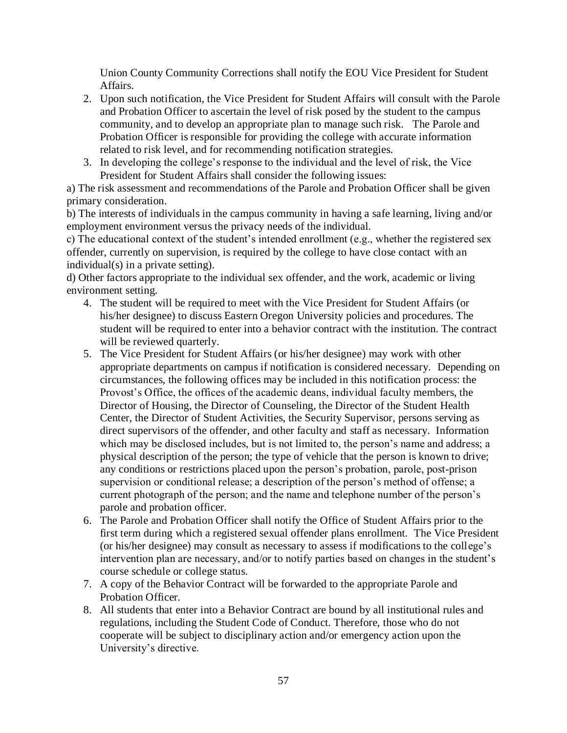Union County Community Corrections shall notify the EOU Vice President for Student Affairs.

2. Upon such notification, the Vice President for Student Affairs will consult with the Parole and Probation Officer to ascertain the level of risk posed by the student to the campus community, and to develop an appropriate plan to manage such risk. The Parole and Probation Officer is responsible for providing the college with accurate information related to risk level, and for recommending notification strategies.
3. In developing the college's response to the individual and the level of risk, the Vice President for Student Affairs shall consider the following issues:

a) The risk assessment and recommendations of the Parole and Probation Officer shall be given primary consideration.

b) The interests of individuals in the campus community in having a safe learning, living and/or employment environment versus the privacy needs of the individual.

c) The educational context of the student's intended enrollment (e.g., whether the registered sex offender, currently on supervision, is required by the college to have close contact with an individual(s) in a private setting).

d) Other factors appropriate to the individual sex offender, and the work, academic or living environment setting.

4. The student will be required to meet with the Vice President for Student Affairs (or his/her designee) to discuss Eastern Oregon University policies and procedures. The student will be required to enter into a behavior contract with the institution. The contract will be reviewed quarterly.
5. The Vice President for Student Affairs (or his/her designee) may work with other appropriate departments on campus if notification is considered necessary. Depending on circumstances, the following offices may be included in this notification process: the Provost's Office, the offices of the academic deans, individual faculty members, the Director of Housing, the Director of Counseling, the Director of the Student Health Center, the Director of Student Activities, the Security Supervisor, persons serving as direct supervisors of the offender, and other faculty and staff as necessary. Information which may be disclosed includes, but is not limited to, the person's name and address; a physical description of the person; the type of vehicle that the person is known to drive; any conditions or restrictions placed upon the person's probation, parole, post-prison supervision or conditional release; a description of the person's method of offense; a current photograph of the person; and the name and telephone number of the person's parole and probation officer.
6. The Parole and Probation Officer shall notify the Office of Student Affairs prior to the first term during which a registered sexual offender plans enrollment. The Vice President (or his/her designee) may consult as necessary to assess if modifications to the college's intervention plan are necessary, and/or to notify parties based on changes in the student's course schedule or college status.
7. A copy of the Behavior Contract will be forwarded to the appropriate Parole and Probation Officer.
8. All students that enter into a Behavior Contract are bound by all institutional rules and regulations, including the Student Code of Conduct. Therefore, those who do not cooperate will be subject to disciplinary action and/or emergency action upon the University's directive.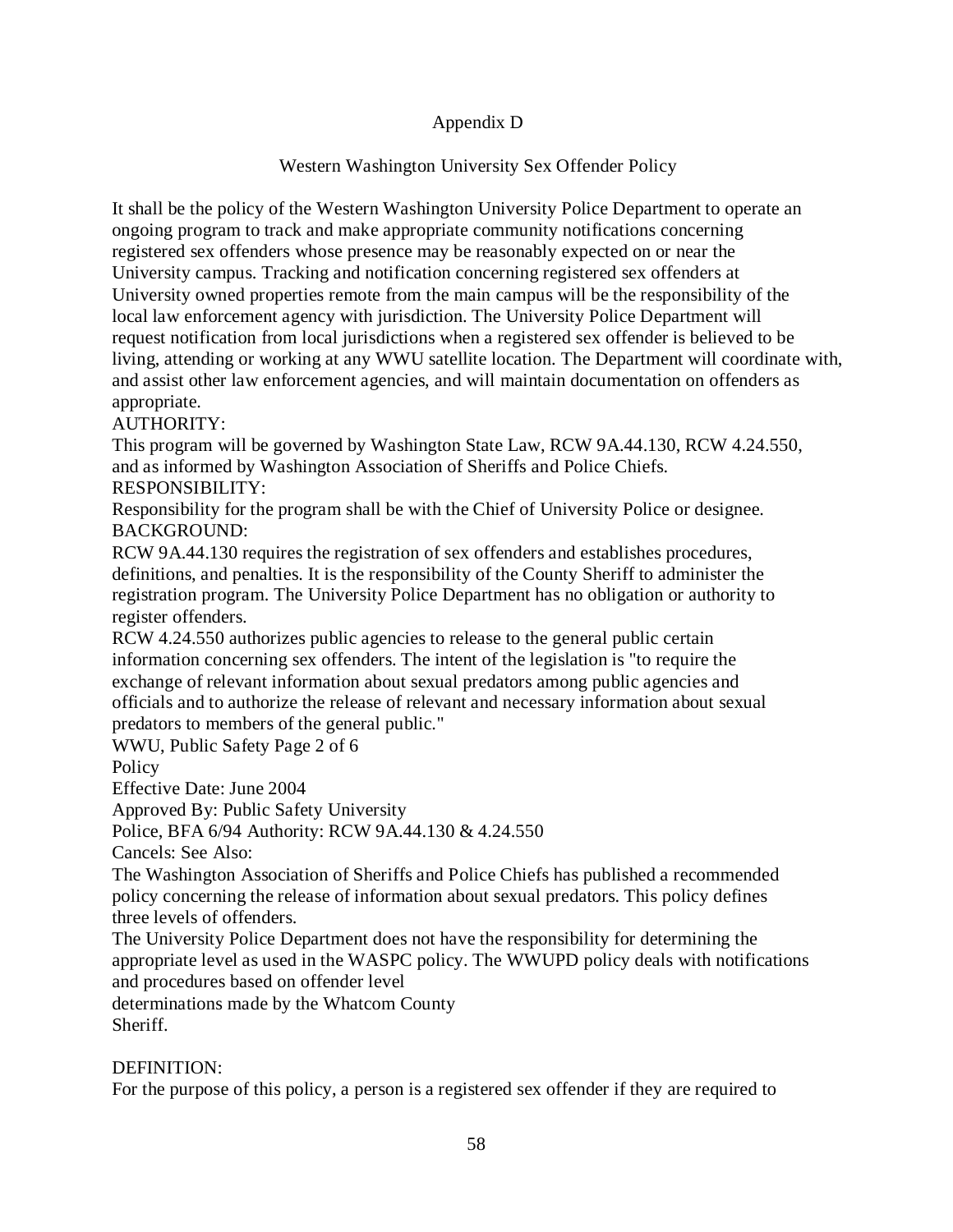# Appendix D

## Western Washington University Sex Offender Policy

It shall be the policy of the Western Washington University Police Department to operate an ongoing program to track and make appropriate community notifications concerning registered sex offenders whose presence may be reasonably expected on or near the University campus. Tracking and notification concerning registered sex offenders at University owned properties remote from the main campus will be the responsibility of the local law enforcement agency with jurisdiction. The University Police Department will request notification from local jurisdictions when a registered sex offender is believed to be living, attending or working at any WWU satellite location. The Department will coordinate with, and assist other law enforcement agencies, and will maintain documentation on offenders as appropriate.

AUTHORITY:

This program will be governed by Washington State Law, RCW 9A.44.130, RCW 4.24.550, and as informed by Washington Association of Sheriffs and Police Chiefs.

RESPONSIBILITY:

Responsibility for the program shall be with the Chief of University Police or designee.

BACKGROUND:

RCW 9A.44.130 requires the registration of sex offenders and establishes procedures, definitions, and penalties. It is the responsibility of the County Sheriff to administer the registration program. The University Police Department has no obligation or authority to register offenders.

RCW 4.24.550 authorizes public agencies to release to the general public certain information concerning sex offenders. The intent of the legislation is "to require the exchange of relevant information about sexual predators among public agencies and officials and to authorize the release of relevant and necessary information about sexual predators to members of the general public."

WWU, Public Safety Page 2 of 6

Policy

Effective Date: June 2004

Approved By: Public Safety University

Police, BFA 6/94 Authority: RCW 9A.44.130 & 4.24.550

Cancels: See Also:

The Washington Association of Sheriffs and Police Chiefs has published a recommended policy concerning the release of information about sexual predators. This policy defines three levels of offenders.

The University Police Department does not have the responsibility for determining the appropriate level as used in the WASPC policy. The WWUPD policy deals with notifications and procedures based on offender level determinations made by the Whatcom County Sheriff.

DEFINITION:

For the purpose of this policy, a person is a registered sex offender if they are required to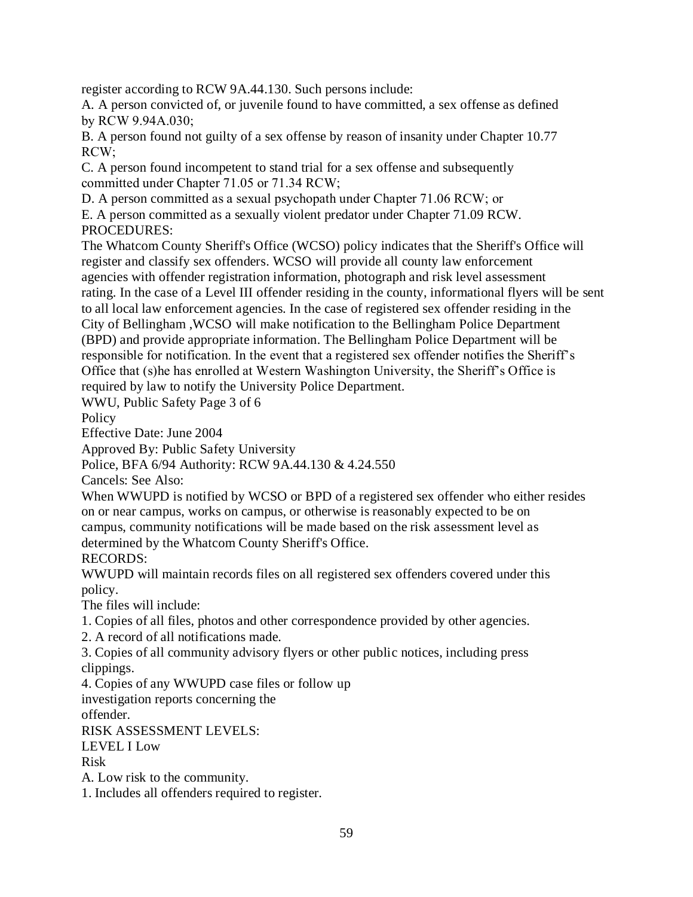register according to RCW 9A.44.130. Such persons include:

A. A person convicted of, or juvenile found to have committed, a sex offense as defined by RCW 9.94A.030;

B. A person found not guilty of a sex offense by reason of insanity under Chapter 10.77 RCW;

C. A person found incompetent to stand trial for a sex offense and subsequently committed under Chapter 71.05 or 71.34 RCW;

D. A person committed as a sexual psychopath under Chapter 71.06 RCW; or

E. A person committed as a sexually violent predator under Chapter 71.09 RCW.

PROCEDURES:

The Whatcom County Sheriff's Office (WCSO) policy indicates that the Sheriff's Office will register and classify sex offenders. WCSO will provide all county law enforcement agencies with offender registration information, photograph and risk level assessment rating. In the case of a Level III offender residing in the county, informational flyers will be sent to all local law enforcement agencies. In the case of registered sex offender residing in the City of Bellingham ,WCSO will make notification to the Bellingham Police Department (BPD) and provide appropriate information. The Bellingham Police Department will be responsible for notification. In the event that a registered sex offender notifies the Sheriff's Office that (s)he has enrolled at Western Washington University, the Sheriff's Office is required by law to notify the University Police Department.

WWU, Public Safety Page 3 of 6

Policy

Effective Date: June 2004

Approved By: Public Safety University

Police, BFA 6/94 Authority: RCW 9A.44.130 & 4.24.550

Cancels: See Also:

When WWUPD is notified by WCSO or BPD of a registered sex offender who either resides on or near campus, works on campus, or otherwise is reasonably expected to be on campus, community notifications will be made based on the risk assessment level as determined by the Whatcom County Sheriff's Office.

RECORDS:

WWUPD will maintain records files on all registered sex offenders covered under this policy.

The files will include:

1. Copies of all files, photos and other correspondence provided by other agencies.
2. A record of all notifications made.
3. Copies of all community advisory flyers or other public notices, including press clippings.
4. Copies of any WWUPD case files or follow up investigation reports concerning the offender.

RISK ASSESSMENT LEVELS:

LEVEL I Low Risk

A. Low risk to the community.

1. Includes all offenders required to register.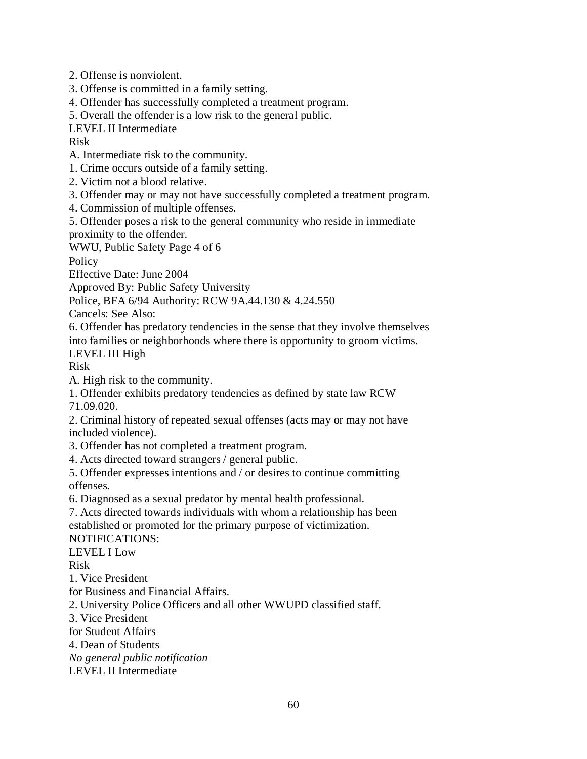2. Offense is nonviolent.

3. Offense is committed in a family setting.

4. Offender has successfully completed a treatment program.

5. Overall the offender is a low risk to the general public.

LEVEL II Intermediate

Risk

A. Intermediate risk to the community.

1. Crime occurs outside of a family setting.

2. Victim not a blood relative.

3. Offender may or may not have successfully completed a treatment program.

4. Commission of multiple offenses.

5. Offender poses a risk to the general community who reside in immediate proximity to the offender.

WWU, Public Safety Page 4 of 6

Policy

Effective Date: June 2004

Approved By: Public Safety University

Police, BFA 6/94 Authority: RCW 9A.44.130 & 4.24.550

Cancels: See Also:

6. Offender has predatory tendencies in the sense that they involve themselves into families or neighborhoods where there is opportunity to groom victims.

LEVEL III High

Risk

A. High risk to the community.

1. Offender exhibits predatory tendencies as defined by state law RCW 71.09.020.

2. Criminal history of repeated sexual offenses (acts may or may not have included violence).

3. Offender has not completed a treatment program.

4. Acts directed toward strangers / general public.

5. Offender expresses intentions and / or desires to continue committing offenses.

6. Diagnosed as a sexual predator by mental health professional.

7. Acts directed towards individuals with whom a relationship has been established or promoted for the primary purpose of victimization.

NOTIFICATIONS:

LEVEL I Low

Risk

1. Vice President
for Business and Financial Affairs.

2. University Police Officers and all other WWUPD classified staff.

3. Vice President
for Student Affairs

4. Dean of Students

*No general public notification*

LEVEL II Intermediate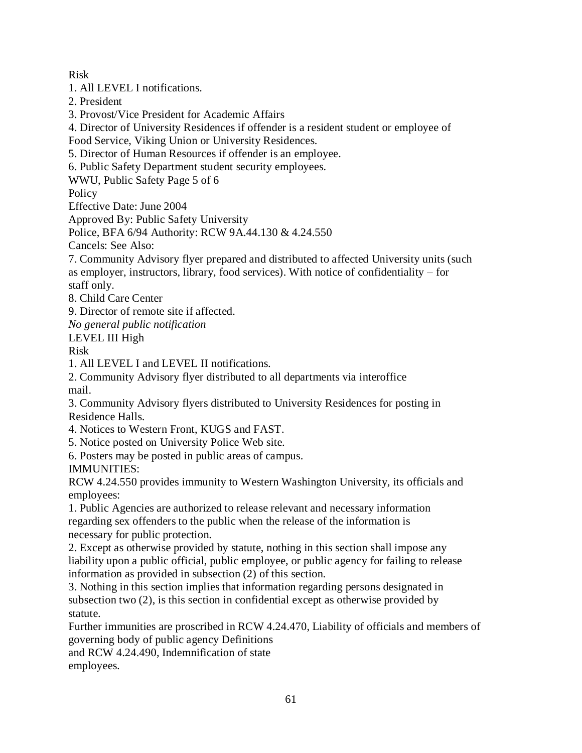Risk

1. All LEVEL I notifications.
2. President
3. Provost/Vice President for Academic Affairs
4. Director of University Residences if offender is a resident student or employee of Food Service, Viking Union or University Residences.
5. Director of Human Resources if offender is an employee.
6. Public Safety Department student security employees.

WWU, Public Safety Page 5 of 6

Policy

Effective Date: June 2004

Approved By: Public Safety University Police, BFA 6/94 Authority: RCW 9A.44.130 & 4.24.550

Cancels: See Also:

7. Community Advisory flyer prepared and distributed to affected University units (such as employer, instructors, library, food services). With notice of confidentiality – for staff only.
8. Child Care Center
9. Director of remote site if affected.

*No general public notification*

LEVEL III High

Risk

1. All LEVEL I and LEVEL II notifications.
2. Community Advisory flyer distributed to all departments via interoffice mail.
3. Community Advisory flyers distributed to University Residences for posting in Residence Halls.
4. Notices to Western Front, KUGS and FAST.
5. Notice posted on University Police Web site.
6. Posters may be posted in public areas of campus.

IMMUNITIES:

RCW 4.24.550 provides immunity to Western Washington University, its officials and employees:

1. Public Agencies are authorized to release relevant and necessary information regarding sex offenders to the public when the release of the information is necessary for public protection.
2. Except as otherwise provided by statute, nothing in this section shall impose any liability upon a public official, public employee, or public agency for failing to release information as provided in subsection (2) of this section.
3. Nothing in this section implies that information regarding persons designated in subsection two (2), is this section in confidential except as otherwise provided by statute.

Further immunities are proscribed in RCW 4.24.470, Liability of officials and members of governing body of public agency Definitions and RCW 4.24.490, Indemnification of state employees.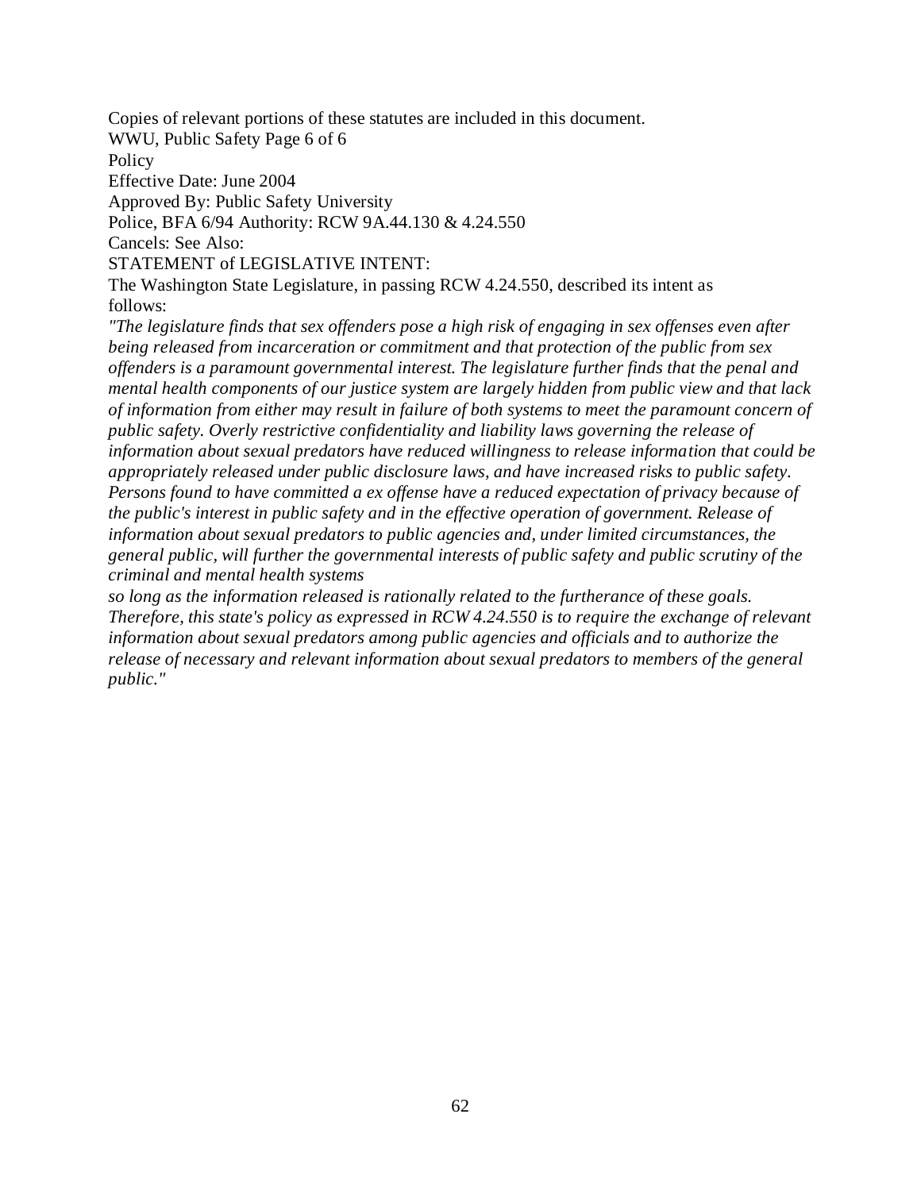Copies of relevant portions of these statutes are included in this document.

WWU, Public Safety Page 6 of 6

Policy

Effective Date: June 2004

Approved By: Public Safety University

Police, BFA 6/94 Authority: RCW 9A.44.130 & 4.24.550

Cancels: See Also:

STATEMENT of LEGISLATIVE INTENT:

The Washington State Legislature, in passing RCW 4.24.550, described its intent as follows:

*"The legislature finds that sex offenders pose a high risk of engaging in sex offenses even after being released from incarceration or commitment and that protection of the public from sex offenders is a paramount governmental interest. The legislature further finds that the penal and mental health components of our justice system are largely hidden from public view and that lack of information from either may result in failure of both systems to meet the paramount concern of public safety. Overly restrictive confidentiality and liability laws governing the release of information about sexual predators have reduced willingness to release information that could be appropriately released under public disclosure laws, and have increased risks to public safety. Persons found to have committed a ex offense have a reduced expectation of privacy because of the public's interest in public safety and in the effective operation of government. Release of information about sexual predators to public agencies and, under limited circumstances, the general public, will further the governmental interests of public safety and public scrutiny of the criminal and mental health systems so long as the information released is rationally related to the furtherance of these goals. Therefore, this state's policy as expressed in RCW 4.24.550 is to require the exchange of relevant information about sexual predators among public agencies and officials and to authorize the release of necessary and relevant information about sexual predators to members of the general public."*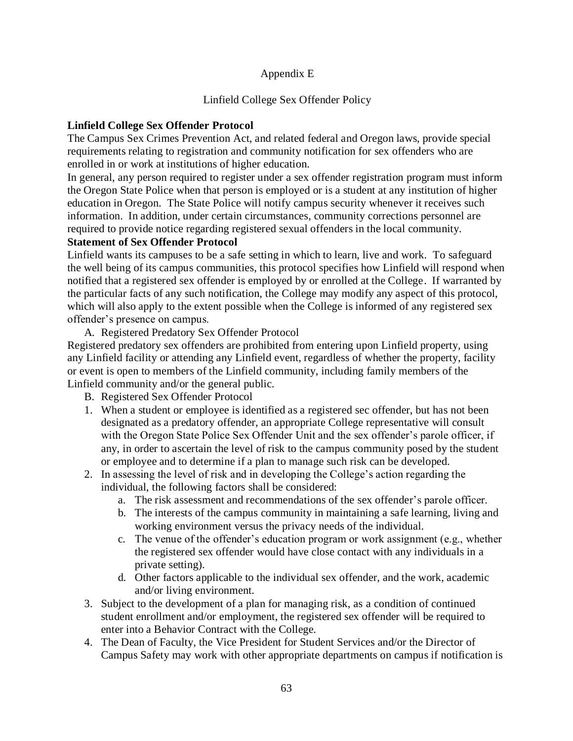Appendix E

Linfield College Sex Offender Policy

**Linfield College Sex Offender Protocol**

The Campus Sex Crimes Prevention Act, and related federal and Oregon laws, provide special requirements relating to registration and community notification for sex offenders who are enrolled in or work at institutions of higher education.

In general, any person required to register under a sex offender registration program must inform the Oregon State Police when that person is employed or is a student at any institution of higher education in Oregon. The State Police will notify campus security whenever it receives such information. In addition, under certain circumstances, community corrections personnel are required to provide notice regarding registered sexual offenders in the local community.

**Statement of Sex Offender Protocol**

Linfield wants its campuses to be a safe setting in which to learn, live and work. To safeguard the well being of its campus communities, this protocol specifies how Linfield will respond when notified that a registered sex offender is employed by or enrolled at the College. If warranted by the particular facts of any such notification, the College may modify any aspect of this protocol, which will also apply to the extent possible when the College is informed of any registered sex offender's presence on campus.

A. Registered Predatory Sex Offender Protocol

Registered predatory sex offenders are prohibited from entering upon Linfield property, using any Linfield facility or attending any Linfield event, regardless of whether the property, facility or event is open to members of the Linfield community, including family members of the Linfield community and/or the general public.

B. Registered Sex Offender Protocol

1. When a student or employee is identified as a registered sec offender, but has not been designated as a predatory offender, an appropriate College representative will consult with the Oregon State Police Sex Offender Unit and the sex offender's parole officer, if any, in order to ascertain the level of risk to the campus community posed by the student or employee and to determine if a plan to manage such risk can be developed.
2. In assessing the level of risk and in developing the College's action regarding the individual, the following factors shall be considered:
   a. The risk assessment and recommendations of the sex offender's parole officer.
   b. The interests of the campus community in maintaining a safe learning, living and working environment versus the privacy needs of the individual.
   c. The venue of the offender's education program or work assignment (e.g., whether the registered sex offender would have close contact with any individuals in a private setting).
   d. Other factors applicable to the individual sex offender, and the work, academic and/or living environment.
3. Subject to the development of a plan for managing risk, as a condition of continued student enrollment and/or employment, the registered sex offender will be required to enter into a Behavior Contract with the College.
4. The Dean of Faculty, the Vice President for Student Services and/or the Director of Campus Safety may work with other appropriate departments on campus if notification is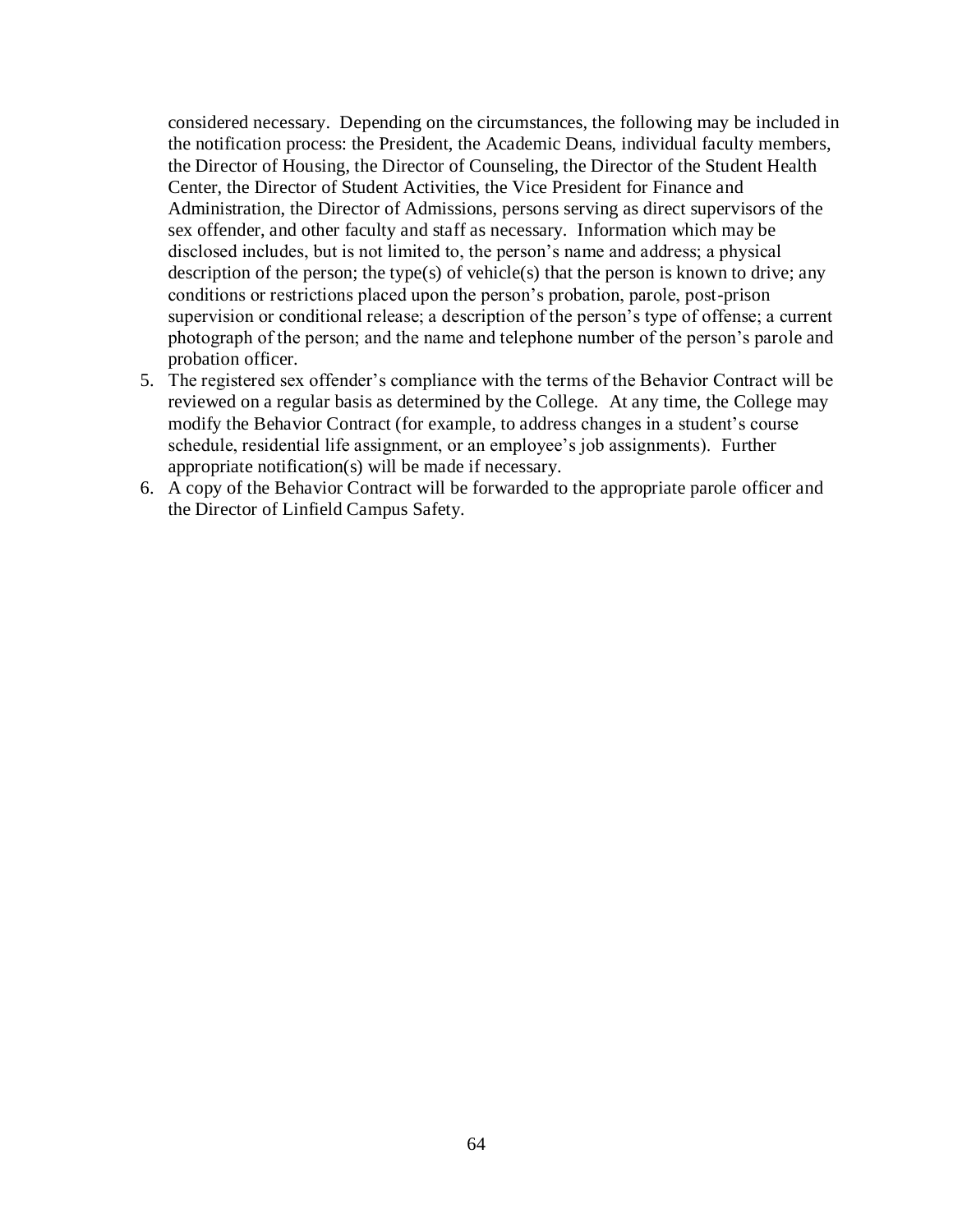considered necessary. Depending on the circumstances, the following may be included in the notification process: the President, the Academic Deans, individual faculty members, the Director of Housing, the Director of Counseling, the Director of the Student Health Center, the Director of Student Activities, the Vice President for Finance and Administration, the Director of Admissions, persons serving as direct supervisors of the sex offender, and other faculty and staff as necessary. Information which may be disclosed includes, but is not limited to, the person's name and address; a physical description of the person; the type(s) of vehicle(s) that the person is known to drive; any conditions or restrictions placed upon the person's probation, parole, post-prison supervision or conditional release; a description of the person's type of offense; a current photograph of the person; and the name and telephone number of the person's parole and probation officer.

5. The registered sex offender's compliance with the terms of the Behavior Contract will be reviewed on a regular basis as determined by the College. At any time, the College may modify the Behavior Contract (for example, to address changes in a student's course schedule, residential life assignment, or an employee's job assignments). Further appropriate notification(s) will be made if necessary.
6. A copy of the Behavior Contract will be forwarded to the appropriate parole officer and the Director of Linfield Campus Safety.